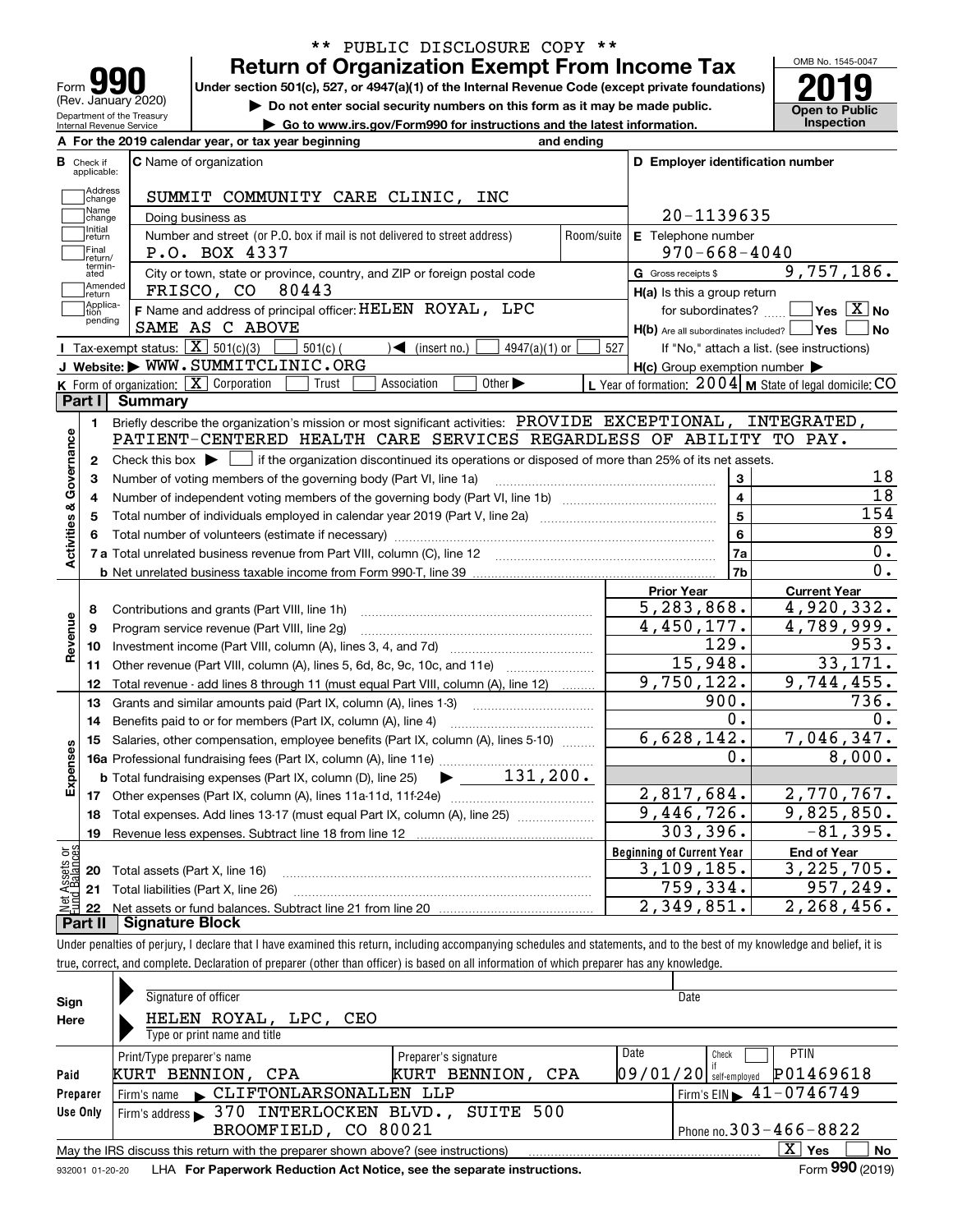** PUBLIC DISCLOSURE COPY **

# Form 990 — Return of Organization Exempt From Income Tax

(Rev. January 2020)

Under section 501(c), 527, or 4947(a)(1) of the Internal Revenue Code (except private foundations)

▶ Do not enter social security numbers on this form as it may be made public.

▶ Go to www.irs.gov/Form990 for instructions and the latest information.

Department of the Treasury Internal Revenue Service

OMB No. 1545-0047

**2019**

**Open to Public Inspection**

**A** For the 2019 calendar year, or tax year beginning and ending

**B** Check if applicable: Address change, Name change, Initial return, Final return/terminated, Amended return, Application pending

**C** Name of organization: SUMMIT COMMUNITY CARE CLINIC, INC

Doing business as

Number and street (or P.O. box if mail is not delivered to street address): P.O. BOX 4337 | Room/suite

City or town, state or province, country, and ZIP or foreign postal code: FRISCO, CO 80443

**D** Employer identification number: 20-1139635

**E** Telephone number: 970-668-4040

**G** Gross receipts $ 9,757,186.

**F** Name and address of principal officer: HELEN ROYAL, LPC SAME AS C ABOVE

**H(a)** Is this a group return for subordinates? ☐ Yes ☒ No

**H(b)** Are all subordinates included? ☐ Yes ☐ No — If "No," attach a list. (see instructions)

**H(c)** Group exemption number ▶

**I** Tax-exempt status: ☒ 501(c)(3) ☐ 501(c) ( ) ◀ (insert no.) ☐ 4947(a)(1) or ☐ 527

**J** Website: ▶ WWW.SUMMITCLINIC.ORG

**K** Form of organization: ☒ Corporation ☐ Trust ☐ Association ☐ Other ▶

**L** Year of formation: 2004 **M** State of legal domicile: CO

## Part I Summary

**Activities & Governance**

1. Briefly describe the organization's mission or most significant activities: PROVIDE EXCEPTIONAL, INTEGRATED, PATIENT-CENTERED HEALTH CARE SERVICES REGARDLESS OF ABILITY TO PAY.
2. Check this box ▶ ☐ if the organization discontinued its operations or disposed of more than 25% of its net assets.

| | | | |
|---|---|---|---|
| 3 | Number of voting members of the governing body (Part VI, line 1a) | 3 | 18 |
| 4 | Number of independent voting members of the governing body (Part VI, line 1b) | 4 | 18 |
| 5 | Total number of individuals employed in calendar year 2019 (Part V, line 2a) | 5 | 154 |
| 6 | Total number of volunteers (estimate if necessary) | 6 | 89 |
| 7a | Total unrelated business revenue from Part VIII, column (C), line 12 | 7a | 0. |
| b | Net unrelated business taxable income from Form 990-T, line 39 | 7b | 0. |

| | | Prior Year | Current Year |
|---|---|---|---|
| **Revenue** | | | |
| 8 | Contributions and grants (Part VIII, line 1h) | 5,283,868. | 4,920,332. |
| 9 | Program service revenue (Part VIII, line 2g) | 4,450,177. | 4,789,999. |
| 10 | Investment income (Part VIII, column (A), lines 3, 4, and 7d) | 129. | 953. |
| 11 | Other revenue (Part VIII, column (A), lines 5, 6d, 8c, 9c, 10c, and 11e) | 15,948. | 33,171. |
| 12 | Total revenue - add lines 8 through 11 (must equal Part VIII, column (A), line 12) | 9,750,122. | 9,744,455. |
| **Expenses** | | | |
| 13 | Grants and similar amounts paid (Part IX, column (A), lines 1-3) | 900. | 736. |
| 14 | Benefits paid to or for members (Part IX, column (A), line 4) | 0. | 0. |
| 15 | Salaries, other compensation, employee benefits (Part IX, column (A), lines 5-10) | 6,628,142. | 7,046,347. |
| 16a | Professional fundraising fees (Part IX, column (A), line 11e) | 0. | 8,000. |
| b | Total fundraising expenses (Part IX, column (D), line 25) ▶ 131,200. | | |
| 17 | Other expenses (Part IX, column (A), lines 11a-11d, 11f-24e) | 2,817,684. | 2,770,767. |
| 18 | Total expenses. Add lines 13-17 (must equal Part IX, column (A), line 25) | 9,446,726. | 9,825,850. |
| 19 | Revenue less expenses. Subtract line 18 from line 12 | 303,396. | -81,395. |

| | **Net Assets or Fund Balances** | Beginning of Current Year | End of Year |
|---|---|---|---|
| 20 | Total assets (Part X, line 16) | 3,109,185. | 3,225,705. |
| 21 | Total liabilities (Part X, line 26) | 759,334. | 957,249. |
| 22 | Net assets or fund balances. Subtract line 21 from line 20 | 2,349,851. | 2,268,456. |

## Part II Signature Block

Under penalties of perjury, I declare that I have examined this return, including accompanying schedules and statements, and to the best of my knowledge and belief, it is true, correct, and complete. Declaration of preparer (other than officer) is based on all information of which preparer has any knowledge.

**Sign Here**

Signature of officer | Date

HELEN ROYAL, LPC, CEO

Type or print name and title

**Paid Preparer Use Only**

| Print/Type preparer's name | Preparer's signature | Date | Check ☐ if self-employed | PTIN |
|---|---|---|---|---|
| KURT BENNION, CPA | KURT BENNION, CPA | 09/01/20 | | P01469618 |

Firm's name ▶ CLIFTONLARSONALLEN LLP | Firm's EIN ▶ 41-0746749

Firm's address ▶ 370 INTERLOCKEN BLVD., SUITE 500 BROOMFIELD, CO 80021 | Phone no. 303-466-8822

May the IRS discuss this return with the preparer shown above? (see instructions) ☒ Yes ☐ No

932001 01-20-20 LHA For Paperwork Reduction Act Notice, see the separate instructions. Form **990** (2019)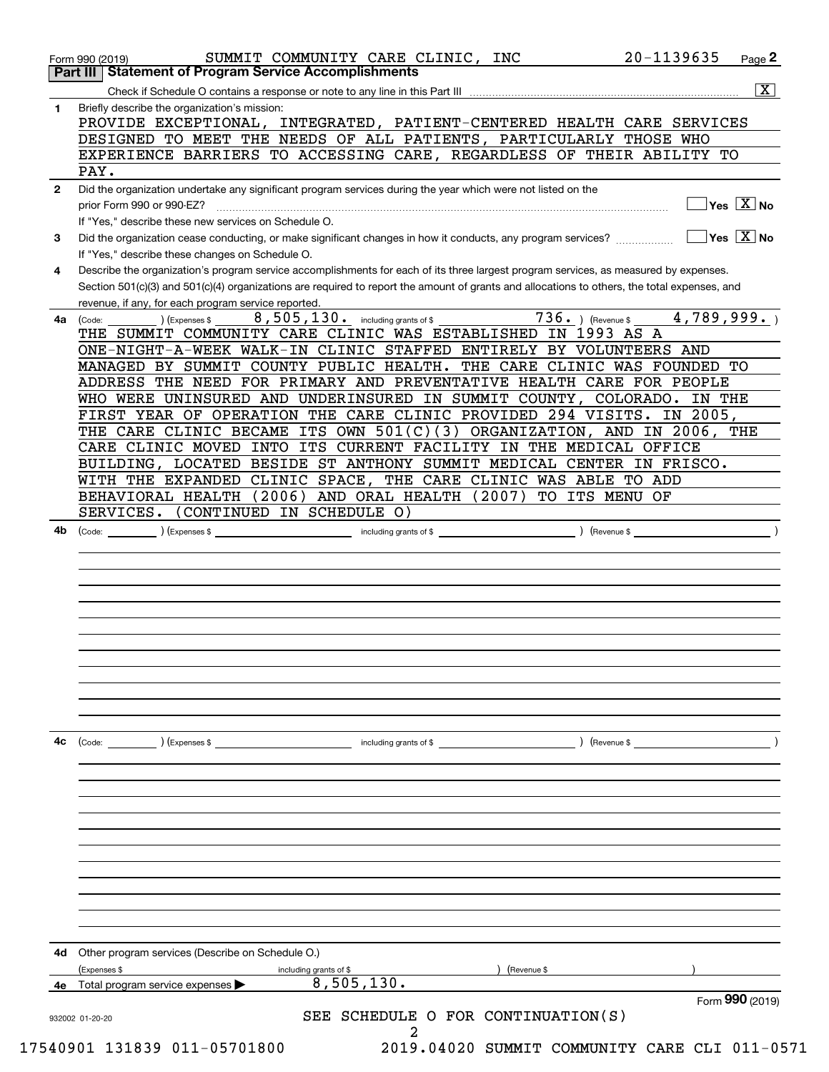Form 990 (2019) SUMMIT COMMUNITY CARE CLINIC, INC 20-1139635 Page 2

## Part III Statement of Program Service Accomplishments

Check if Schedule O contains a response or note to any line in this Part III ..... [X]

**1** Briefly describe the organization's mission:

PROVIDE EXCEPTIONAL, INTEGRATED, PATIENT-CENTERED HEALTH CARE SERVICES DESIGNED TO MEET THE NEEDS OF ALL PATIENTS, PARTICULARLY THOSE WHO EXPERIENCE BARRIERS TO ACCESSING CARE, REGARDLESS OF THEIR ABILITY TO PAY.

**2** Did the organization undertake any significant program services during the year which were not listed on the prior Form 990 or 990-EZ? ..... [ ] Yes [X] No

If "Yes," describe these new services on Schedule O.

**3** Did the organization cease conducting, or make significant changes in how it conducts, any program services? ..... [ ] Yes [X] No

If "Yes," describe these changes on Schedule O.

**4** Describe the organization's program service accomplishments for each of its three largest program services, as measured by expenses. Section 501(c)(3) and 501(c)(4) organizations are required to report the amount of grants and allocations to others, the total expenses, and revenue, if any, for each program service reported.

**4a** (Code: ) (Expenses $ 8,505,130. including grants of $ 736. ) (Revenue $ 4,789,999. )

THE SUMMIT COMMUNITY CARE CLINIC WAS ESTABLISHED IN 1993 AS A ONE-NIGHT-A-WEEK WALK-IN CLINIC STAFFED ENTIRELY BY VOLUNTEERS AND MANAGED BY SUMMIT COUNTY PUBLIC HEALTH. THE CARE CLINIC WAS FOUNDED TO ADDRESS THE NEED FOR PRIMARY AND PREVENTATIVE HEALTH CARE FOR PEOPLE WHO WERE UNINSURED AND UNDERINSURED IN SUMMIT COUNTY, COLORADO. IN THE FIRST YEAR OF OPERATION THE CARE CLINIC PROVIDED 294 VISITS. IN 2005, THE CARE CLINIC BECAME ITS OWN 501(C)(3) ORGANIZATION, AND IN 2006, THE CARE CLINIC MOVED INTO ITS CURRENT FACILITY IN THE MEDICAL OFFICE BUILDING, LOCATED BESIDE ST ANTHONY SUMMIT MEDICAL CENTER IN FRISCO. WITH THE EXPANDED CLINIC SPACE, THE CARE CLINIC WAS ABLE TO ADD BEHAVIORAL HEALTH (2006) AND ORAL HEALTH (2007) TO ITS MENU OF SERVICES. (CONTINUED IN SCHEDULE O)

**4b** (Code: ) (Expenses $ including grants of $ ) (Revenue $ )

**4c** (Code: ) (Expenses $ including grants of $ ) (Revenue $ )

**4d** Other program services (Describe on Schedule O.)

(Expenses $ including grants of $ ) (Revenue $ )

**4e** Total program service expenses ▶ 8,505,130.

Form **990** (2019)

932002 01-20-20

SEE SCHEDULE O FOR CONTINUATION(S)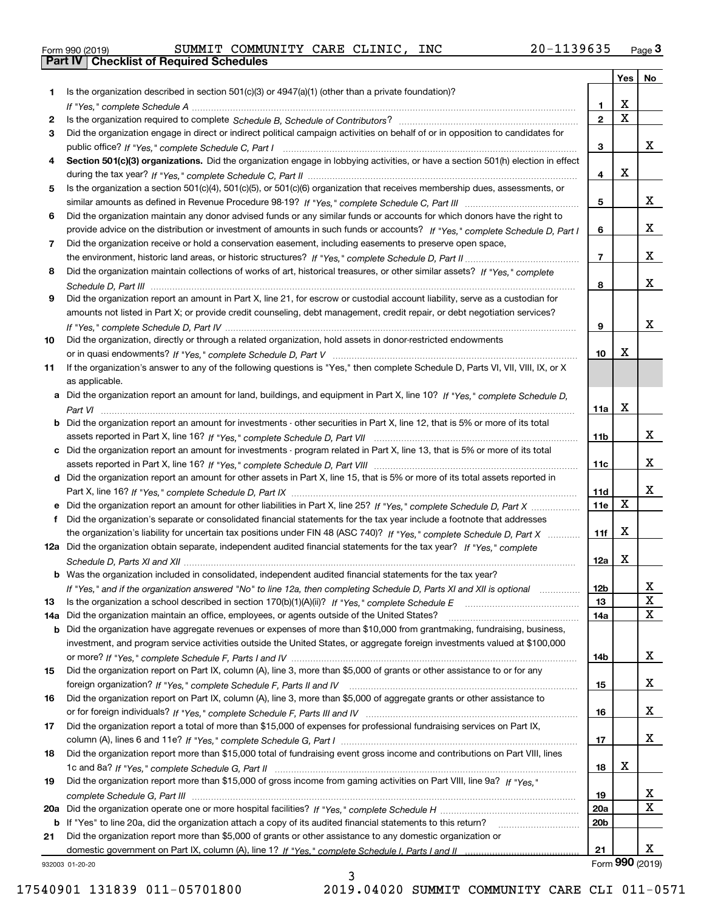Form 990 (2019) SUMMIT COMMUNITY CARE CLINIC, INC 20-1139635

## Part IV Checklist of Required Schedules

| | | | Yes | No |
|---|---|---|---|---|
| 1 | Is the organization described in section 501(c)(3) or 4947(a)(1) (other than a private foundation)? *If "Yes," complete Schedule A* | 1 | X | |
| 2 | Is the organization required to complete *Schedule B, Schedule of Contributors*? | 2 | X | |
| 3 | Did the organization engage in direct or indirect political campaign activities on behalf of or in opposition to candidates for public office? *If "Yes," complete Schedule C, Part I* | 3 | | X |
| 4 | **Section 501(c)(3) organizations.** Did the organization engage in lobbying activities, or have a section 501(h) election in effect during the tax year? *If "Yes," complete Schedule C, Part II* | 4 | X | |
| 5 | Is the organization a section 501(c)(4), 501(c)(5), or 501(c)(6) organization that receives membership dues, assessments, or similar amounts as defined in Revenue Procedure 98-19? *If "Yes," complete Schedule C, Part III* | 5 | | X |
| 6 | Did the organization maintain any donor advised funds or any similar funds or accounts for which donors have the right to provide advice on the distribution or investment of amounts in such funds or accounts? *If "Yes," complete Schedule D, Part I* | 6 | | X |
| 7 | Did the organization receive or hold a conservation easement, including easements to preserve open space, the environment, historic land areas, or historic structures? *If "Yes," complete Schedule D, Part II* | 7 | | X |
| 8 | Did the organization maintain collections of works of art, historical treasures, or other similar assets? *If "Yes," complete Schedule D, Part III* | 8 | | X |
| 9 | Did the organization report an amount in Part X, line 21, for escrow or custodial account liability, serve as a custodian for amounts not listed in Part X; or provide credit counseling, debt management, credit repair, or debt negotiation services? *If "Yes," complete Schedule D, Part IV* | 9 | | X |
| 10 | Did the organization, directly or through a related organization, hold assets in donor-restricted endowments or in quasi endowments? *If "Yes," complete Schedule D, Part V* | 10 | X | |
| 11 | If the organization's answer to any of the following questions is "Yes," then complete Schedule D, Parts VI, VII, VIII, IX, or X as applicable. | | | |
| a | Did the organization report an amount for land, buildings, and equipment in Part X, line 10? *If "Yes," complete Schedule D, Part VI* | 11a | X | |
| b | Did the organization report an amount for investments - other securities in Part X, line 12, that is 5% or more of its total assets reported in Part X, line 16? *If "Yes," complete Schedule D, Part VII* | 11b | | X |
| c | Did the organization report an amount for investments - program related in Part X, line 13, that is 5% or more of its total assets reported in Part X, line 16? *If "Yes," complete Schedule D, Part VIII* | 11c | | X |
| d | Did the organization report an amount for other assets in Part X, line 15, that is 5% or more of its total assets reported in Part X, line 16? *If "Yes," complete Schedule D, Part IX* | 11d | | X |
| e | Did the organization report an amount for other liabilities in Part X, line 25? *If "Yes," complete Schedule D, Part X* | 11e | X | |
| f | Did the organization's separate or consolidated financial statements for the tax year include a footnote that addresses the organization's liability for uncertain tax positions under FIN 48 (ASC 740)? *If "Yes," complete Schedule D, Part X* | 11f | X | |
| 12a | Did the organization obtain separate, independent audited financial statements for the tax year? *If "Yes," complete Schedule D, Parts XI and XII* | 12a | X | |
| b | Was the organization included in consolidated, independent audited financial statements for the tax year? *If "Yes," and if the organization answered "No" to line 12a, then completing Schedule D, Parts XI and XII is optional* | 12b | | X |
| 13 | Is the organization a school described in section 170(b)(1)(A)(ii)? *If "Yes," complete Schedule E* | 13 | | X |
| 14a | Did the organization maintain an office, employees, or agents outside of the United States? | 14a | | X |
| b | Did the organization have aggregate revenues or expenses of more than $10,000 from grantmaking, fundraising, business, investment, and program service activities outside the United States, or aggregate foreign investments valued at $100,000 or more? *If "Yes," complete Schedule F, Parts I and IV* | 14b | | X |
| 15 | Did the organization report on Part IX, column (A), line 3, more than $5,000 of grants or other assistance to or for any foreign organization? *If "Yes," complete Schedule F, Parts II and IV* | 15 | | X |
| 16 | Did the organization report on Part IX, column (A), line 3, more than $5,000 of aggregate grants or other assistance to or for foreign individuals? *If "Yes," complete Schedule F, Parts III and IV* | 16 | | X |
| 17 | Did the organization report a total of more than $15,000 of expenses for professional fundraising services on Part IX, column (A), lines 6 and 11e? *If "Yes," complete Schedule G, Part I* | 17 | | X |
| 18 | Did the organization report more than $15,000 total of fundraising event gross income and contributions on Part VIII, lines 1c and 8a? *If "Yes," complete Schedule G, Part II* | 18 | X | |
| 19 | Did the organization report more than $15,000 of gross income from gaming activities on Part VIII, line 9a? *If "Yes," complete Schedule G, Part III* | 19 | | X |
| 20a | Did the organization operate one or more hospital facilities? *If "Yes," complete Schedule H* | 20a | | X |
| b | If "Yes" to line 20a, did the organization attach a copy of its audited financial statements to this return? | 20b | | |
| 21 | Did the organization report more than $5,000 of grants or other assistance to any domestic organization or domestic government on Part IX, column (A), line 1? *If "Yes," complete Schedule I, Parts I and II* | 21 | | X |

932003 01-20-20

Form **990** (2019)

17540901 131839 011-05701800 2019.04020 SUMMIT COMMUNITY CARE CLI 011-0571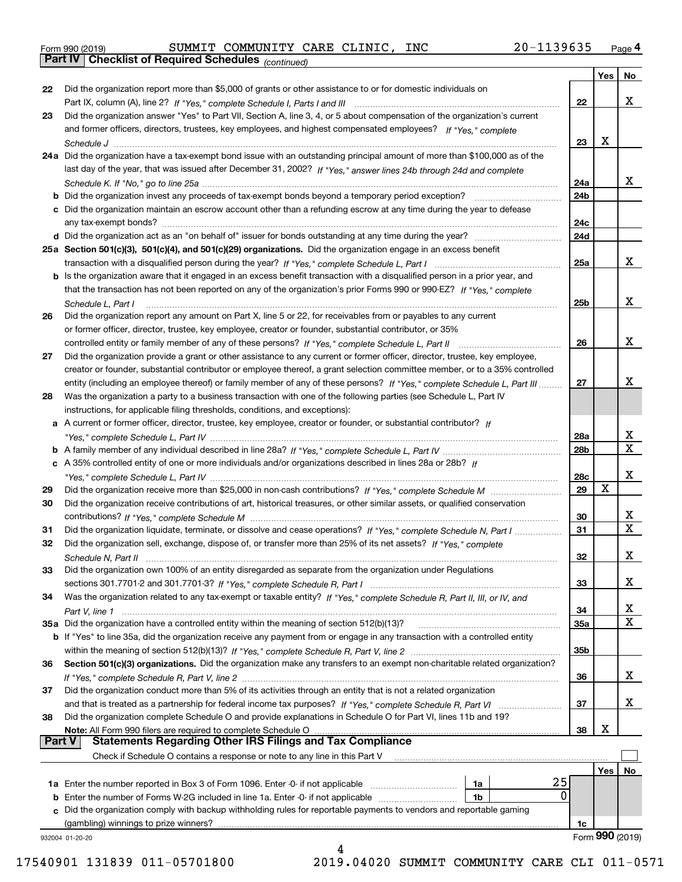Form 990 (2019) SUMMIT COMMUNITY CARE CLINIC, INC 20-1139635

## Part IV Checklist of Required Schedules *(continued)*

| | | | Yes | No |
|---|---|---|---|---|
| 22 | Did the organization report more than $5,000 of grants or other assistance to or for domestic individuals on Part IX, column (A), line 2? *If "Yes," complete Schedule I, Parts I and III* | 22 | | X |
| 23 | Did the organization answer "Yes" to Part VII, Section A, line 3, 4, or 5 about compensation of the organization's current and former officers, directors, trustees, key employees, and highest compensated employees? *If "Yes," complete Schedule J* | 23 | X | |
| 24a | Did the organization have a tax-exempt bond issue with an outstanding principal amount of more than $100,000 as of the last day of the year, that was issued after December 31, 2002? *If "Yes," answer lines 24b through 24d and complete Schedule K. If "No," go to line 25a* | 24a | | X |
| b | Did the organization invest any proceeds of tax-exempt bonds beyond a temporary period exception? | 24b | | |
| c | Did the organization maintain an escrow account other than a refunding escrow at any time during the year to defease any tax-exempt bonds? | 24c | | |
| d | Did the organization act as an "on behalf of" issuer for bonds outstanding at any time during the year? | 24d | | |
| 25a | **Section 501(c)(3), 501(c)(4), and 501(c)(29) organizations.** Did the organization engage in an excess benefit transaction with a disqualified person during the year? *If "Yes," complete Schedule L, Part I* | 25a | | X |
| b | Is the organization aware that it engaged in an excess benefit transaction with a disqualified person in a prior year, and that the transaction has not been reported on any of the organization's prior Forms 990 or 990-EZ? *If "Yes," complete Schedule L, Part I* | 25b | | X |
| 26 | Did the organization report any amount on Part X, line 5 or 22, for receivables from or payables to any current or former officer, director, trustee, key employee, creator or founder, substantial contributor, or 35% controlled entity or family member of any of these persons? *If "Yes," complete Schedule L, Part II* | 26 | | X |
| 27 | Did the organization provide a grant or other assistance to any current or former officer, director, trustee, key employee, creator or founder, substantial contributor or employee thereof, a grant selection committee member, or to a 35% controlled entity (including an employee thereof) or family member of any of these persons? *If "Yes," complete Schedule L, Part III* | 27 | | X |
| 28 | Was the organization a party to a business transaction with one of the following parties (see Schedule L, Part IV instructions, for applicable filing thresholds, conditions, and exceptions): | | | |
| a | A current or former officer, director, trustee, key employee, creator or founder, or substantial contributor? *If "Yes," complete Schedule L, Part IV* | 28a | | X |
| b | A family member of any individual described in line 28a? *If "Yes," complete Schedule L, Part IV* | 28b | | X |
| c | A 35% controlled entity of one or more individuals and/or organizations described in lines 28a or 28b? *If "Yes," complete Schedule L, Part IV* | 28c | | X |
| 29 | Did the organization receive more than $25,000 in non-cash contributions? *If "Yes," complete Schedule M* | 29 | X | |
| 30 | Did the organization receive contributions of art, historical treasures, or other similar assets, or qualified conservation contributions? *If "Yes," complete Schedule M* | 30 | | X |
| 31 | Did the organization liquidate, terminate, or dissolve and cease operations? *If "Yes," complete Schedule N, Part I* | 31 | | X |
| 32 | Did the organization sell, exchange, dispose of, or transfer more than 25% of its net assets? *If "Yes," complete Schedule N, Part II* | 32 | | X |
| 33 | Did the organization own 100% of an entity disregarded as separate from the organization under Regulations sections 301.7701-2 and 301.7701-3? *If "Yes," complete Schedule R, Part I* | 33 | | X |
| 34 | Was the organization related to any tax-exempt or taxable entity? *If "Yes," complete Schedule R, Part II, III, or IV, and Part V, line 1* | 34 | | X |
| 35a | Did the organization have a controlled entity within the meaning of section 512(b)(13)? | 35a | | X |
| b | If "Yes" to line 35a, did the organization receive any payment from or engage in any transaction with a controlled entity within the meaning of section 512(b)(13)? *If "Yes," complete Schedule R, Part V, line 2* | 35b | | |
| 36 | **Section 501(c)(3) organizations.** Did the organization make any transfers to an exempt non-charitable related organization? *If "Yes," complete Schedule R, Part V, line 2* | 36 | | X |
| 37 | Did the organization conduct more than 5% of its activities through an entity that is not a related organization and that is treated as a partnership for federal income tax purposes? *If "Yes," complete Schedule R, Part VI* | 37 | | X |
| 38 | Did the organization complete Schedule O and provide explanations in Schedule O for Part VI, lines 11b and 19? **Note:** All Form 990 filers are required to complete Schedule O | 38 | X | |

## Part V Statements Regarding Other IRS Filings and Tax Compliance

Check if Schedule O contains a response or note to any line in this Part V ☐

| | | | | | Yes | No |
|---|---|---|---|---|---|---|
| 1a | Enter the number reported in Box 3 of Form 1096. Enter -0- if not applicable | 1a | 25 | | | |
| b | Enter the number of Forms W-2G included in line 1a. Enter -0- if not applicable | 1b | 0 | | | |
| c | Did the organization comply with backup withholding rules for reportable payments to vendors and reportable gaming (gambling) winnings to prize winners? | | | 1c | | |

932004 01-20-20 Form **990** (2019)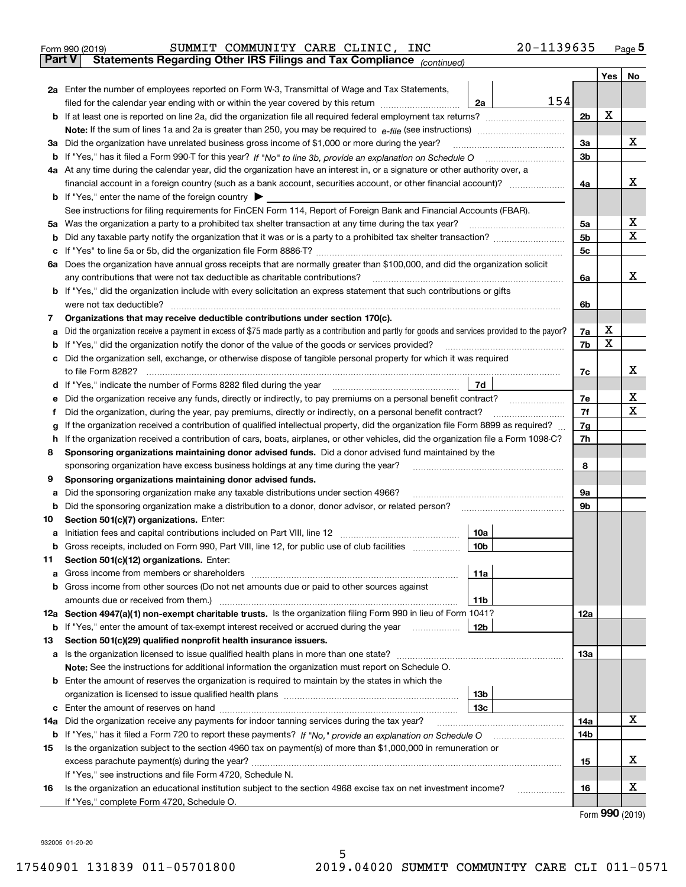Form 990 (2019) SUMMIT COMMUNITY CARE CLINIC, INC 20-1139635

**Part V Statements Regarding Other IRS Filings and Tax Compliance** *(continued)*

| | | | | Yes | No |
|---|---|---|---|---|---|
| **2a** | Enter the number of employees reported on Form W-3, Transmittal of Wage and Tax Statements, filed for the calendar year ending with or within the year covered by this return | 2a 154 | | | |
| **b** | If at least one is reported on line 2a, did the organization file all required federal employment tax returns? | | 2b | X | |
| | **Note:** If the sum of lines 1a and 2a is greater than 250, you may be required to *e-file* (see instructions) | | | | |
| **3a** | Did the organization have unrelated business gross income of $1,000 or more during the year? | | 3a | | X |
| **b** | If "Yes," has it filed a Form 990-T for this year? *If "No" to line 3b, provide an explanation on Schedule O* | | 3b | | |
| **4a** | At any time during the calendar year, did the organization have an interest in, or a signature or other authority over, a financial account in a foreign country (such as a bank account, securities account, or other financial account)? | | 4a | | X |
| **b** | If "Yes," enter the name of the foreign country ▶ | | | | |
| | See instructions for filing requirements for FinCEN Form 114, Report of Foreign Bank and Financial Accounts (FBAR). | | | | |
| **5a** | Was the organization a party to a prohibited tax shelter transaction at any time during the tax year? | | 5a | | X |
| **b** | Did any taxable party notify the organization that it was or is a party to a prohibited tax shelter transaction? | | 5b | | X |
| **c** | If "Yes" to line 5a or 5b, did the organization file Form 8886-T? | | 5c | | |
| **6a** | Does the organization have annual gross receipts that are normally greater than $100,000, and did the organization solicit any contributions that were not tax deductible as charitable contributions? | | 6a | | X |
| **b** | If "Yes," did the organization include with every solicitation an express statement that such contributions or gifts were not tax deductible? | | 6b | | |
| **7** | **Organizations that may receive deductible contributions under section 170(c).** | | | | |
| **a** | Did the organization receive a payment in excess of $75 made partly as a contribution and partly for goods and services provided to the payor? | | 7a | X | |
| **b** | If "Yes," did the organization notify the donor of the value of the goods or services provided? | | 7b | X | |
| **c** | Did the organization sell, exchange, or otherwise dispose of tangible personal property for which it was required to file Form 8282? | | 7c | | X |
| **d** | If "Yes," indicate the number of Forms 8282 filed during the year | 7d | | | |
| **e** | Did the organization receive any funds, directly or indirectly, to pay premiums on a personal benefit contract? | | 7e | | X |
| **f** | Did the organization, during the year, pay premiums, directly or indirectly, on a personal benefit contract? | | 7f | | X |
| **g** | If the organization received a contribution of qualified intellectual property, did the organization file Form 8899 as required? | | 7g | | |
| **h** | If the organization received a contribution of cars, boats, airplanes, or other vehicles, did the organization file a Form 1098-C? | | 7h | | |
| **8** | **Sponsoring organizations maintaining donor advised funds.** Did a donor advised fund maintained by the sponsoring organization have excess business holdings at any time during the year? | | 8 | | |
| **9** | **Sponsoring organizations maintaining donor advised funds.** | | | | |
| **a** | Did the sponsoring organization make any taxable distributions under section 4966? | | 9a | | |
| **b** | Did the sponsoring organization make a distribution to a donor, donor advisor, or related person? | | 9b | | |
| **10** | **Section 501(c)(7) organizations.** Enter: | | | | |
| **a** | Initiation fees and capital contributions included on Part VIII, line 12 | 10a | | | |
| **b** | Gross receipts, included on Form 990, Part VIII, line 12, for public use of club facilities | 10b | | | |
| **11** | **Section 501(c)(12) organizations.** Enter: | | | | |
| **a** | Gross income from members or shareholders | 11a | | | |
| **b** | Gross income from other sources (Do not net amounts due or paid to other sources against amounts due or received from them.) | 11b | | | |
| **12a** | **Section 4947(a)(1) non-exempt charitable trusts.** Is the organization filing Form 990 in lieu of Form 1041? | | 12a | | |
| **b** | If "Yes," enter the amount of tax-exempt interest received or accrued during the year | 12b | | | |
| **13** | **Section 501(c)(29) qualified nonprofit health insurance issuers.** | | | | |
| **a** | Is the organization licensed to issue qualified health plans in more than one state? | | 13a | | |
| | **Note:** See the instructions for additional information the organization must report on Schedule O. | | | | |
| **b** | Enter the amount of reserves the organization is required to maintain by the states in which the organization is licensed to issue qualified health plans | 13b | | | |
| **c** | Enter the amount of reserves on hand | 13c | | | |
| **14a** | Did the organization receive any payments for indoor tanning services during the tax year? | | 14a | | X |
| **b** | If "Yes," has it filed a Form 720 to report these payments? *If "No," provide an explanation on Schedule O* | | 14b | | |
| **15** | Is the organization subject to the section 4960 tax on payment(s) of more than $1,000,000 in remuneration or excess parachute payment(s) during the year? | | 15 | | X |
| | If "Yes," see instructions and file Form 4720, Schedule N. | | | | |
| **16** | Is the organization an educational institution subject to the section 4968 excise tax on net investment income? | | 16 | | X |
| | If "Yes," complete Form 4720, Schedule O. | | | | |

Form **990** (2019)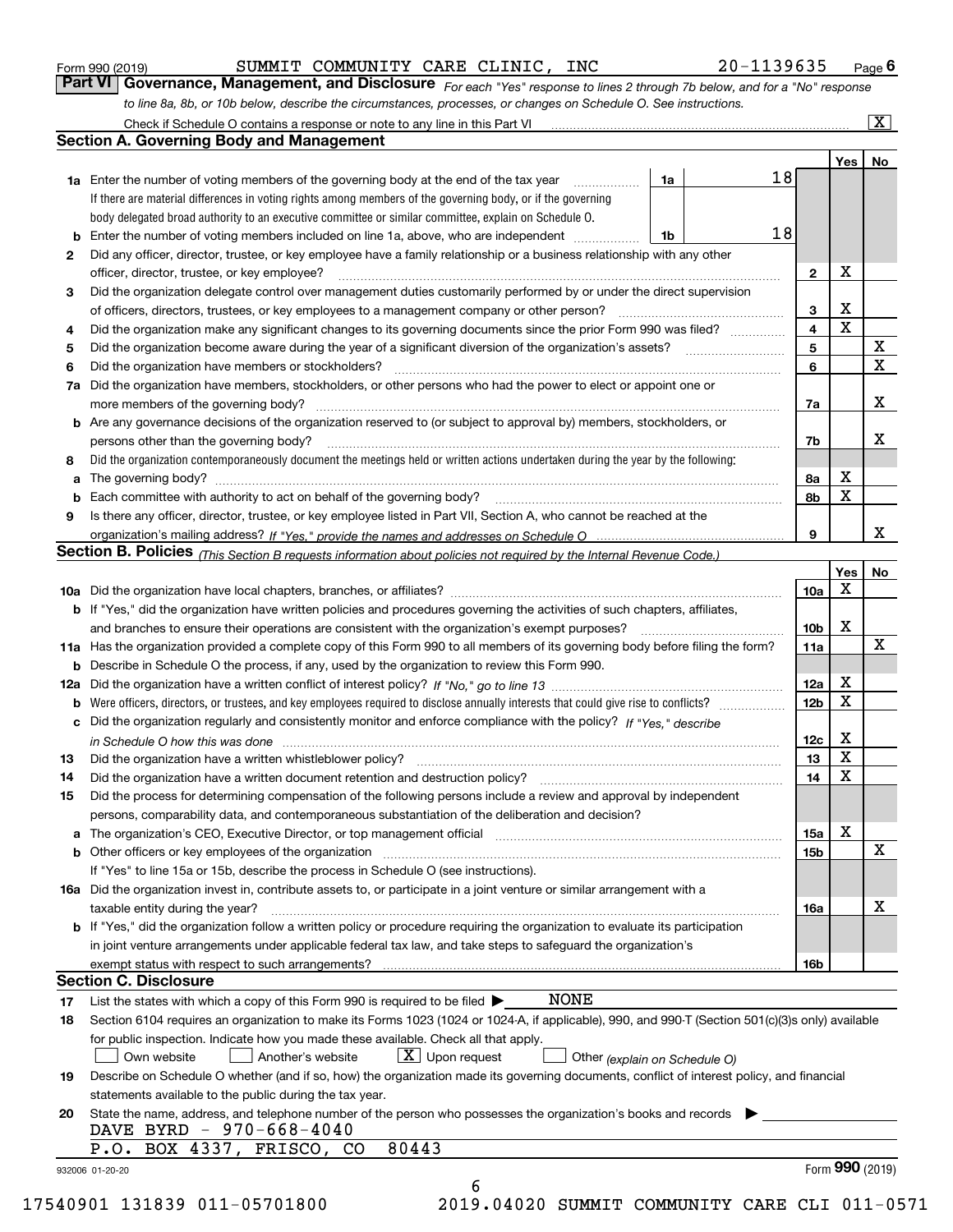Form 990 (2019) SUMMIT COMMUNITY CARE CLINIC, INC 20-1139635 Page 6

## Part VI Governance, Management, and Disclosure

*For each "Yes" response to lines 2 through 7b below, and for a "No" response to line 8a, 8b, or 10b below, describe the circumstances, processes, or changes on Schedule O. See instructions.*

Check if Schedule O contains a response or note to any line in this Part VI ..... [X]

### Section A. Governing Body and Management

| | | | | Yes | No |
|---|---|---|---|---|---|
| 1a | Enter the number of voting members of the governing body at the end of the tax year. If there are material differences in voting rights among members of the governing body, or if the governing body delegated broad authority to an executive committee or similar committee, explain on Schedule O. | 1a | 18 | | |
| b | Enter the number of voting members included on line 1a, above, who are independent | 1b | 18 | | |
| 2 | Did any officer, director, trustee, or key employee have a family relationship or a business relationship with any other officer, director, trustee, or key employee? | | 2 | X | |
| 3 | Did the organization delegate control over management duties customarily performed by or under the direct supervision of officers, directors, trustees, or key employees to a management company or other person? | | 3 | X | |
| 4 | Did the organization make any significant changes to its governing documents since the prior Form 990 was filed? | | 4 | X | |
| 5 | Did the organization become aware during the year of a significant diversion of the organization's assets? | | 5 | | X |
| 6 | Did the organization have members or stockholders? | | 6 | | X |
| 7a | Did the organization have members, stockholders, or other persons who had the power to elect or appoint one or more members of the governing body? | | 7a | | X |
| b | Are any governance decisions of the organization reserved to (or subject to approval by) members, stockholders, or persons other than the governing body? | | 7b | | X |
| 8 | Did the organization contemporaneously document the meetings held or written actions undertaken during the year by the following: | | | | |
| a | The governing body? | | 8a | X | |
| b | Each committee with authority to act on behalf of the governing body? | | 8b | X | |
| 9 | Is there any officer, director, trustee, or key employee listed in Part VII, Section A, who cannot be reached at the organization's mailing address? *If "Yes," provide the names and addresses on Schedule O* | | 9 | | X |

### Section B. Policies *(This Section B requests information about policies not required by the Internal Revenue Code.)*

| | | | Yes | No |
|---|---|---|---|---|
| 10a | Did the organization have local chapters, branches, or affiliates? | 10a | X | |
| b | If "Yes," did the organization have written policies and procedures governing the activities of such chapters, affiliates, and branches to ensure their operations are consistent with the organization's exempt purposes? | 10b | X | |
| 11a | Has the organization provided a complete copy of this Form 990 to all members of its governing body before filing the form? | 11a | | X |
| b | Describe in Schedule O the process, if any, used by the organization to review this Form 990. | | | |
| 12a | Did the organization have a written conflict of interest policy? *If "No," go to line 13* | 12a | X | |
| b | Were officers, directors, or trustees, and key employees required to disclose annually interests that could give rise to conflicts? | 12b | X | |
| c | Did the organization regularly and consistently monitor and enforce compliance with the policy? *If "Yes," describe in Schedule O how this was done* | 12c | X | |
| 13 | Did the organization have a written whistleblower policy? | 13 | X | |
| 14 | Did the organization have a written document retention and destruction policy? | 14 | X | |
| 15 | Did the process for determining compensation of the following persons include a review and approval by independent persons, comparability data, and contemporaneous substantiation of the deliberation and decision? | | | |
| a | The organization's CEO, Executive Director, or top management official | 15a | X | |
| b | Other officers or key employees of the organization | 15b | | X |
| | If "Yes" to line 15a or 15b, describe the process in Schedule O (see instructions). | | | |
| 16a | Did the organization invest in, contribute assets to, or participate in a joint venture or similar arrangement with a taxable entity during the year? | 16a | | X |
| b | If "Yes," did the organization follow a written policy or procedure requiring the organization to evaluate its participation in joint venture arrangements under applicable federal tax law, and take steps to safeguard the organization's exempt status with respect to such arrangements? | 16b | | |

### Section C. Disclosure

17 List the states with which a copy of this Form 990 is required to be filed ▶ NONE

18 Section 6104 requires an organization to make its Forms 1023 (1024 or 1024-A, if applicable), 990, and 990-T (Section 501(c)(3)s only) available for public inspection. Indicate how you made these available. Check all that apply.

[ ] Own website [ ] Another's website [X] Upon request [ ] Other *(explain on Schedule O)*

19 Describe on Schedule O whether (and if so, how) the organization made its governing documents, conflict of interest policy, and financial statements available to the public during the tax year.

20 State the name, address, and telephone number of the person who possesses the organization's books and records ▶

DAVE BYRD - 970-668-4040
P.O. BOX 4337, FRISCO, CO 80443

932006 01-20-20 Form 990 (2019)

17540901 131839 011-05701800 2019.04020 SUMMIT COMMUNITY CARE CLI 011-0571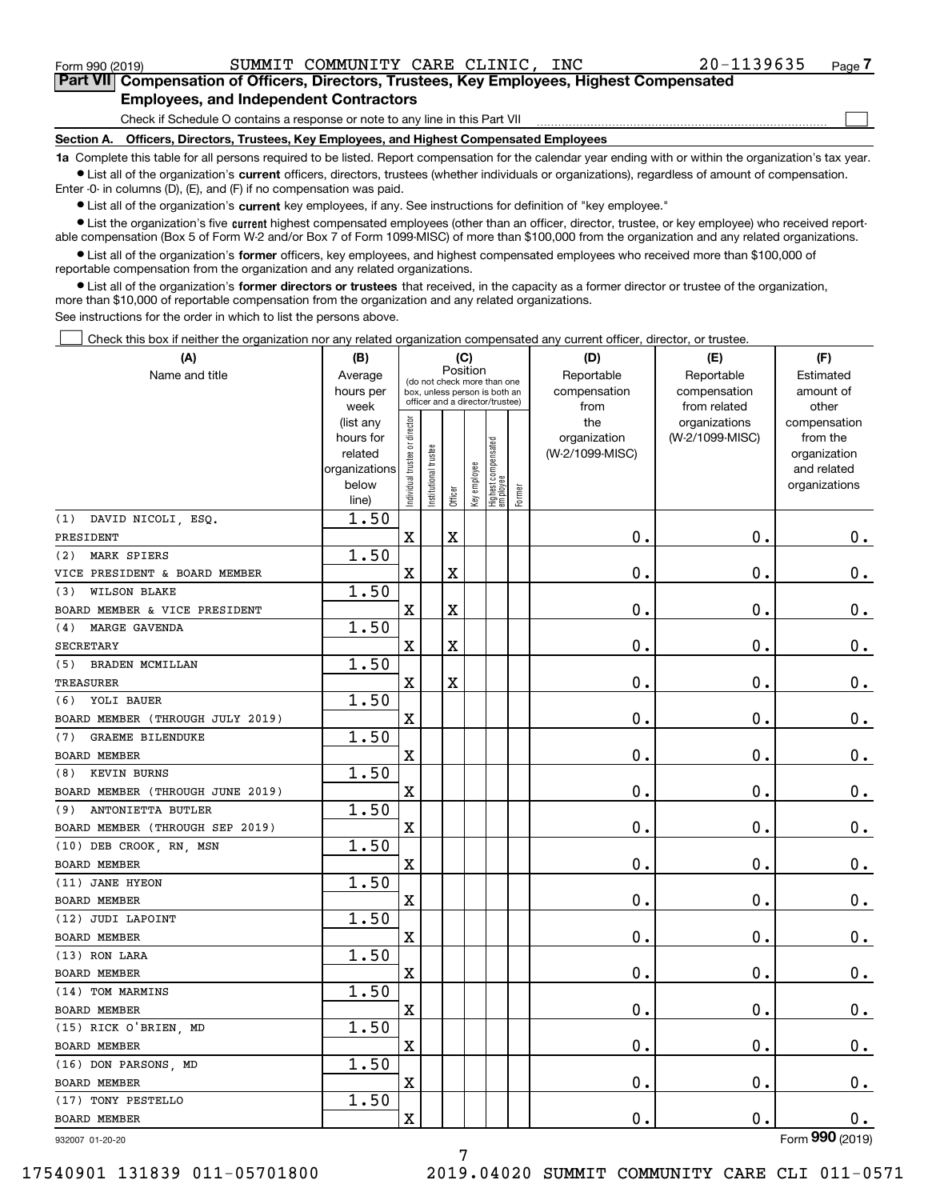Form 990 (2019) SUMMIT COMMUNITY CARE CLINIC, INC 20-1139635 Page 7

## Part VII Compensation of Officers, Directors, Trustees, Key Employees, Highest Compensated Employees, and Independent Contractors

Check if Schedule O contains a response or note to any line in this Part VII ☐

### Section A. Officers, Directors, Trustees, Key Employees, and Highest Compensated Employees

**1a** Complete this table for all persons required to be listed. Report compensation for the calendar year ending with or within the organization's tax year.

- List all of the organization's **current** officers, directors, trustees (whether individuals or organizations), regardless of amount of compensation. Enter -0- in columns (D), (E), and (F) if no compensation was paid.
- List all of the organization's **current** key employees, if any. See instructions for definition of "key employee."
- List the organization's five **current** highest compensated employees (other than an officer, director, trustee, or key employee) who received reportable compensation (Box 5 of Form W-2 and/or Box 7 of Form 1099-MISC) of more than $100,000 from the organization and any related organizations.
- List all of the organization's **former** officers, key employees, and highest compensated employees who received more than $100,000 of reportable compensation from the organization and any related organizations.
- List all of the organization's **former directors or trustees** that received, in the capacity as a former director or trustee of the organization, more than $10,000 of reportable compensation from the organization and any related organizations.

See instructions for the order in which to list the persons above.

☐ Check this box if neither the organization nor any related organization compensated any current officer, director, or trustee.

| (A) Name and title | (B) Average hours per week (list any hours for related organizations below line) | (C) Position: Individual trustee or director | Institutional trustee | Officer | Key employee | Highest compensated employee | Former | (D) Reportable compensation from the organization (W-2/1099-MISC) | (E) Reportable compensation from related organizations (W-2/1099-MISC) | (F) Estimated amount of other compensation from the organization and related organizations |
|---|---|---|---|---|---|---|---|---|---|---|
| (1) DAVID NICOLI, ESQ. PRESIDENT | 1.50 | X | | X | | | | 0. | 0. | 0. |
| (2) MARK SPIERS VICE PRESIDENT & BOARD MEMBER | 1.50 | X | | X | | | | 0. | 0. | 0. |
| (3) WILSON BLAKE BOARD MEMBER & VICE PRESIDENT | 1.50 | X | | X | | | | 0. | 0. | 0. |
| (4) MARGE GAVENDA SECRETARY | 1.50 | X | | X | | | | 0. | 0. | 0. |
| (5) BRADEN MCMILLAN TREASURER | 1.50 | X | | X | | | | 0. | 0. | 0. |
| (6) YOLI BAUER BOARD MEMBER (THROUGH JULY 2019) | 1.50 | X | | | | | | 0. | 0. | 0. |
| (7) GRAEME BILENDUKE BOARD MEMBER | 1.50 | X | | | | | | 0. | 0. | 0. |
| (8) KEVIN BURNS BOARD MEMBER (THROUGH JUNE 2019) | 1.50 | X | | | | | | 0. | 0. | 0. |
| (9) ANTONIETTA BUTLER BOARD MEMBER (THROUGH SEP 2019) | 1.50 | X | | | | | | 0. | 0. | 0. |
| (10) DEB CROOK, RN, MSN BOARD MEMBER | 1.50 | X | | | | | | 0. | 0. | 0. |
| (11) JANE HYEON BOARD MEMBER | 1.50 | X | | | | | | 0. | 0. | 0. |
| (12) JUDI LAPOINT BOARD MEMBER | 1.50 | X | | | | | | 0. | 0. | 0. |
| (13) RON LARA BOARD MEMBER | 1.50 | X | | | | | | 0. | 0. | 0. |
| (14) TOM MARMINS BOARD MEMBER | 1.50 | X | | | | | | 0. | 0. | 0. |
| (15) RICK O'BRIEN, MD BOARD MEMBER | 1.50 | X | | | | | | 0. | 0. | 0. |
| (16) DON PARSONS, MD BOARD MEMBER | 1.50 | X | | | | | | 0. | 0. | 0. |
| (17) TONY PESTELLO BOARD MEMBER | 1.50 | X | | | | | | 0. | 0. | 0. |

932007 01-20-20 Form 990 (2019)

17540901 131839 011-05701800 2019.04020 SUMMIT COMMUNITY CARE CLI 011-0571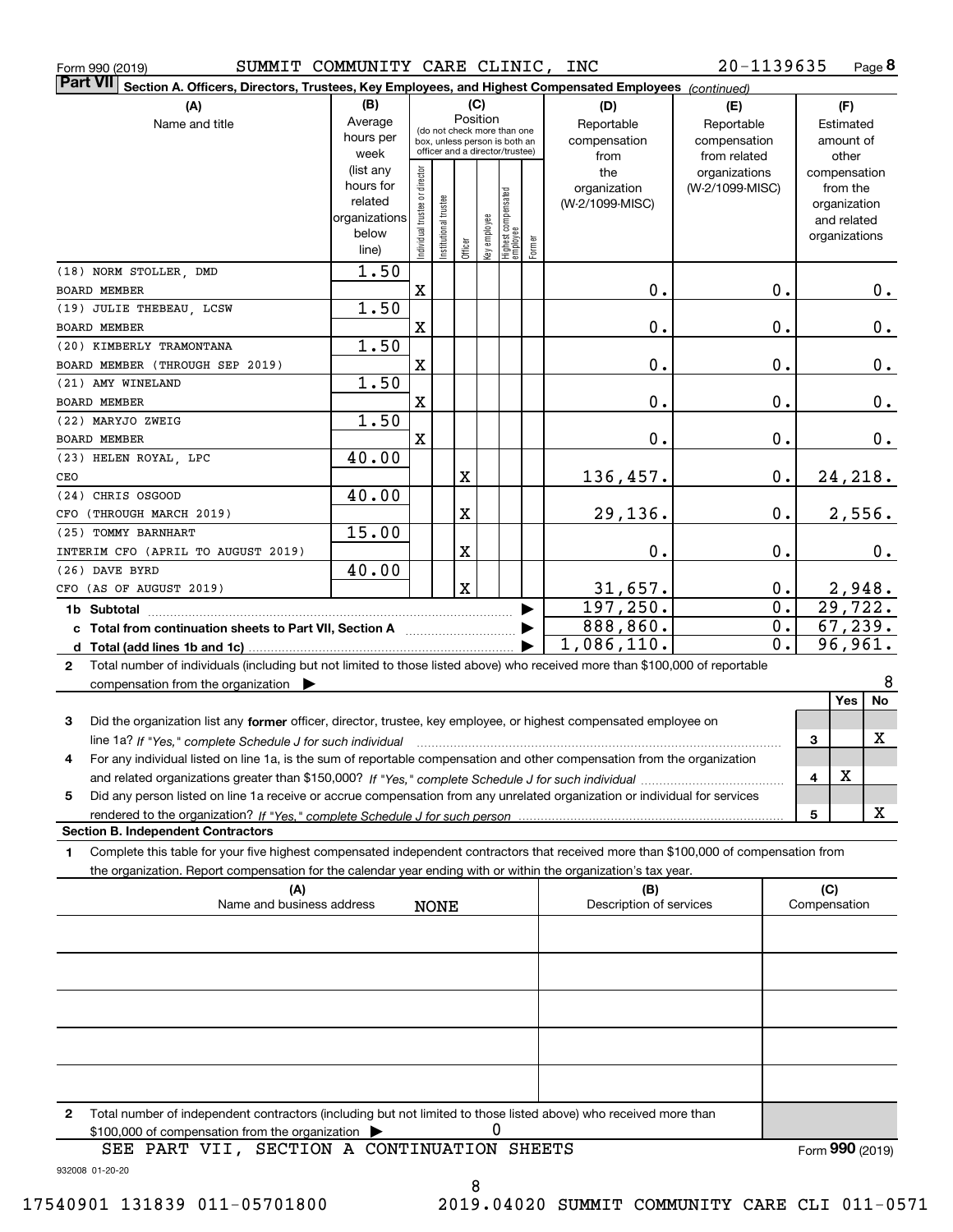Form 990 (2019) SUMMIT COMMUNITY CARE CLINIC, INC 20-1139635 Page **8**

**Part VII** **Section A. Officers, Directors, Trustees, Key Employees, and Highest Compensated Employees** *(continued)*

| (A) Name and title | (B) Average hours per week (list any hours for related organizations below line) | (C) Position: Individual trustee or director | Institutional trustee | Officer | Key employee | Highest compensated employee | Former | (D) Reportable compensation from the organization (W-2/1099-MISC) | (E) Reportable compensation from related organizations (W-2/1099-MISC) | (F) Estimated amount of other compensation from the organization and related organizations |
|---|---|---|---|---|---|---|---|---|---|---|
| (18) NORM STOLLER, DMD<br>BOARD MEMBER | 1.50 | X | | | | | | 0. | 0. | 0. |
| (19) JULIE THEBEAU, LCSW<br>BOARD MEMBER | 1.50 | X | | | | | | 0. | 0. | 0. |
| (20) KIMBERLY TRAMONTANA<br>BOARD MEMBER (THROUGH SEP 2019) | 1.50 | X | | | | | | 0. | 0. | 0. |
| (21) AMY WINELAND<br>BOARD MEMBER | 1.50 | X | | | | | | 0. | 0. | 0. |
| (22) MARYJO ZWEIG<br>BOARD MEMBER | 1.50 | X | | | | | | 0. | 0. | 0. |
| (23) HELEN ROYAL, LPC<br>CEO | 40.00 | | | X | | | | 136,457. | 0. | 24,218. |
| (24) CHRIS OSGOOD<br>CFO (THROUGH MARCH 2019) | 40.00 | | | X | | | | 29,136. | 0. | 2,556. |
| (25) TOMMY BARNHART<br>INTERIM CFO (APRIL TO AUGUST 2019) | 15.00 | | | X | | | | 0. | 0. | 0. |
| (26) DAVE BYRD<br>CFO (AS OF AUGUST 2019) | 40.00 | | | X | | | | 31,657. | 0. | 2,948. |
| **1b Subtotal** | | | | | | | | 197,250. | 0. | 29,722. |
| **c Total from continuation sheets to Part VII, Section A** | | | | | | | | 888,860. | 0. | 67,239. |
| **d Total (add lines 1b and 1c)** | | | | | | | | 1,086,110. | 0. | 96,961. |

**2** Total number of individuals (including but not limited to those listed above) who received more than $100,000 of reportable compensation from the organization ▶ 8

| | | Yes | No |
|---|---|---|---|
| **3** Did the organization list any **former** officer, director, trustee, key employee, or highest compensated employee on line 1a? *If "Yes," complete Schedule J for such individual* | 3 | | X |
| **4** For any individual listed on line 1a, is the sum of reportable compensation and other compensation from the organization and related organizations greater than $150,000? *If "Yes," complete Schedule J for such individual* | 4 | X | |
| **5** Did any person listed on line 1a receive or accrue compensation from any unrelated organization or individual for services rendered to the organization? *If "Yes," complete Schedule J for such person* | 5 | | X |

**Section B. Independent Contractors**

**1** Complete this table for your five highest compensated independent contractors that received more than $100,000 of compensation from the organization. Report compensation for the calendar year ending with or within the organization's tax year.

| (A) Name and business address | (B) Description of services | (C) Compensation |
|---|---|---|
| NONE | | |
| | | |
| | | |
| | | |
| | | |

**2** Total number of independent contractors (including but not limited to those listed above) who received more than $100,000 of compensation from the organization ▶ 0

SEE PART VII, SECTION A CONTINUATION SHEETS

Form **990** (2019)

932008 01-20-20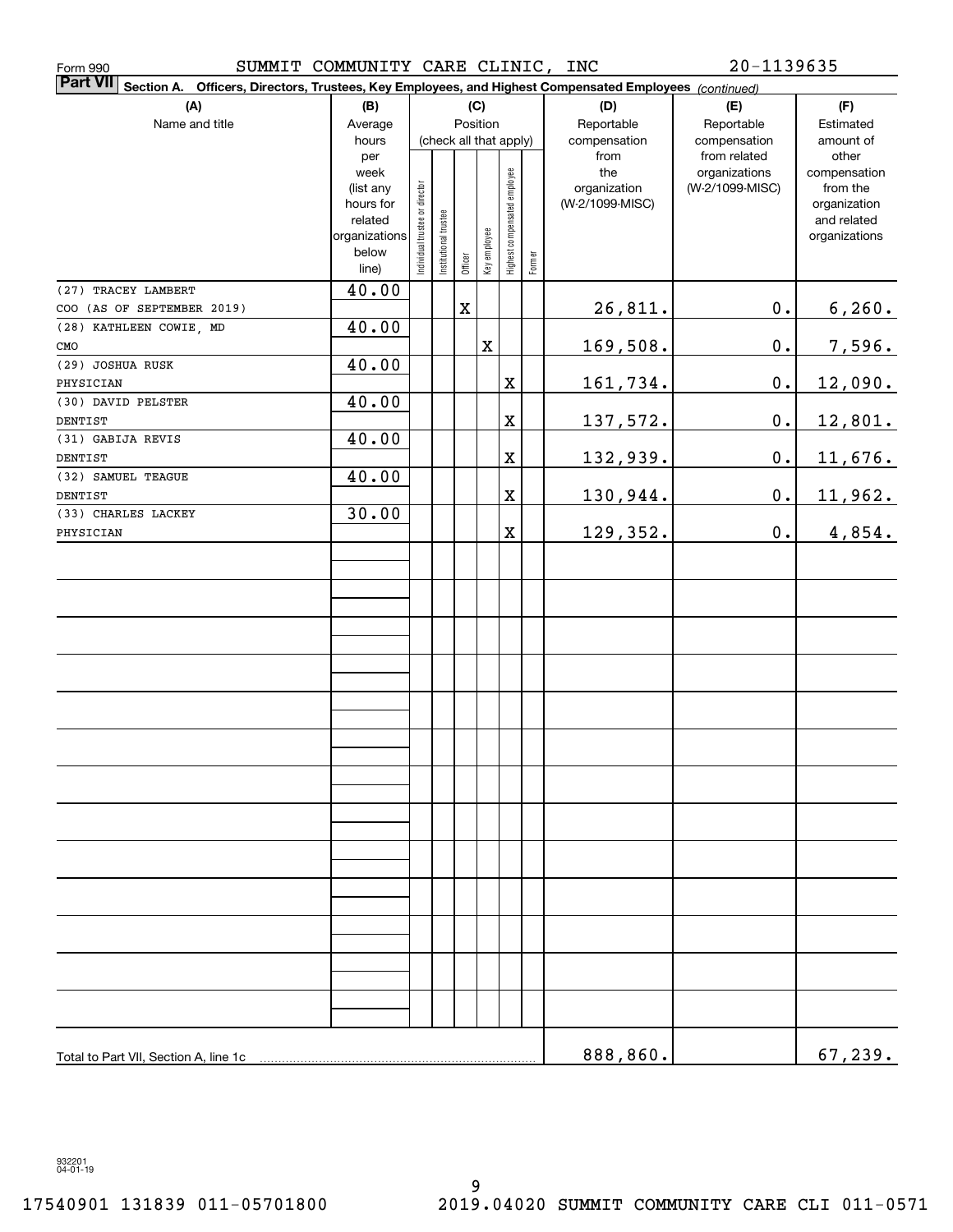Form 990 SUMMIT COMMUNITY CARE CLINIC, INC 20-1139635

**Part VII** Section A. Officers, Directors, Trustees, Key Employees, and Highest Compensated Employees *(continued)*

| (A) Name and title | (B) Average hours per week (list any hours for related organizations below line) | (C) Position (check all that apply): Individual trustee or director | Institutional trustee | Officer | Key employee | Highest compensated employee | Former | (D) Reportable compensation from the organization (W-2/1099-MISC) | (E) Reportable compensation from related organizations (W-2/1099-MISC) | (F) Estimated amount of other compensation from the organization and related organizations |
|---|---|---|---|---|---|---|---|---|---|---|
| (27) TRACEY LAMBERT<br>COO (AS OF SEPTEMBER 2019) | 40.00 | | | X | | | | 26,811. | 0. | 6,260. |
| (28) KATHLEEN COWIE, MD<br>CMO | 40.00 | | | | X | | | 169,508. | 0. | 7,596. |
| (29) JOSHUA RUSK<br>PHYSICIAN | 40.00 | | | | | X | | 161,734. | 0. | 12,090. |
| (30) DAVID PELSTER<br>DENTIST | 40.00 | | | | | X | | 137,572. | 0. | 12,801. |
| (31) GABIJA REVIS<br>DENTIST | 40.00 | | | | | X | | 132,939. | 0. | 11,676. |
| (32) SAMUEL TEAGUE<br>DENTIST | 40.00 | | | | | X | | 130,944. | 0. | 11,962. |
| (33) CHARLES LACKEY<br>PHYSICIAN | 30.00 | | | | | X | | 129,352. | 0. | 4,854. |
| Total to Part VII, Section A, line 1c | | | | | | | | 888,860. | | 67,239. |

932201 04-01-19

17540901 131839 011-05701800 2019.04020 SUMMIT COMMUNITY CARE CLI 011-0571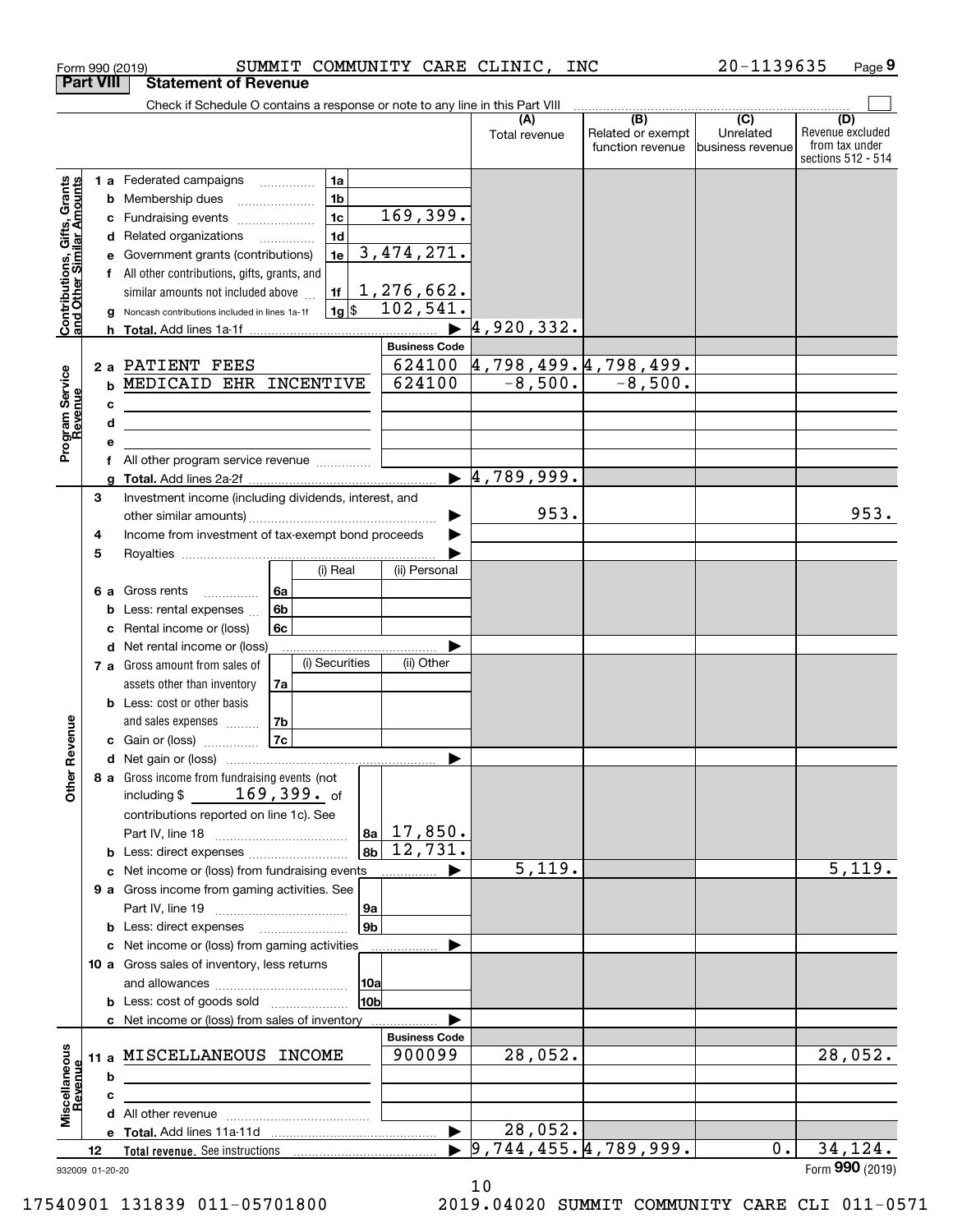Form 990 (2019) SUMMIT COMMUNITY CARE CLINIC, INC 20-1139635 Page 9

**Part VIII Statement of Revenue**

Check if Schedule O contains a response or note to any line in this Part VIII

| | | | (A) Total revenue | (B) Related or exempt function revenue | (C) Unrelated business revenue | (D) Revenue excluded from tax under sections 512 - 514 |
|---|---|---|---|---|---|---|
| **Contributions, Gifts, Grants and Other Similar Amounts** | 1 a Federated campaigns | 1a | | | | |
| | b Membership dues | 1b | | | | |
| | c Fundraising events | 1c 169,399. | | | | |
| | d Related organizations | 1d | | | | |
| | e Government grants (contributions) | 1e 3,474,271. | | | | |
| | f All other contributions, gifts, grants, and similar amounts not included above | 1f 1,276,662. | | | | |
| | g Noncash contributions included in lines 1a-1f | 1g $ 102,541. | | | | |
| | h **Total.** Add lines 1a-1f | | 4,920,332. | | | |
| **Program Service Revenue** | | **Business Code** | | | | |
| | 2 a PATIENT FEES | 624100 | 4,798,499. | 4,798,499. | | |
| | b MEDICAID EHR INCENTIVE | 624100 | -8,500. | -8,500. | | |
| | c | | | | | |
| | d | | | | | |
| | e | | | | | |
| | f All other program service revenue | | | | | |
| | g **Total.** Add lines 2a-2f | | 4,789,999. | | | |
| **Other Revenue** | 3 Investment income (including dividends, interest, and other similar amounts) | | 953. | | | 953. |
| | 4 Income from investment of tax-exempt bond proceeds | | | | | |
| | 5 Royalties | | | | | |
| | 6 a Gross rents — 6a (i) Real / (ii) Personal | | | | | |
| | b Less: rental expenses — 6b | | | | | |
| | c Rental income or (loss) — 6c | | | | | |
| | d Net rental income or (loss) | | | | | |
| | 7 a Gross amount from sales of assets other than inventory — 7a (i) Securities / (ii) Other | | | | | |
| | b Less: cost or other basis and sales expenses — 7b | | | | | |
| | c Gain or (loss) — 7c | | | | | |
| | d Net gain or (loss) | | | | | |
| | 8 a Gross income from fundraising events (not including $ 169,399. of contributions reported on line 1c). See Part IV, line 18 | 8a 17,850. | | | | |
| | b Less: direct expenses | 8b 12,731. | | | | |
| | c Net income or (loss) from fundraising events | | 5,119. | | | 5,119. |
| | 9 a Gross income from gaming activities. See Part IV, line 19 | 9a | | | | |
| | b Less: direct expenses | 9b | | | | |
| | c Net income or (loss) from gaming activities | | | | | |
| | 10 a Gross sales of inventory, less returns and allowances | 10a | | | | |
| | b Less: cost of goods sold | 10b | | | | |
| | c Net income or (loss) from sales of inventory | | | | | |
| **Miscellaneous Revenue** | | **Business Code** | | | | |
| | 11 a MISCELLANEOUS INCOME | 900099 | 28,052. | | | 28,052. |
| | b | | | | | |
| | c | | | | | |
| | d All other revenue | | | | | |
| | e **Total.** Add lines 11a-11d | | 28,052. | | | |
| | 12 **Total revenue.** See instructions | | 9,744,455. | 4,789,999. | 0. | 34,124. |

932009 01-20-20 Form **990** (2019)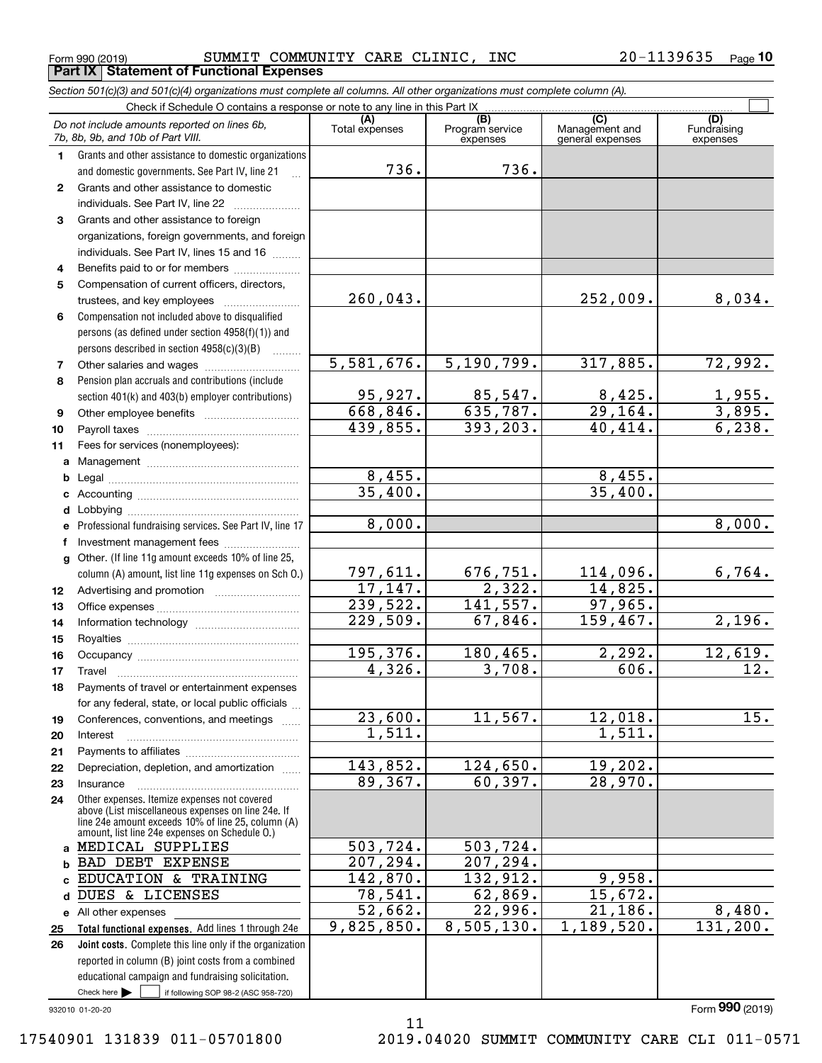Form 990 (2019) SUMMIT COMMUNITY CARE CLINIC, INC 20-1139635 Page 10

**Part IX Statement of Functional Expenses**

*Section 501(c)(3) and 501(c)(4) organizations must complete all columns. All other organizations must complete column (A).*

Check if Schedule O contains a response or note to any line in this Part IX

| *Do not include amounts reported on lines 6b, 7b, 8b, 9b, and 10b of Part VIII.* | (A) Total expenses | (B) Program service expenses | (C) Management and general expenses | (D) Fundraising expenses |
|---|---|---|---|---|
| 1 Grants and other assistance to domestic organizations and domestic governments. See Part IV, line 21 | 736. | 736. | | |
| 2 Grants and other assistance to domestic individuals. See Part IV, line 22 | | | | |
| 3 Grants and other assistance to foreign organizations, foreign governments, and foreign individuals. See Part IV, lines 15 and 16 | | | | |
| 4 Benefits paid to or for members | | | | |
| 5 Compensation of current officers, directors, trustees, and key employees | 260,043. | | 252,009. | 8,034. |
| 6 Compensation not included above to disqualified persons (as defined under section 4958(f)(1)) and persons described in section 4958(c)(3)(B) | | | | |
| 7 Other salaries and wages | 5,581,676. | 5,190,799. | 317,885. | 72,992. |
| 8 Pension plan accruals and contributions (include section 401(k) and 403(b) employer contributions) | 95,927. | 85,547. | 8,425. | 1,955. |
| 9 Other employee benefits | 668,846. | 635,787. | 29,164. | 3,895. |
| 10 Payroll taxes | 439,855. | 393,203. | 40,414. | 6,238. |
| 11 Fees for services (nonemployees): | | | | |
| a Management | | | | |
| b Legal | 8,455. | | 8,455. | |
| c Accounting | 35,400. | | 35,400. | |
| d Lobbying | | | | |
| e Professional fundraising services. See Part IV, line 17 | 8,000. | | | 8,000. |
| f Investment management fees | | | | |
| g Other. (If line 11g amount exceeds 10% of line 25, column (A) amount, list line 11g expenses on Sch O.) | 797,611. | 676,751. | 114,096. | 6,764. |
| 12 Advertising and promotion | 17,147. | 2,322. | 14,825. | |
| 13 Office expenses | 239,522. | 141,557. | 97,965. | |
| 14 Information technology | 229,509. | 67,846. | 159,467. | 2,196. |
| 15 Royalties | | | | |
| 16 Occupancy | 195,376. | 180,465. | 2,292. | 12,619. |
| 17 Travel | 4,326. | 3,708. | 606. | 12. |
| 18 Payments of travel or entertainment expenses for any federal, state, or local public officials | | | | |
| 19 Conferences, conventions, and meetings | 23,600. | 11,567. | 12,018. | 15. |
| 20 Interest | 1,511. | | 1,511. | |
| 21 Payments to affiliates | | | | |
| 22 Depreciation, depletion, and amortization | 143,852. | 124,650. | 19,202. | |
| 23 Insurance | 89,367. | 60,397. | 28,970. | |
| 24 Other expenses. Itemize expenses not covered above (List miscellaneous expenses on line 24e. If line 24e amount exceeds 10% of line 25, column (A) amount, list line 24e expenses on Schedule O.) | | | | |
| a MEDICAL SUPPLIES | 503,724. | 503,724. | | |
| b BAD DEBT EXPENSE | 207,294. | 207,294. | | |
| c EDUCATION & TRAINING | 142,870. | 132,912. | 9,958. | |
| d DUES & LICENSES | 78,541. | 62,869. | 15,672. | |
| e All other expenses | 52,662. | 22,996. | 21,186. | 8,480. |
| 25 **Total functional expenses.** Add lines 1 through 24e | 9,825,850. | 8,505,130. | 1,189,520. | 131,200. |
| 26 **Joint costs.** Complete this line only if the organization reported in column (B) joint costs from a combined educational campaign and fundraising solicitation. Check here ☐ if following SOP 98-2 (ASC 958-720) | | | | |

932010 01-20-20

Form **990** (2019)

17540901 131839 011-05701800 2019.04020 SUMMIT COMMUNITY CARE CLI 011-0571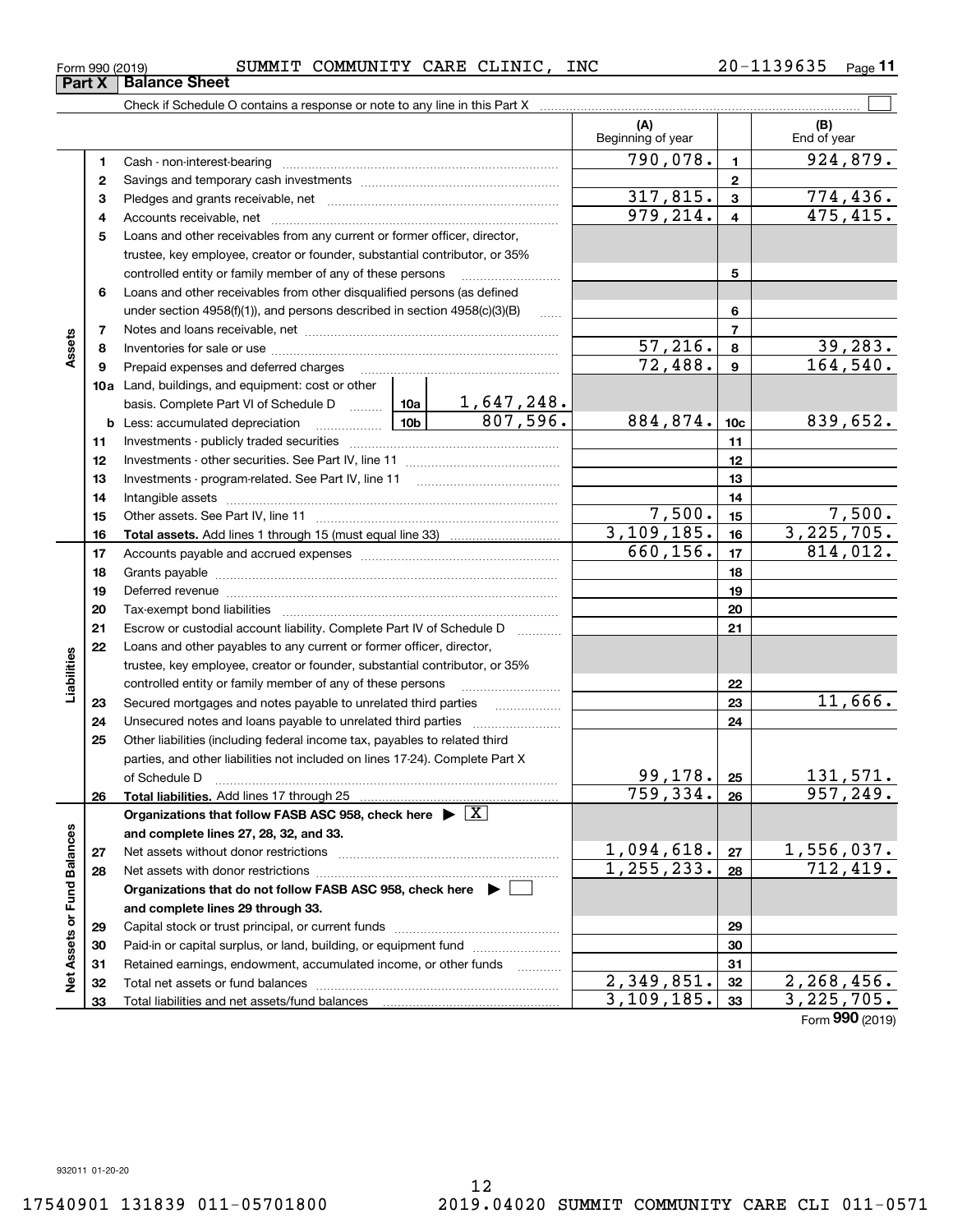Form 990 (2019) SUMMIT COMMUNITY CARE CLINIC, INC 20-1139635 Page **11**

## Part X Balance Sheet

Check if Schedule O contains a response or note to any line in this Part X

| | | | | | (A) Beginning of year | | (B) End of year |
|---|---|---|---|---|---|---|---|
| **Assets** | 1 | Cash - non-interest-bearing | | | 790,078. | 1 | 924,879. |
| | 2 | Savings and temporary cash investments | | | | 2 | |
| | 3 | Pledges and grants receivable, net | | | 317,815. | 3 | 774,436. |
| | 4 | Accounts receivable, net | | | 979,214. | 4 | 475,415. |
| | 5 | Loans and other receivables from any current or former officer, director, trustee, key employee, creator or founder, substantial contributor, or 35% controlled entity or family member of any of these persons | | | | 5 | |
| | 6 | Loans and other receivables from other disqualified persons (as defined under section 4958(f)(1)), and persons described in section 4958(c)(3)(B) | | | | 6 | |
| | 7 | Notes and loans receivable, net | | | | 7 | |
| | 8 | Inventories for sale or use | | | 57,216. | 8 | 39,283. |
| | 9 | Prepaid expenses and deferred charges | | | 72,488. | 9 | 164,540. |
| | 10a | Land, buildings, and equipment: cost or other basis. Complete Part VI of Schedule D | 10a | 1,647,248. | | | |
| | b | Less: accumulated depreciation | 10b | 807,596. | 884,874. | 10c | 839,652. |
| | 11 | Investments - publicly traded securities | | | | 11 | |
| | 12 | Investments - other securities. See Part IV, line 11 | | | | 12 | |
| | 13 | Investments - program-related. See Part IV, line 11 | | | | 13 | |
| | 14 | Intangible assets | | | | 14 | |
| | 15 | Other assets. See Part IV, line 11 | | | 7,500. | 15 | 7,500. |
| | 16 | **Total assets.** Add lines 1 through 15 (must equal line 33) | | | 3,109,185. | 16 | 3,225,705. |
| **Liabilities** | 17 | Accounts payable and accrued expenses | | | 660,156. | 17 | 814,012. |
| | 18 | Grants payable | | | | 18 | |
| | 19 | Deferred revenue | | | | 19 | |
| | 20 | Tax-exempt bond liabilities | | | | 20 | |
| | 21 | Escrow or custodial account liability. Complete Part IV of Schedule D | | | | 21 | |
| | 22 | Loans and other payables to any current or former officer, director, trustee, key employee, creator or founder, substantial contributor, or 35% controlled entity or family member of any of these persons | | | | 22 | |
| | 23 | Secured mortgages and notes payable to unrelated third parties | | | | 23 | 11,666. |
| | 24 | Unsecured notes and loans payable to unrelated third parties | | | | 24 | |
| | 25 | Other liabilities (including federal income tax, payables to related third parties, and other liabilities not included on lines 17-24). Complete Part X of Schedule D | | | 99,178. | 25 | 131,571. |
| | 26 | **Total liabilities.** Add lines 17 through 25 | | | 759,334. | 26 | 957,249. |
| **Net Assets or Fund Balances** | | **Organizations that follow FASB ASC 958, check here** ▶ [X] **and complete lines 27, 28, 32, and 33.** | | | | | |
| | 27 | Net assets without donor restrictions | | | 1,094,618. | 27 | 1,556,037. |
| | 28 | Net assets with donor restrictions | | | 1,255,233. | 28 | 712,419. |
| | | **Organizations that do not follow FASB ASC 958, check here** ▶ [ ] **and complete lines 29 through 33.** | | | | | |
| | 29 | Capital stock or trust principal, or current funds | | | | 29 | |
| | 30 | Paid-in or capital surplus, or land, building, or equipment fund | | | | 30 | |
| | 31 | Retained earnings, endowment, accumulated income, or other funds | | | | 31 | |
| | 32 | Total net assets or fund balances | | | 2,349,851. | 32 | 2,268,456. |
| | 33 | Total liabilities and net assets/fund balances | | | 3,109,185. | 33 | 3,225,705. |

Form **990** (2019)

932011 01-20-20

17540901 131839 011-05701800 2019.04020 SUMMIT COMMUNITY CARE CLI 011-0571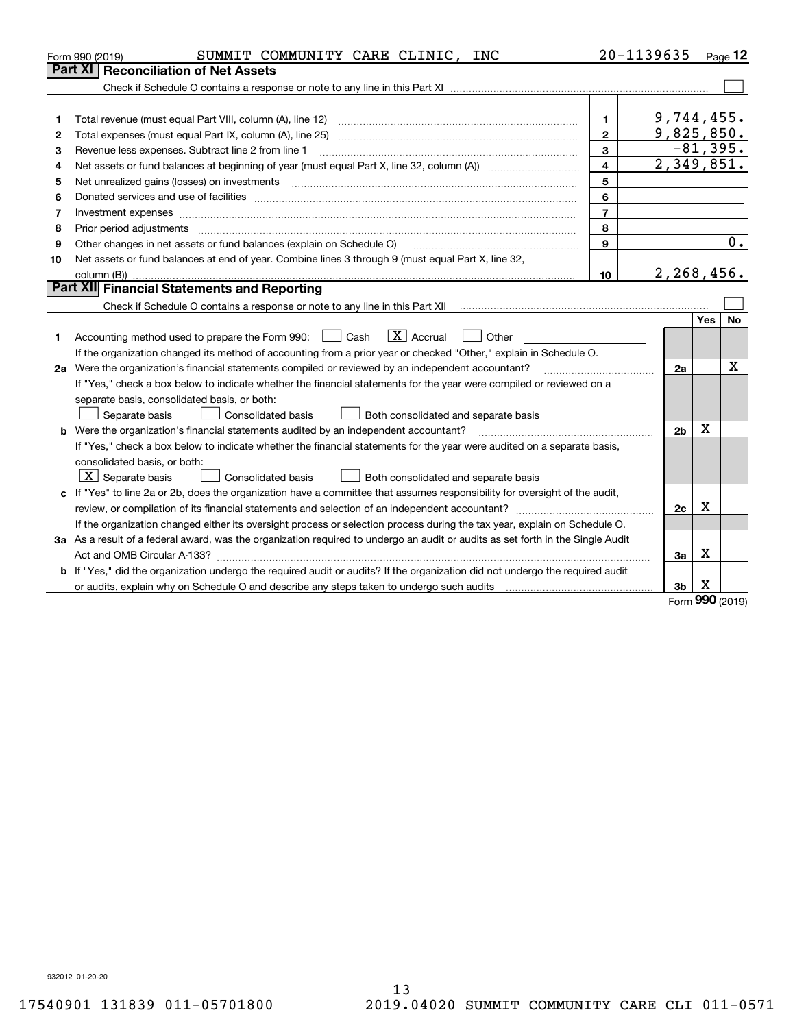Form 990 (2019) SUMMIT COMMUNITY CARE CLINIC, INC 20-1139635 Page **12**

## Part XI Reconciliation of Net Assets

Check if Schedule O contains a response or note to any line in this Part XI ☐

| | | | |
|---|---|---|---|
| 1 | Total revenue (must equal Part VIII, column (A), line 12) | 1 | 9,744,455. |
| 2 | Total expenses (must equal Part IX, column (A), line 25) | 2 | 9,825,850. |
| 3 | Revenue less expenses. Subtract line 2 from line 1 | 3 | -81,395. |
| 4 | Net assets or fund balances at beginning of year (must equal Part X, line 32, column (A)) | 4 | 2,349,851. |
| 5 | Net unrealized gains (losses) on investments | 5 | |
| 6 | Donated services and use of facilities | 6 | |
| 7 | Investment expenses | 7 | |
| 8 | Prior period adjustments | 8 | |
| 9 | Other changes in net assets or fund balances (explain on Schedule O) | 9 | 0. |
| 10 | Net assets or fund balances at end of year. Combine lines 3 through 9 (must equal Part X, line 32, column (B)) | 10 | 2,268,456. |

## Part XII Financial Statements and Reporting

Check if Schedule O contains a response or note to any line in this Part XII ☐

| | | | Yes | No |
|---|---|---|---|---|
| 1 | Accounting method used to prepare the Form 990: ☐ Cash ☒ Accrual ☐ Other | | | |
| | If the organization changed its method of accounting from a prior year or checked "Other," explain in Schedule O. | | | |
| 2a | Were the organization's financial statements compiled or reviewed by an independent accountant? | 2a | | X |
| | If "Yes," check a box below to indicate whether the financial statements for the year were compiled or reviewed on a separate basis, consolidated basis, or both: ☐ Separate basis ☐ Consolidated basis ☐ Both consolidated and separate basis | | | |
| b | Were the organization's financial statements audited by an independent accountant? | 2b | X | |
| | If "Yes," check a box below to indicate whether the financial statements for the year were audited on a separate basis, consolidated basis, or both: ☒ Separate basis ☐ Consolidated basis ☐ Both consolidated and separate basis | | | |
| c | If "Yes" to line 2a or 2b, does the organization have a committee that assumes responsibility for oversight of the audit, review, or compilation of its financial statements and selection of an independent accountant? | 2c | X | |
| | If the organization changed either its oversight process or selection process during the tax year, explain on Schedule O. | | | |
| 3a | As a result of a federal award, was the organization required to undergo an audit or audits as set forth in the Single Audit Act and OMB Circular A-133? | 3a | X | |
| b | If "Yes," did the organization undergo the required audit or audits? If the organization did not undergo the required audit or audits, explain why on Schedule O and describe any steps taken to undergo such audits | 3b | X | |

Form **990** (2019)

932012 01-20-20

17540901 131839 011-05701800 2019.04020 SUMMIT COMMUNITY CARE CLI 011-0571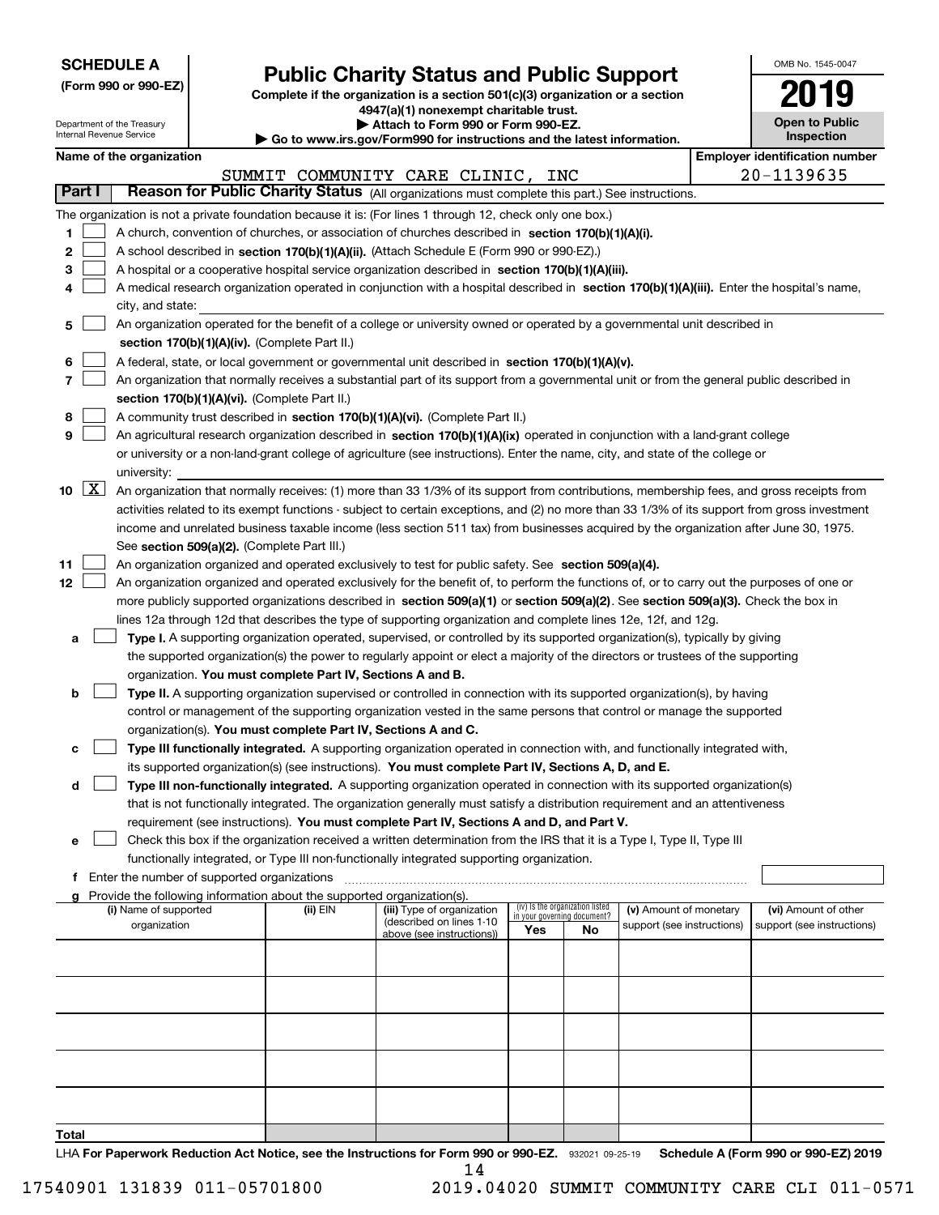**SCHEDULE A**
**(Form 990 or 990-EZ)**

Department of the Treasury
Internal Revenue Service

# Public Charity Status and Public Support

**Complete if the organization is a section 501(c)(3) organization or a section 4947(a)(1) nonexempt charitable trust.**
**▶ Attach to Form 990 or Form 990-EZ.**
**▶ Go to www.irs.gov/Form990 for instructions and the latest information.**

OMB No. 1545-0047

**2019**

**Open to Public Inspection**

**Name of the organization:** SUMMIT COMMUNITY CARE CLINIC, INC

**Employer identification number:** 20-1139635

## Part I Reason for Public Charity Status (All organizations must complete this part.) See instructions.

The organization is not a private foundation because it is: (For lines 1 through 12, check only one box.)

1. ☐ A church, convention of churches, or association of churches described in **section 170(b)(1)(A)(i).**
2. ☐ A school described in **section 170(b)(1)(A)(ii).** (Attach Schedule E (Form 990 or 990-EZ).)
3. ☐ A hospital or a cooperative hospital service organization described in **section 170(b)(1)(A)(iii).**
4. ☐ A medical research organization operated in conjunction with a hospital described in **section 170(b)(1)(A)(iii).** Enter the hospital's name, city, and state:
5. ☐ An organization operated for the benefit of a college or university owned or operated by a governmental unit described in **section 170(b)(1)(A)(iv).** (Complete Part II.)
6. ☐ A federal, state, or local government or governmental unit described in **section 170(b)(1)(A)(v).**
7. ☐ An organization that normally receives a substantial part of its support from a governmental unit or from the general public described in **section 170(b)(1)(A)(vi).** (Complete Part II.)
8. ☐ A community trust described in **section 170(b)(1)(A)(vi).** (Complete Part II.)
9. ☐ An agricultural research organization described in **section 170(b)(1)(A)(ix)** operated in conjunction with a land-grant college or university or a non-land-grant college of agriculture (see instructions). Enter the name, city, and state of the college or university:
10. ☒ An organization that normally receives: (1) more than 33 1/3% of its support from contributions, membership fees, and gross receipts from activities related to its exempt functions - subject to certain exceptions, and (2) no more than 33 1/3% of its support from gross investment income and unrelated business taxable income (less section 511 tax) from businesses acquired by the organization after June 30, 1975. See **section 509(a)(2).** (Complete Part III.)
11. ☐ An organization organized and operated exclusively to test for public safety. See **section 509(a)(4).**
12. ☐ An organization organized and operated exclusively for the benefit of, to perform the functions of, or to carry out the purposes of one or more publicly supported organizations described in **section 509(a)(1)** or **section 509(a)(2)**. See **section 509(a)(3).** Check the box in lines 12a through 12d that describes the type of supporting organization and complete lines 12e, 12f, and 12g.
   - **a** ☐ **Type I.** A supporting organization operated, supervised, or controlled by its supported organization(s), typically by giving the supported organization(s) the power to regularly appoint or elect a majority of the directors or trustees of the supporting organization. **You must complete Part IV, Sections A and B.**
   - **b** ☐ **Type II.** A supporting organization supervised or controlled in connection with its supported organization(s), by having control or management of the supporting organization vested in the same persons that control or manage the supported organization(s). **You must complete Part IV, Sections A and C.**
   - **c** ☐ **Type III functionally integrated.** A supporting organization operated in connection with, and functionally integrated with, its supported organization(s) (see instructions). **You must complete Part IV, Sections A, D, and E.**
   - **d** ☐ **Type III non-functionally integrated.** A supporting organization operated in connection with its supported organization(s) that is not functionally integrated. The organization generally must satisfy a distribution requirement and an attentiveness requirement (see instructions). **You must complete Part IV, Sections A and D, and Part V.**
   - **e** ☐ Check this box if the organization received a written determination from the IRS that it is a Type I, Type II, Type III functionally integrated, or Type III non-functionally integrated supporting organization.
   - **f** Enter the number of supported organizations
   - **g** Provide the following information about the supported organization(s).

| (i) Name of supported organization | (ii) EIN | (iii) Type of organization (described on lines 1-10 above (see instructions)) | (iv) Is the organization listed in your governing document? Yes | No | (v) Amount of monetary support (see instructions) | (vi) Amount of other support (see instructions) |
|---|---|---|---|---|---|---|
| | | | | | | |
| | | | | | | |
| | | | | | | |
| | | | | | | |
| | | | | | | |
| **Total** | | | | | | |

LHA **For Paperwork Reduction Act Notice, see the Instructions for Form 990 or 990-EZ.** 932021 09-25-19 **Schedule A (Form 990 or 990-EZ) 2019**

17540901 131839 011-05701800 2019.04020 SUMMIT COMMUNITY CARE CLI 011-0571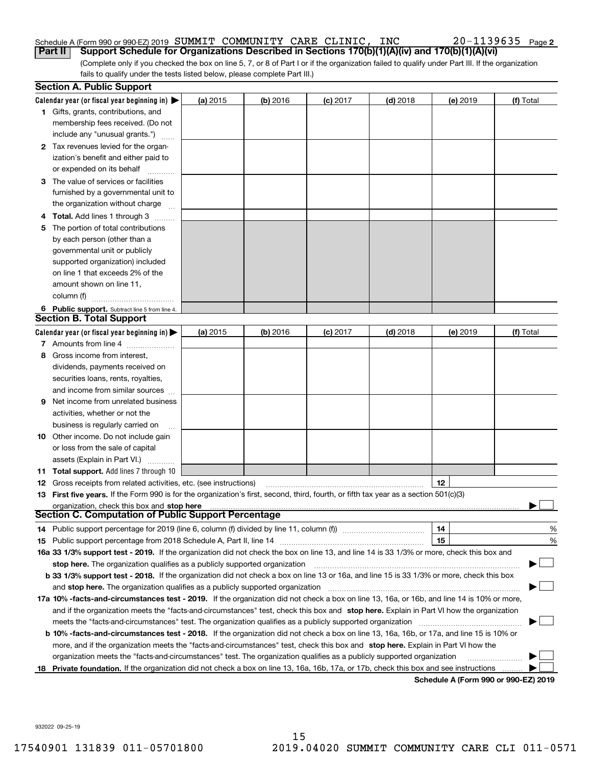Schedule A (Form 990 or 990-EZ) 2019 SUMMIT COMMUNITY CARE CLINIC, INC 20-1139635 Page 2

**Part II** **Support Schedule for Organizations Described in Sections 170(b)(1)(A)(iv) and 170(b)(1)(A)(vi)**

(Complete only if you checked the box on line 5, 7, or 8 of Part I or if the organization failed to qualify under Part III. If the organization fails to qualify under the tests listed below, please complete Part III.)

### Section A. Public Support

| Calendar year (or fiscal year beginning in) ▶ | (a) 2015 | (b) 2016 | (c) 2017 | (d) 2018 | (e) 2019 | (f) Total |
|---|---|---|---|---|---|---|
| **1** Gifts, grants, contributions, and membership fees received. (Do not include any "unusual grants.") | | | | | | |
| **2** Tax revenues levied for the organization's benefit and either paid to or expended on its behalf | | | | | | |
| **3** The value of services or facilities furnished by a governmental unit to the organization without charge | | | | | | |
| **4 Total.** Add lines 1 through 3 | | | | | | |
| **5** The portion of total contributions by each person (other than a governmental unit or publicly supported organization) included on line 1 that exceeds 2% of the amount shown on line 11, column (f) | | | | | | |
| **6 Public support.** Subtract line 5 from line 4. | | | | | | |

### Section B. Total Support

| Calendar year (or fiscal year beginning in) ▶ | (a) 2015 | (b) 2016 | (c) 2017 | (d) 2018 | (e) 2019 | (f) Total |
|---|---|---|---|---|---|---|
| **7** Amounts from line 4 | | | | | | |
| **8** Gross income from interest, dividends, payments received on securities loans, rents, royalties, and income from similar sources | | | | | | |
| **9** Net income from unrelated business activities, whether or not the business is regularly carried on | | | | | | |
| **10** Other income. Do not include gain or loss from the sale of capital assets (Explain in Part VI.) | | | | | | |
| **11 Total support.** Add lines 7 through 10 | | | | | | |

**12** Gross receipts from related activities, etc. (see instructions) | **12** |

**13 First five years.** If the Form 990 is for the organization's first, second, third, fourth, or fifth tax year as a section 501(c)(3) organization, check this box and **stop here** ▶ ☐

### Section C. Computation of Public Support Percentage

**14** Public support percentage for 2019 (line 6, column (f) divided by line 11, column (f)) | **14** | %

**15** Public support percentage from 2018 Schedule A, Part II, line 14 | **15** | %

**16a 33 1/3% support test - 2019.** If the organization did not check the box on line 13, and line 14 is 33 1/3% or more, check this box and **stop here.** The organization qualifies as a publicly supported organization ▶ ☐

**b 33 1/3% support test - 2018.** If the organization did not check a box on line 13 or 16a, and line 15 is 33 1/3% or more, check this box and **stop here.** The organization qualifies as a publicly supported organization ▶ ☐

**17a 10% -facts-and-circumstances test - 2019.** If the organization did not check a box on line 13, 16a, or 16b, and line 14 is 10% or more, and if the organization meets the "facts-and-circumstances" test, check this box and **stop here.** Explain in Part VI how the organization meets the "facts-and-circumstances" test. The organization qualifies as a publicly supported organization ▶ ☐

**b 10% -facts-and-circumstances test - 2018.** If the organization did not check a box on line 13, 16a, 16b, or 17a, and line 15 is 10% or more, and if the organization meets the "facts-and-circumstances" test, check this box and **stop here.** Explain in Part VI how the organization meets the "facts-and-circumstances" test. The organization qualifies as a publicly supported organization ▶ ☐

**18 Private foundation.** If the organization did not check a box on line 13, 16a, 16b, 17a, or 17b, check this box and see instructions ▶ ☐

**Schedule A (Form 990 or 990-EZ) 2019**

932022 09-25-19

17540901 131839 011-05701800 2019.04020 SUMMIT COMMUNITY CARE CLI 011-0571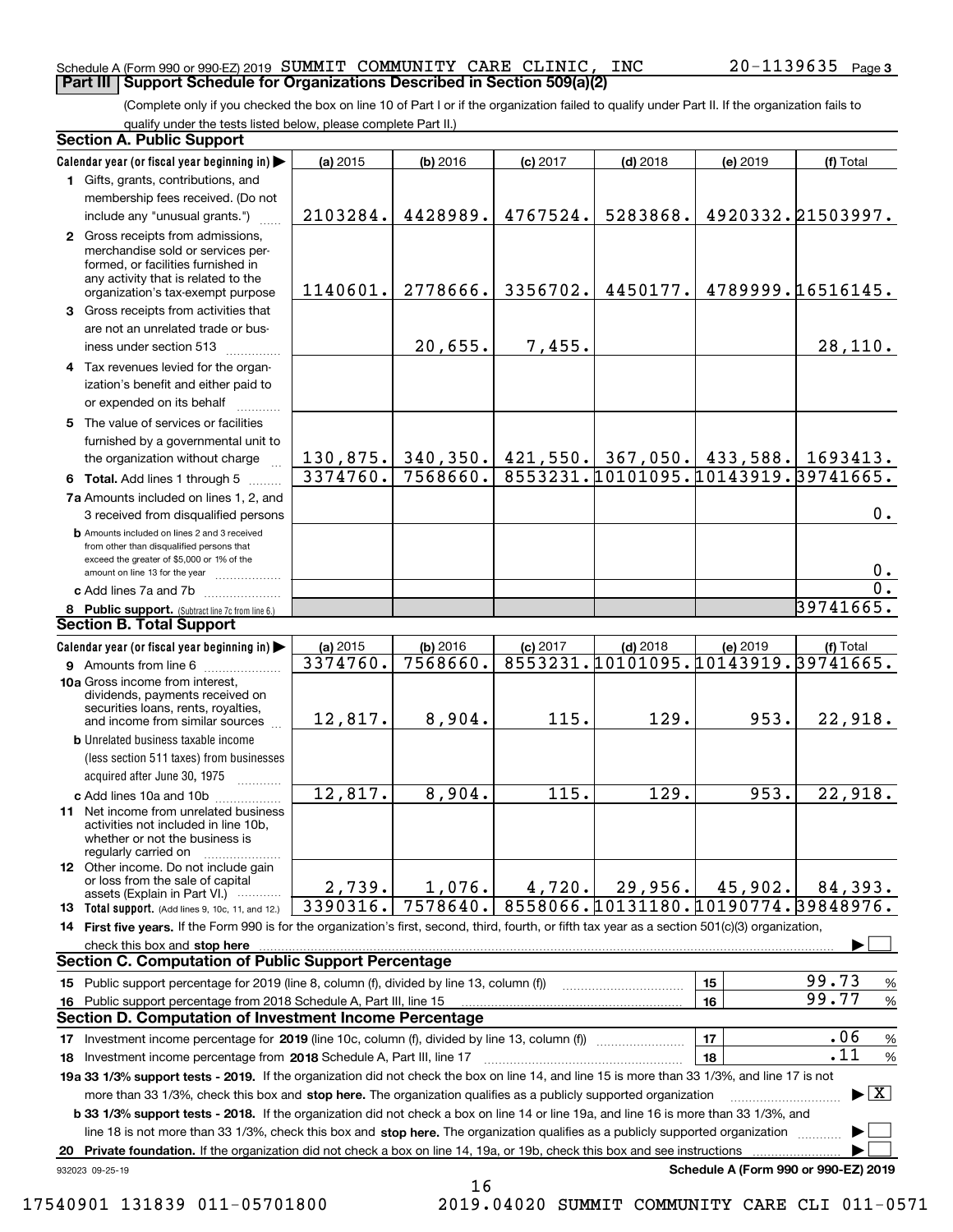Schedule A (Form 990 or 990-EZ) 2019 SUMMIT COMMUNITY CARE CLINIC, INC 20-1139635 Page 3

## Part III Support Schedule for Organizations Described in Section 509(a)(2)

(Complete only if you checked the box on line 10 of Part I or if the organization failed to qualify under Part II. If the organization fails to qualify under the tests listed below, please complete Part II.)

### Section A. Public Support

| Calendar year (or fiscal year beginning in) | (a) 2015 | (b) 2016 | (c) 2017 | (d) 2018 | (e) 2019 | (f) Total |
|---|---|---|---|---|---|---|
| 1 Gifts, grants, contributions, and membership fees received. (Do not include any "unusual grants.") | 2103284. | 4428989. | 4767524. | 5283868. | 4920332. | 21503997. |
| 2 Gross receipts from admissions, merchandise sold or services performed, or facilities furnished in any activity that is related to the organization's tax-exempt purpose | 1140601. | 2778666. | 3356702. | 4450177. | 4789999. | 16516145. |
| 3 Gross receipts from activities that are not an unrelated trade or business under section 513 | | 20,655. | 7,455. | | | 28,110. |
| 4 Tax revenues levied for the organization's benefit and either paid to or expended on its behalf | | | | | | |
| 5 The value of services or facilities furnished by a governmental unit to the organization without charge | 130,875. | 340,350. | 421,550. | 367,050. | 433,588. | 1693413. |
| 6 Total. Add lines 1 through 5 | 3374760. | 7568660. | 8553231. | 10101095. | 10143919. | 39741665. |
| 7a Amounts included on lines 1, 2, and 3 received from disqualified persons | | | | | | 0. |
| b Amounts included on lines 2 and 3 received from other than disqualified persons that exceed the greater of $5,000 or 1% of the amount on line 13 for the year | | | | | | 0. |
| c Add lines 7a and 7b | | | | | | 0. |
| 8 Public support. (Subtract line 7c from line 6.) | | | | | | 39741665. |

### Section B. Total Support

| Calendar year (or fiscal year beginning in) | (a) 2015 | (b) 2016 | (c) 2017 | (d) 2018 | (e) 2019 | (f) Total |
|---|---|---|---|---|---|---|
| 9 Amounts from line 6 | 3374760. | 7568660. | 8553231. | 10101095. | 10143919. | 39741665. |
| 10a Gross income from interest, dividends, payments received on securities loans, rents, royalties, and income from similar sources | 12,817. | 8,904. | 115. | 129. | 953. | 22,918. |
| b Unrelated business taxable income (less section 511 taxes) from businesses acquired after June 30, 1975 | | | | | | |
| c Add lines 10a and 10b | 12,817. | 8,904. | 115. | 129. | 953. | 22,918. |
| 11 Net income from unrelated business activities not included in line 10b, whether or not the business is regularly carried on | | | | | | |
| 12 Other income. Do not include gain or loss from the sale of capital assets (Explain in Part VI.) | 2,739. | 1,076. | 4,720. | 29,956. | 45,902. | 84,393. |
| 13 Total support. (Add lines 9, 10c, 11, and 12.) | 3390316. | 7578640. | 8558066. | 10131180. | 10190774. | 39848976. |

14 First five years. If the Form 990 is for the organization's first, second, third, fourth, or fifth tax year as a section 501(c)(3) organization, check this box and stop here ☐

### Section C. Computation of Public Support Percentage

| | | | |
|---|---|---|---|
| 15 Public support percentage for 2019 (line 8, column (f), divided by line 13, column (f)) | 15 | 99.73 | % |
| 16 Public support percentage from 2018 Schedule A, Part III, line 15 | 16 | 99.77 | % |

### Section D. Computation of Investment Income Percentage

| | | | |
|---|---|---|---|
| 17 Investment income percentage for 2019 (line 10c, column (f), divided by line 13, column (f)) | 17 | .06 | % |
| 18 Investment income percentage from 2018 Schedule A, Part III, line 17 | 18 | .11 | % |

19a 33 1/3% support tests - 2019. If the organization did not check the box on line 14, and line 15 is more than 33 1/3%, and line 17 is not more than 33 1/3%, check this box and stop here. The organization qualifies as a publicly supported organization ☒

b 33 1/3% support tests - 2018. If the organization did not check a box on line 14 or line 19a, and line 16 is more than 33 1/3%, and line 18 is not more than 33 1/3%, check this box and stop here. The organization qualifies as a publicly supported organization ☐

20 Private foundation. If the organization did not check a box on line 14, 19a, or 19b, check this box and see instructions ☐

932023 09-25-19 Schedule A (Form 990 or 990-EZ) 2019

17540901 131839 011-05701800 2019.04020 SUMMIT COMMUNITY CARE CLI 011-0571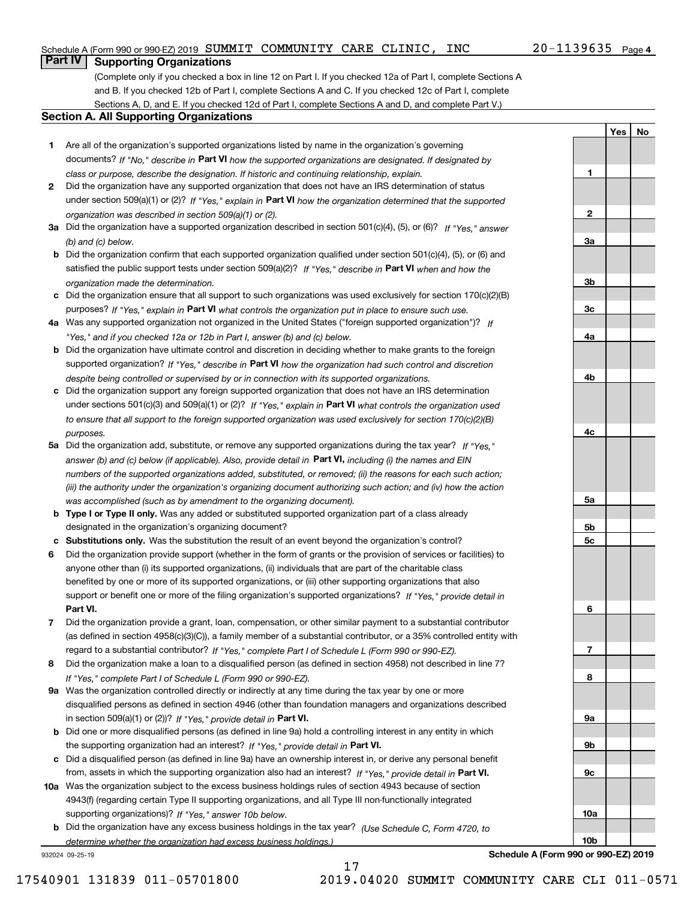Schedule A (Form 990 or 990-EZ) 2019 SUMMIT COMMUNITY CARE CLINIC, INC 20-1139635 Page 4

## Part IV Supporting Organizations

(Complete only if you checked a box in line 12 on Part I. If you checked 12a of Part I, complete Sections A and B. If you checked 12b of Part I, complete Sections A and C. If you checked 12c of Part I, complete Sections A, D, and E. If you checked 12d of Part I, complete Sections A and D, and complete Part V.)

### Section A. All Supporting Organizations

| | | | Yes | No |
|---|---|---|---|---|
| **1** | Are all of the organization's supported organizations listed by name in the organization's governing documents? *If "No," describe in* **Part VI** *how the supported organizations are designated. If designated by class or purpose, describe the designation. If historic and continuing relationship, explain.* | **1** | | |
| **2** | Did the organization have any supported organization that does not have an IRS determination of status under section 509(a)(1) or (2)? *If "Yes," explain in* **Part VI** *how the organization determined that the supported organization was described in section 509(a)(1) or (2).* | **2** | | |
| **3a** | Did the organization have a supported organization described in section 501(c)(4), (5), or (6)? *If "Yes," answer (b) and (c) below.* | **3a** | | |
| **b** | Did the organization confirm that each supported organization qualified under section 501(c)(4), (5), or (6) and satisfied the public support tests under section 509(a)(2)? *If "Yes," describe in* **Part VI** *when and how the organization made the determination.* | **3b** | | |
| **c** | Did the organization ensure that all support to such organizations was used exclusively for section 170(c)(2)(B) purposes? *If "Yes," explain in* **Part VI** *what controls the organization put in place to ensure such use.* | **3c** | | |
| **4a** | Was any supported organization not organized in the United States ("foreign supported organization")? *If "Yes," and if you checked 12a or 12b in Part I, answer (b) and (c) below.* | **4a** | | |
| **b** | Did the organization have ultimate control and discretion in deciding whether to make grants to the foreign supported organization? *If "Yes," describe in* **Part VI** *how the organization had such control and discretion despite being controlled or supervised by or in connection with its supported organizations.* | **4b** | | |
| **c** | Did the organization support any foreign supported organization that does not have an IRS determination under sections 501(c)(3) and 509(a)(1) or (2)? *If "Yes," explain in* **Part VI** *what controls the organization used to ensure that all support to the foreign supported organization was used exclusively for section 170(c)(2)(B) purposes.* | **4c** | | |
| **5a** | Did the organization add, substitute, or remove any supported organizations during the tax year? *If "Yes," answer (b) and (c) below (if applicable). Also, provide detail in* **Part VI,** *including (i) the names and EIN numbers of the supported organizations added, substituted, or removed; (ii) the reasons for each such action; (iii) the authority under the organization's organizing document authorizing such action; and (iv) how the action was accomplished (such as by amendment to the organizing document).* | **5a** | | |
| **b** | **Type I or Type II only.** Was any added or substituted supported organization part of a class already designated in the organization's organizing document? | **5b** | | |
| **c** | **Substitutions only.** Was the substitution the result of an event beyond the organization's control? | **5c** | | |
| **6** | Did the organization provide support (whether in the form of grants or the provision of services or facilities) to anyone other than (i) its supported organizations, (ii) individuals that are part of the charitable class benefited by one or more of its supported organizations, or (iii) other supporting organizations that also support or benefit one or more of the filing organization's supported organizations? *If "Yes," provide detail in* **Part VI.** | **6** | | |
| **7** | Did the organization provide a grant, loan, compensation, or other similar payment to a substantial contributor (as defined in section 4958(c)(3)(C)), a family member of a substantial contributor, or a 35% controlled entity with regard to a substantial contributor? *If "Yes," complete Part I of Schedule L (Form 990 or 990-EZ).* | **7** | | |
| **8** | Did the organization make a loan to a disqualified person (as defined in section 4958) not described in line 7? *If "Yes," complete Part I of Schedule L (Form 990 or 990-EZ).* | **8** | | |
| **9a** | Was the organization controlled directly or indirectly at any time during the tax year by one or more disqualified persons as defined in section 4946 (other than foundation managers and organizations described in section 509(a)(1) or (2))? *If "Yes," provide detail in* **Part VI.** | **9a** | | |
| **b** | Did one or more disqualified persons (as defined in line 9a) hold a controlling interest in any entity in which the supporting organization had an interest? *If "Yes," provide detail in* **Part VI.** | **9b** | | |
| **c** | Did a disqualified person (as defined in line 9a) have an ownership interest in, or derive any personal benefit from, assets in which the supporting organization also had an interest? *If "Yes," provide detail in* **Part VI.** | **9c** | | |
| **10a** | Was the organization subject to the excess business holdings rules of section 4943 because of section 4943(f) (regarding certain Type II supporting organizations, and all Type III non-functionally integrated supporting organizations)? *If "Yes," answer 10b below.* | **10a** | | |
| **b** | Did the organization have any excess business holdings in the tax year? *(Use Schedule C, Form 4720, to determine whether the organization had excess business holdings.)* | **10b** | | |

932024 09-25-19 **Schedule A (Form 990 or 990-EZ) 2019**

17540901 131839 011-05701800 2019.04020 SUMMIT COMMUNITY CARE CLI 011-0571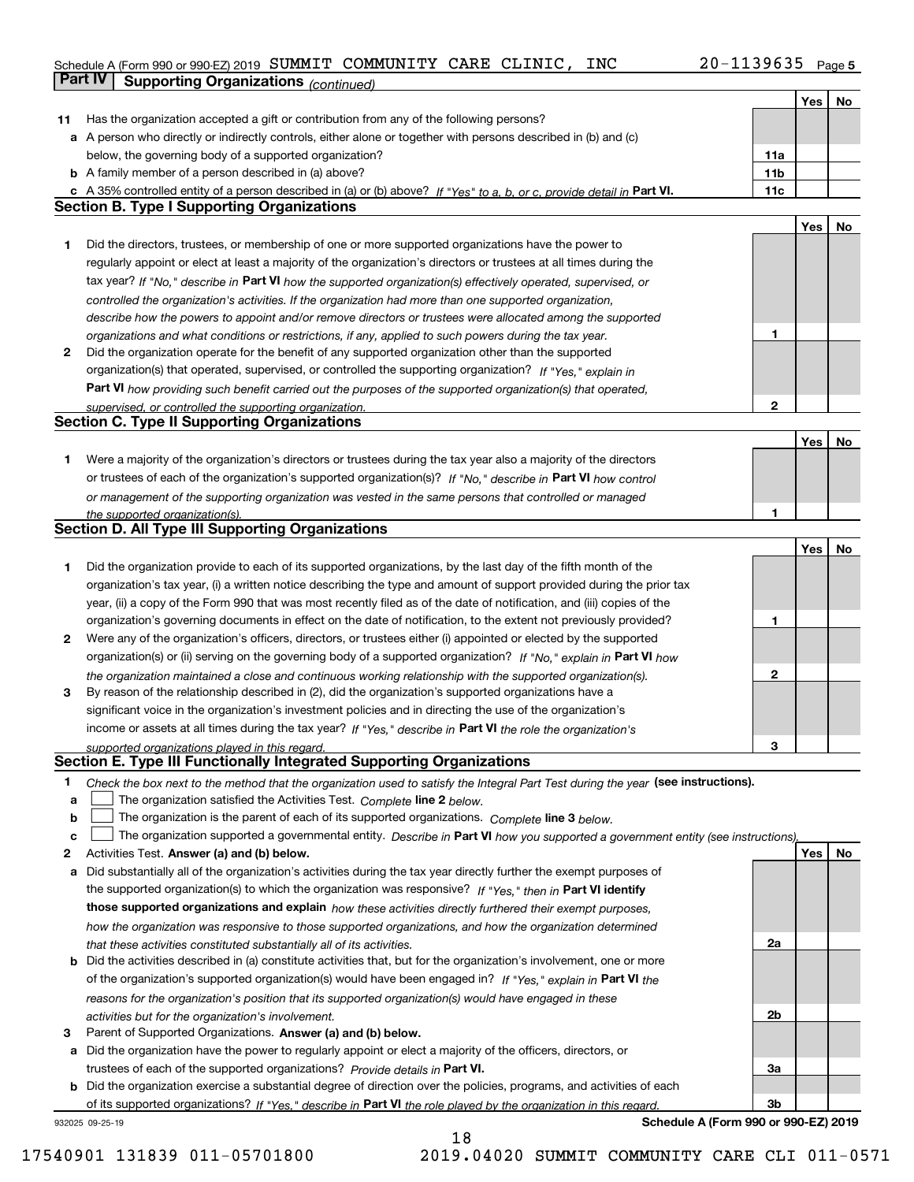Schedule A (Form 990 or 990-EZ) 2019 SUMMIT COMMUNITY CARE CLINIC, INC 20-1139635 Page 5

## Part IV Supporting Organizations *(continued)*

| | | | Yes | No |
|---|---|---|---|---|
| **11** | Has the organization accepted a gift or contribution from any of the following persons? | | | |
| **a** | A person who directly or indirectly controls, either alone or together with persons described in (b) and (c) below, the governing body of a supported organization? | **11a** | | |
| **b** | A family member of a person described in (a) above? | **11b** | | |
| **c** | A 35% controlled entity of a person described in (a) or (b) above? *If "Yes" to a, b, or c, provide detail in* **Part VI.** | **11c** | | |

### Section B. Type I Supporting Organizations

| | | | Yes | No |
|---|---|---|---|---|
| **1** | Did the directors, trustees, or membership of one or more supported organizations have the power to regularly appoint or elect at least a majority of the organization's directors or trustees at all times during the tax year? *If "No," describe in* **Part VI** *how the supported organization(s) effectively operated, supervised, or controlled the organization's activities. If the organization had more than one supported organization, describe how the powers to appoint and/or remove directors or trustees were allocated among the supported organizations and what conditions or restrictions, if any, applied to such powers during the tax year.* | **1** | | |
| **2** | Did the organization operate for the benefit of any supported organization other than the supported organization(s) that operated, supervised, or controlled the supporting organization? *If "Yes," explain in* **Part VI** *how providing such benefit carried out the purposes of the supported organization(s) that operated, supervised, or controlled the supporting organization.* | **2** | | |

### Section C. Type II Supporting Organizations

| | | | Yes | No |
|---|---|---|---|---|
| **1** | Were a majority of the organization's directors or trustees during the tax year also a majority of the directors or trustees of each of the organization's supported organization(s)? *If "No," describe in* **Part VI** *how control or management of the supporting organization was vested in the same persons that controlled or managed the supported organization(s).* | **1** | | |

### Section D. All Type III Supporting Organizations

| | | | Yes | No |
|---|---|---|---|---|
| **1** | Did the organization provide to each of its supported organizations, by the last day of the fifth month of the organization's tax year, (i) a written notice describing the type and amount of support provided during the prior tax year, (ii) a copy of the Form 990 that was most recently filed as of the date of notification, and (iii) copies of the organization's governing documents in effect on the date of notification, to the extent not previously provided? | **1** | | |
| **2** | Were any of the organization's officers, directors, or trustees either (i) appointed or elected by the supported organization(s) or (ii) serving on the governing body of a supported organization? *If "No," explain in* **Part VI** *how the organization maintained a close and continuous working relationship with the supported organization(s).* | **2** | | |
| **3** | By reason of the relationship described in (2), did the organization's supported organizations have a significant voice in the organization's investment policies and in directing the use of the organization's income or assets at all times during the tax year? *If "Yes," describe in* **Part VI** *the role the organization's supported organizations played in this regard.* | **3** | | |

### Section E. Type III Functionally Integrated Supporting Organizations

**1** *Check the box next to the method that the organization used to satisfy the Integral Part Test during the year* **(see instructions).**

- **a** ☐ The organization satisfied the Activities Test. *Complete* **line 2** *below.*
- **b** ☐ The organization is the parent of each of its supported organizations. *Complete* **line 3** *below.*
- **c** ☐ The organization supported a governmental entity. *Describe in* **Part VI** *how you supported a government entity (see instructions).*

| | | | Yes | No |
|---|---|---|---|---|
| **2** | Activities Test. **Answer (a) and (b) below.** | | | |
| **a** | Did substantially all of the organization's activities during the tax year directly further the exempt purposes of the supported organization(s) to which the organization was responsive? *If "Yes," then in* **Part VI identify those supported organizations and explain** *how these activities directly furthered their exempt purposes, how the organization was responsive to those supported organizations, and how the organization determined that these activities constituted substantially all of its activities.* | **2a** | | |
| **b** | Did the activities described in (a) constitute activities that, but for the organization's involvement, one or more of the organization's supported organization(s) would have been engaged in? *If "Yes," explain in* **Part VI** *the reasons for the organization's position that its supported organization(s) would have engaged in these activities but for the organization's involvement.* | **2b** | | |
| **3** | Parent of Supported Organizations. **Answer (a) and (b) below.** | | | |
| **a** | Did the organization have the power to regularly appoint or elect a majority of the officers, directors, or trustees of each of the supported organizations? *Provide details in* **Part VI.** | **3a** | | |
| **b** | Did the organization exercise a substantial degree of direction over the policies, programs, and activities of each of its supported organizations? *If "Yes," describe in* **Part VI** *the role played by the organization in this regard.* | **3b** | | |

932025 09-25-19 **Schedule A (Form 990 or 990-EZ) 2019**

17540901 131839 011-05701800 2019.04020 SUMMIT COMMUNITY CARE CLI 011-0571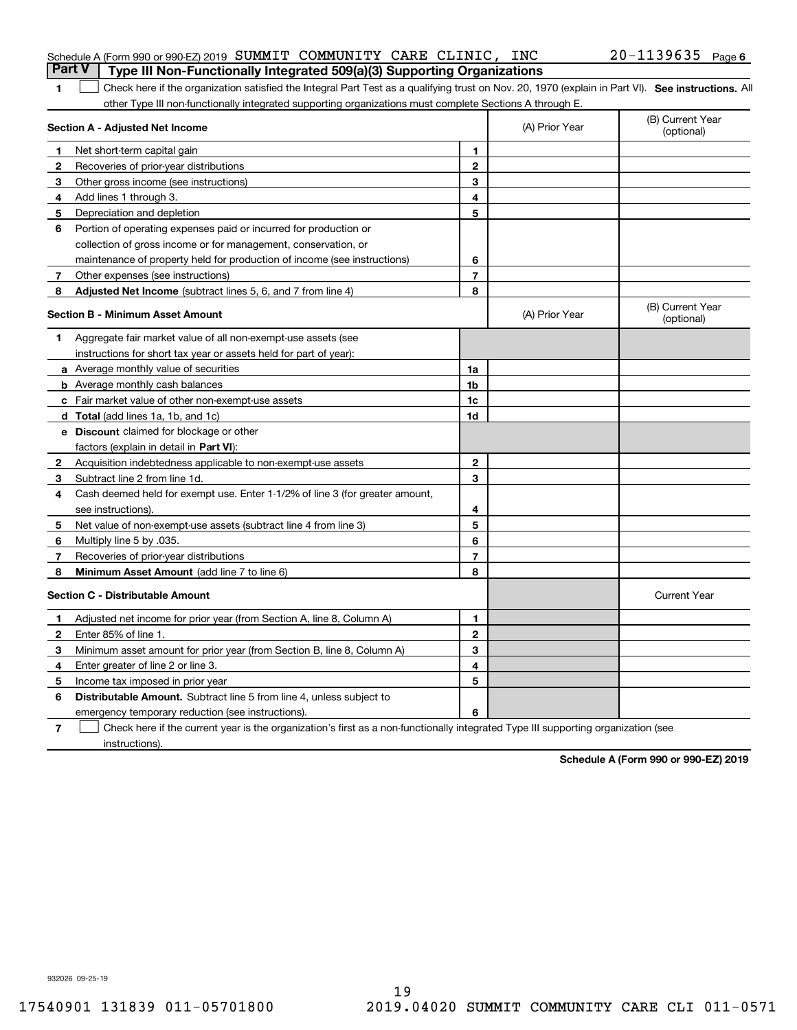Schedule A (Form 990 or 990-EZ) 2019 SUMMIT COMMUNITY CARE CLINIC, INC 20-1139635 Page 6

**Part V Type III Non-Functionally Integrated 509(a)(3) Supporting Organizations**

1 ☐ Check here if the organization satisfied the Integral Part Test as a qualifying trust on Nov. 20, 1970 (explain in Part VI). **See instructions.** All other Type III non-functionally integrated supporting organizations must complete Sections A through E.

| **Section A - Adjusted Net Income** | | (A) Prior Year | (B) Current Year (optional) |
|---|---|---|---|
| **1** Net short-term capital gain | 1 | | |
| **2** Recoveries of prior-year distributions | 2 | | |
| **3** Other gross income (see instructions) | 3 | | |
| **4** Add lines 1 through 3. | 4 | | |
| **5** Depreciation and depletion | 5 | | |
| **6** Portion of operating expenses paid or incurred for production or collection of gross income or for management, conservation, or maintenance of property held for production of income (see instructions) | 6 | | |
| **7** Other expenses (see instructions) | 7 | | |
| **8** **Adjusted Net Income** (subtract lines 5, 6, and 7 from line 4) | 8 | | |

| **Section B - Minimum Asset Amount** | | (A) Prior Year | (B) Current Year (optional) |
|---|---|---|---|
| **1** Aggregate fair market value of all non-exempt-use assets (see instructions for short tax year or assets held for part of year): | | | |
| **a** Average monthly value of securities | 1a | | |
| **b** Average monthly cash balances | 1b | | |
| **c** Fair market value of other non-exempt-use assets | 1c | | |
| **d** **Total** (add lines 1a, 1b, and 1c) | 1d | | |
| **e** **Discount** claimed for blockage or other factors (explain in detail in **Part VI**): | | | |
| **2** Acquisition indebtedness applicable to non-exempt-use assets | 2 | | |
| **3** Subtract line 2 from line 1d. | 3 | | |
| **4** Cash deemed held for exempt use. Enter 1-1/2% of line 3 (for greater amount, see instructions). | 4 | | |
| **5** Net value of non-exempt-use assets (subtract line 4 from line 3) | 5 | | |
| **6** Multiply line 5 by .035. | 6 | | |
| **7** Recoveries of prior-year distributions | 7 | | |
| **8** **Minimum Asset Amount** (add line 7 to line 6) | 8 | | |

| **Section C - Distributable Amount** | | | Current Year |
|---|---|---|---|
| **1** Adjusted net income for prior year (from Section A, line 8, Column A) | 1 | | |
| **2** Enter 85% of line 1. | 2 | | |
| **3** Minimum asset amount for prior year (from Section B, line 8, Column A) | 3 | | |
| **4** Enter greater of line 2 or line 3. | 4 | | |
| **5** Income tax imposed in prior year | 5 | | |
| **6** **Distributable Amount.** Subtract line 5 from line 4, unless subject to emergency temporary reduction (see instructions). | 6 | | |

7 ☐ Check here if the current year is the organization's first as a non-functionally integrated Type III supporting organization (see instructions).

**Schedule A (Form 990 or 990-EZ) 2019**

932026 09-25-19

17540901 131839 011-05701800 2019.04020 SUMMIT COMMUNITY CARE CLI 011-0571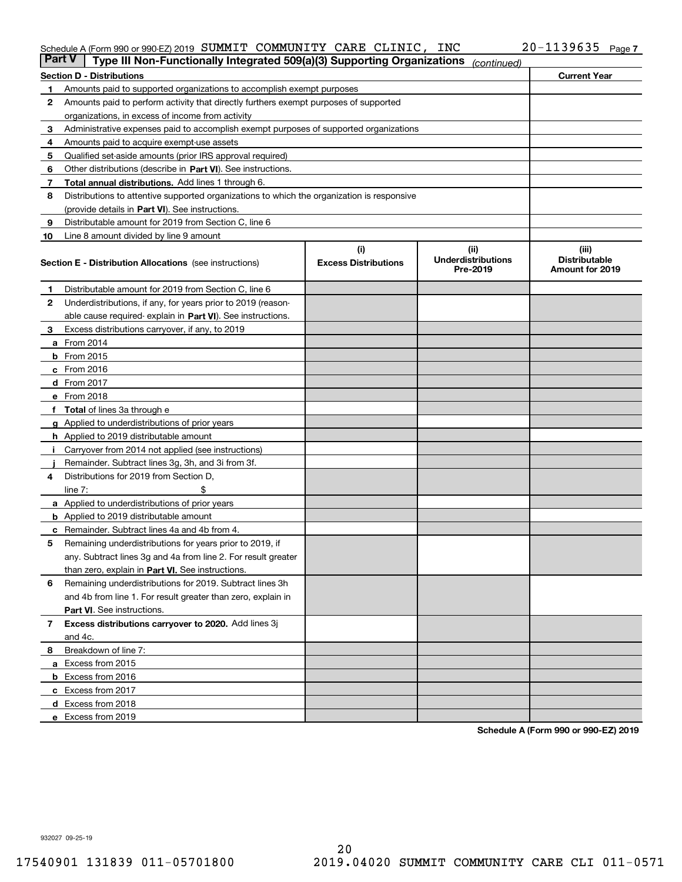Schedule A (Form 990 or 990-EZ) 2019 SUMMIT COMMUNITY CARE CLINIC, INC 20-1139635 Page 7

## Part V Type III Non-Functionally Integrated 509(a)(3) Supporting Organizations *(continued)*

| Section D - Distributions | | Current Year |
|---|---|---|
| 1 | Amounts paid to supported organizations to accomplish exempt purposes | |
| 2 | Amounts paid to perform activity that directly furthers exempt purposes of supported organizations, in excess of income from activity | |
| 3 | Administrative expenses paid to accomplish exempt purposes of supported organizations | |
| 4 | Amounts paid to acquire exempt-use assets | |
| 5 | Qualified set-aside amounts (prior IRS approval required) | |
| 6 | Other distributions (describe in **Part VI**). See instructions. | |
| 7 | **Total annual distributions.** Add lines 1 through 6. | |
| 8 | Distributions to attentive supported organizations to which the organization is responsive (provide details in **Part VI**). See instructions. | |
| 9 | Distributable amount for 2019 from Section C, line 6 | |
| 10 | Line 8 amount divided by line 9 amount | |

| | Section E - Distribution Allocations (see instructions) | (i) Excess Distributions | (ii) Underdistributions Pre-2019 | (iii) Distributable Amount for 2019 |
|---|---|---|---|---|
| 1 | Distributable amount for 2019 from Section C, line 6 | | | |
| 2 | Underdistributions, if any, for years prior to 2019 (reasonable cause required- explain in **Part VI**). See instructions. | | | |
| 3 | Excess distributions carryover, if any, to 2019 | | | |
| a | From 2014 | | | |
| b | From 2015 | | | |
| c | From 2016 | | | |
| d | From 2017 | | | |
| e | From 2018 | | | |
| f | **Total** of lines 3a through e | | | |
| g | Applied to underdistributions of prior years | | | |
| h | Applied to 2019 distributable amount | | | |
| i | Carryover from 2014 not applied (see instructions) | | | |
| j | Remainder. Subtract lines 3g, 3h, and 3i from 3f. | | | |
| 4 | Distributions for 2019 from Section D, line 7: $ | | | |
| a | Applied to underdistributions of prior years | | | |
| b | Applied to 2019 distributable amount | | | |
| c | Remainder. Subtract lines 4a and 4b from 4. | | | |
| 5 | Remaining underdistributions for years prior to 2019, if any. Subtract lines 3g and 4a from line 2. For result greater than zero, explain in **Part VI.** See instructions. | | | |
| 6 | Remaining underdistributions for 2019. Subtract lines 3h and 4b from line 1. For result greater than zero, explain in **Part VI**. See instructions. | | | |
| 7 | **Excess distributions carryover to 2020.** Add lines 3j and 4c. | | | |
| 8 | Breakdown of line 7: | | | |
| a | Excess from 2015 | | | |
| b | Excess from 2016 | | | |
| c | Excess from 2017 | | | |
| d | Excess from 2018 | | | |
| e | Excess from 2019 | | | |

**Schedule A (Form 990 or 990-EZ) 2019**

932027 09-25-19

17540901 131839 011-05701800 2019.04020 SUMMIT COMMUNITY CARE CLI 011-0571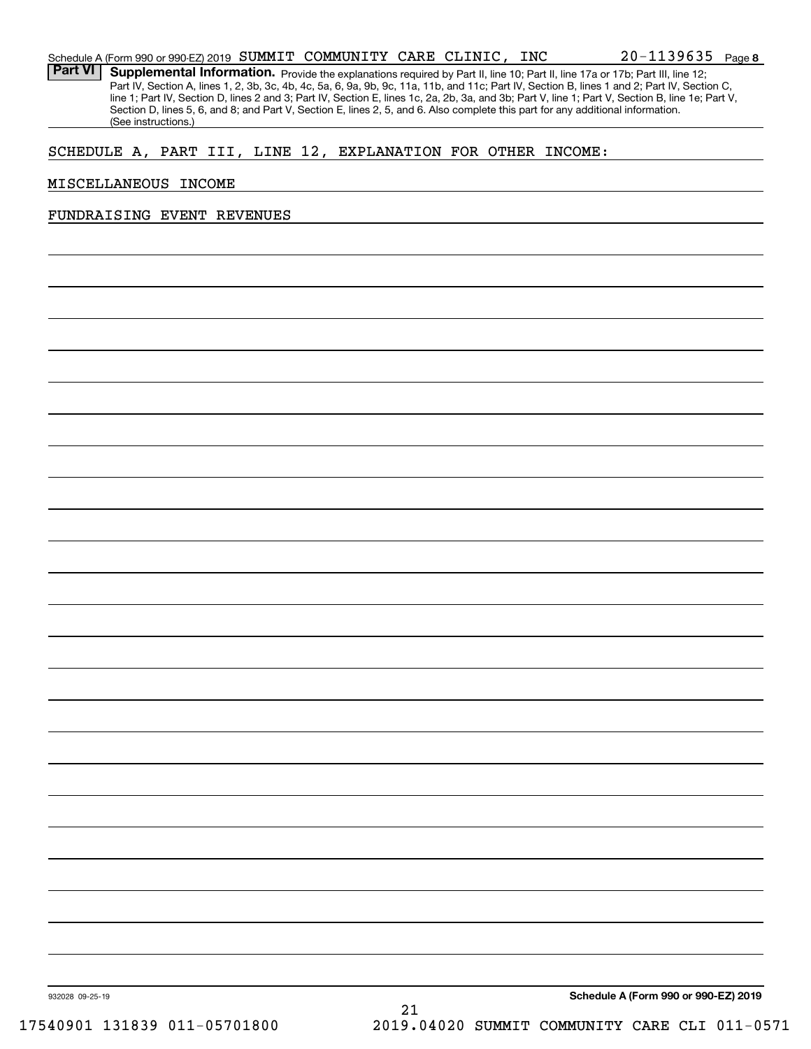Schedule A (Form 990 or 990-EZ) 2019 SUMMIT COMMUNITY CARE CLINIC, INC 20-1139635 Page 8

**Part VI** **Supplemental Information.** Provide the explanations required by Part II, line 10; Part II, line 17a or 17b; Part III, line 12; Part IV, Section A, lines 1, 2, 3b, 3c, 4b, 4c, 5a, 6, 9a, 9b, 9c, 11a, 11b, and 11c; Part IV, Section B, lines 1 and 2; Part IV, Section C, line 1; Part IV, Section D, lines 2 and 3; Part IV, Section E, lines 1c, 2a, 2b, 3a, and 3b; Part V, line 1; Part V, Section B, line 1e; Part V, Section D, lines 5, 6, and 8; and Part V, Section E, lines 2, 5, and 6. Also complete this part for any additional information. (See instructions.)

SCHEDULE A, PART III, LINE 12, EXPLANATION FOR OTHER INCOME:

MISCELLANEOUS INCOME

FUNDRAISING EVENT REVENUES

932028 09-25-19

**Schedule A (Form 990 or 990-EZ) 2019**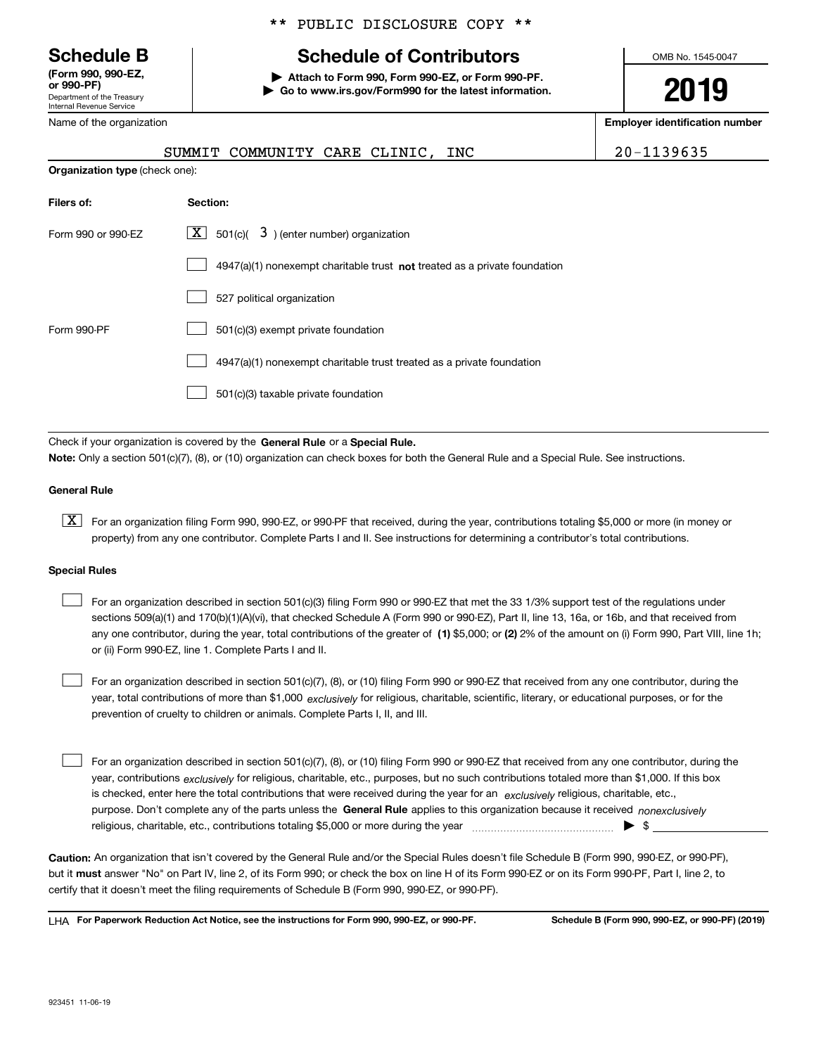\*\* PUBLIC DISCLOSURE COPY \*\*

**Schedule B** (Form 990, 990-EZ, or 990-PF)
Department of the Treasury
Internal Revenue Service

# Schedule of Contributors

▶ Attach to Form 990, Form 990-EZ, or Form 990-PF.
▶ Go to www.irs.gov/Form990 for the latest information.

OMB No. 1545-0047

**2019**

| Name of the organization | Employer identification number |
|---|---|
| SUMMIT COMMUNITY CARE CLINIC, INC | 20-1139635 |

**Organization type** (check one):

| Filers of: | Section: |
|---|---|
| Form 990 or 990-EZ | [X] 501(c)( 3 ) (enter number) organization |
| | [ ] 4947(a)(1) nonexempt charitable trust **not** treated as a private foundation |
| | [ ] 527 political organization |
| Form 990-PF | [ ] 501(c)(3) exempt private foundation |
| | [ ] 4947(a)(1) nonexempt charitable trust treated as a private foundation |
| | [ ] 501(c)(3) taxable private foundation |

Check if your organization is covered by the **General Rule** or a **Special Rule.**

**Note:** Only a section 501(c)(7), (8), or (10) organization can check boxes for both the General Rule and a Special Rule. See instructions.

**General Rule**

[X] For an organization filing Form 990, 990-EZ, or 990-PF that received, during the year, contributions totaling $5,000 or more (in money or property) from any one contributor. Complete Parts I and II. See instructions for determining a contributor's total contributions.

**Special Rules**

[ ] For an organization described in section 501(c)(3) filing Form 990 or 990-EZ that met the 33 1/3% support test of the regulations under sections 509(a)(1) and 170(b)(1)(A)(vi), that checked Schedule A (Form 990 or 990-EZ), Part II, line 13, 16a, or 16b, and that received from any one contributor, during the year, total contributions of the greater of **(1)** $5,000; or **(2)** 2% of the amount on (i) Form 990, Part VIII, line 1h; or (ii) Form 990-EZ, line 1. Complete Parts I and II.

[ ] For an organization described in section 501(c)(7), (8), or (10) filing Form 990 or 990-EZ that received from any one contributor, during the year, total contributions of more than $1,000 *exclusively* for religious, charitable, scientific, literary, or educational purposes, or for the prevention of cruelty to children or animals. Complete Parts I, II, and III.

[ ] For an organization described in section 501(c)(7), (8), or (10) filing Form 990 or 990-EZ that received from any one contributor, during the year, contributions *exclusively* for religious, charitable, etc., purposes, but no such contributions totaled more than $1,000. If this box is checked, enter here the total contributions that were received during the year for an *exclusively* religious, charitable, etc., purpose. Don't complete any of the parts unless the **General Rule** applies to this organization because it received *nonexclusively* religious, charitable, etc., contributions totaling $5,000 or more during the year ▶ $ ____________

**Caution:** An organization that isn't covered by the General Rule and/or the Special Rules doesn't file Schedule B (Form 990, 990-EZ, or 990-PF), but it **must** answer "No" on Part IV, line 2, of its Form 990; or check the box on line H of its Form 990-EZ or on its Form 990-PF, Part I, line 2, to certify that it doesn't meet the filing requirements of Schedule B (Form 990, 990-EZ, or 990-PF).

LHA **For Paperwork Reduction Act Notice, see the instructions for Form 990, 990-EZ, or 990-PF.** **Schedule B (Form 990, 990-EZ, or 990-PF) (2019)**

923451 11-06-19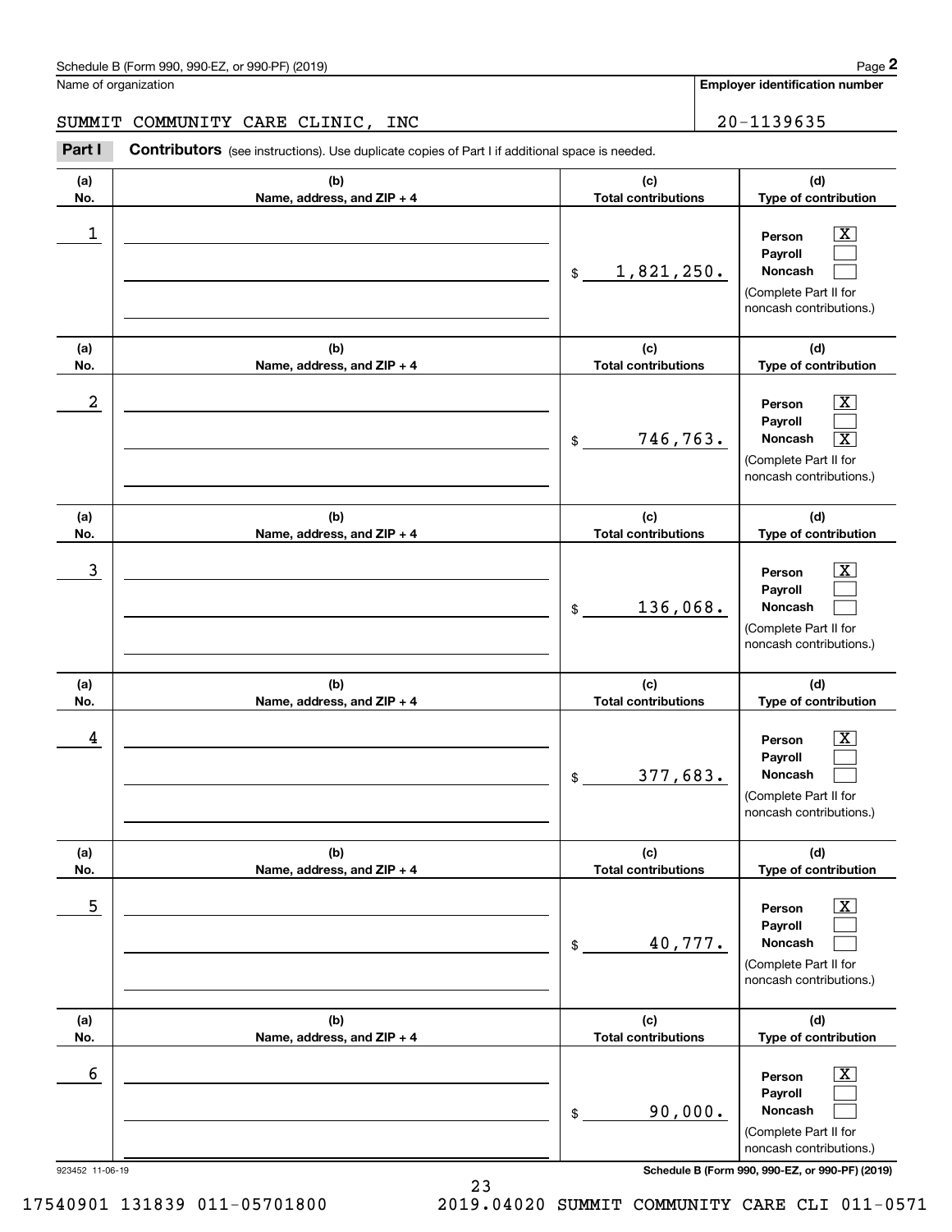Schedule B (Form 990, 990-EZ, or 990-PF) (2019)

Name of organization: SUMMIT COMMUNITY CARE CLINIC, INC

Employer identification number: 20-1139635

**Part I** **Contributors** (see instructions). Use duplicate copies of Part I if additional space is needed.

| (a) No. | (b) Name, address, and ZIP + 4 | (c) Total contributions | (d) Type of contribution |
|---|---|---|---|
| 1 | | $ 1,821,250. | Person [X] Payroll [ ] Noncash [ ] (Complete Part II for noncash contributions.) |
| 2 | | $ 746,763. | Person [X] Payroll [ ] Noncash [X] (Complete Part II for noncash contributions.) |
| 3 | | $ 136,068. | Person [X] Payroll [ ] Noncash [ ] (Complete Part II for noncash contributions.) |
| 4 | | $ 377,683. | Person [X] Payroll [ ] Noncash [ ] (Complete Part II for noncash contributions.) |
| 5 | | $ 40,777. | Person [X] Payroll [ ] Noncash [ ] (Complete Part II for noncash contributions.) |
| 6 | | $ 90,000. | Person [X] Payroll [ ] Noncash [ ] (Complete Part II for noncash contributions.) |

923452 11-06-19

Schedule B (Form 990, 990-EZ, or 990-PF) (2019)

17540901 131839 011-05701800 2019.04020 SUMMIT COMMUNITY CARE CLI 011-0571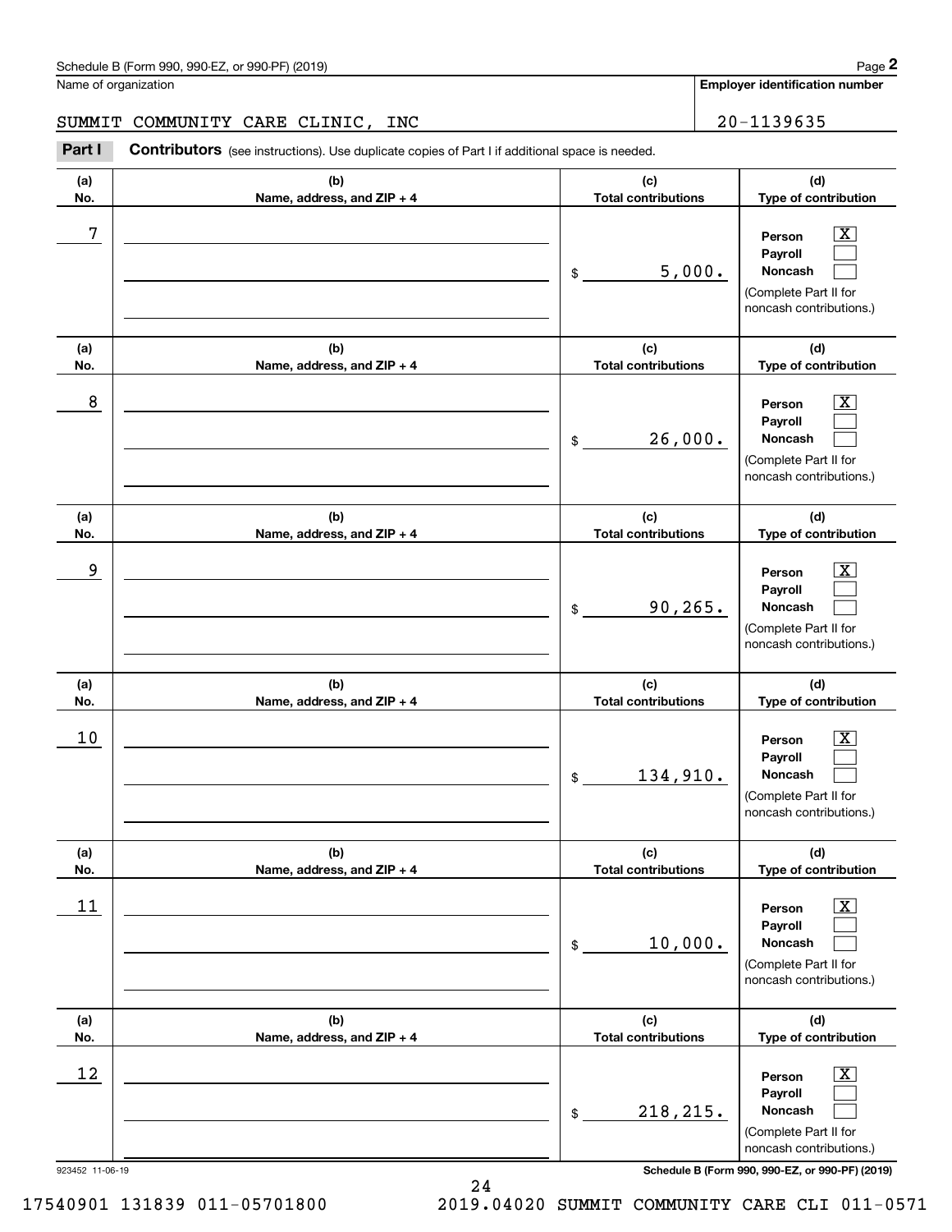Schedule B (Form 990, 990-EZ, or 990-PF) (2019)

Name of organization: SUMMIT COMMUNITY CARE CLINIC, INC

Employer identification number: 20-1139635

**Part I** **Contributors** (see instructions). Use duplicate copies of Part I if additional space is needed.

| (a) No. | (b) Name, address, and ZIP + 4 | (c) Total contributions | (d) Type of contribution |
|---|---|---|---|
| 7 | | $ 5,000. | Person [X] Payroll [ ] Noncash [ ] (Complete Part II for noncash contributions.) |
| 8 | | $ 26,000. | Person [X] Payroll [ ] Noncash [ ] (Complete Part II for noncash contributions.) |
| 9 | | $ 90,265. | Person [X] Payroll [ ] Noncash [ ] (Complete Part II for noncash contributions.) |
| 10 | | $ 134,910. | Person [X] Payroll [ ] Noncash [ ] (Complete Part II for noncash contributions.) |
| 11 | | $ 10,000. | Person [X] Payroll [ ] Noncash [ ] (Complete Part II for noncash contributions.) |
| 12 | | $ 218,215. | Person [X] Payroll [ ] Noncash [ ] (Complete Part II for noncash contributions.) |

923452 11-06-19

Schedule B (Form 990, 990-EZ, or 990-PF) (2019)

17540901 131839 011-05701800 2019.04020 SUMMIT COMMUNITY CARE CLI 011-0571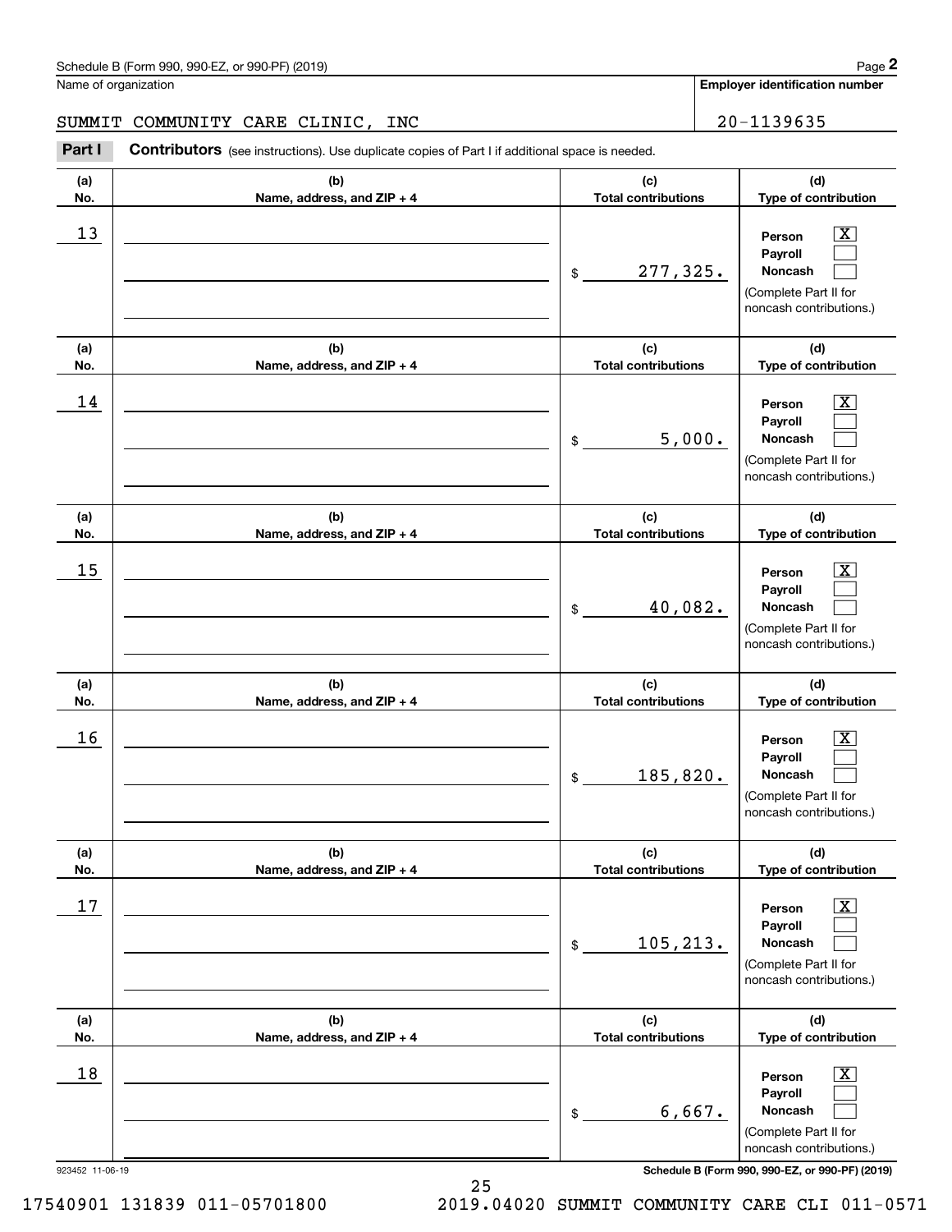Schedule B (Form 990, 990-EZ, or 990-PF) (2019) Page **2**

Name of organization: SUMMIT COMMUNITY CARE CLINIC, INC

**Employer identification number:** 20-1139635

**Part I** **Contributors** (see instructions). Use duplicate copies of Part I if additional space is needed.

| (a) No. | (b) Name, address, and ZIP + 4 | (c) Total contributions | (d) Type of contribution |
|---|---|---|---|
| 13 | | $ 277,325. | Person [X] Payroll [ ] Noncash [ ] (Complete Part II for noncash contributions.) |
| 14 | | $ 5,000. | Person [X] Payroll [ ] Noncash [ ] (Complete Part II for noncash contributions.) |
| 15 | | $ 40,082. | Person [X] Payroll [ ] Noncash [ ] (Complete Part II for noncash contributions.) |
| 16 | | $ 185,820. | Person [X] Payroll [ ] Noncash [ ] (Complete Part II for noncash contributions.) |
| 17 | | $ 105,213. | Person [X] Payroll [ ] Noncash [ ] (Complete Part II for noncash contributions.) |
| 18 | | $ 6,667. | Person [X] Payroll [ ] Noncash [ ] (Complete Part II for noncash contributions.) |

923452 11-06-19 **Schedule B (Form 990, 990-EZ, or 990-PF) (2019)**

17540901 131839 011-05701800 2019.04020 SUMMIT COMMUNITY CARE CLI 011-0571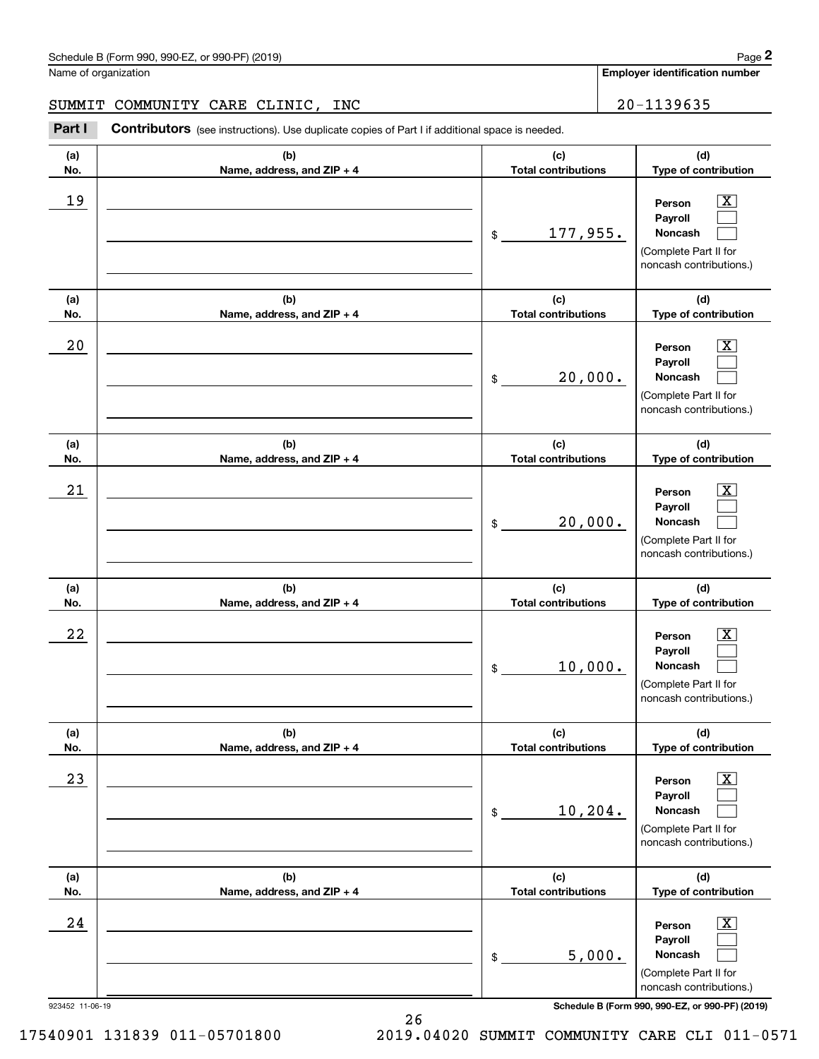Schedule B (Form 990, 990-EZ, or 990-PF) (2019)

Name of organization: SUMMIT COMMUNITY CARE CLINIC, INC

Employer identification number: 20-1139635

## Part I Contributors (see instructions). Use duplicate copies of Part I if additional space is needed.

| (a) No. | (b) Name, address, and ZIP + 4 | (c) Total contributions | (d) Type of contribution |
|---|---|---|---|
| 19 | | $ 177,955. | Person [X] Payroll [ ] Noncash [ ] (Complete Part II for noncash contributions.) |
| 20 | | $ 20,000. | Person [X] Payroll [ ] Noncash [ ] (Complete Part II for noncash contributions.) |
| 21 | | $ 20,000. | Person [X] Payroll [ ] Noncash [ ] (Complete Part II for noncash contributions.) |
| 22 | | $ 10,000. | Person [X] Payroll [ ] Noncash [ ] (Complete Part II for noncash contributions.) |
| 23 | | $ 10,204. | Person [X] Payroll [ ] Noncash [ ] (Complete Part II for noncash contributions.) |
| 24 | | $ 5,000. | Person [X] Payroll [ ] Noncash [ ] (Complete Part II for noncash contributions.) |

923452 11-06-19

Schedule B (Form 990, 990-EZ, or 990-PF) (2019)

17540901 131839 011-05701800 2019.04020 SUMMIT COMMUNITY CARE CLI 011-0571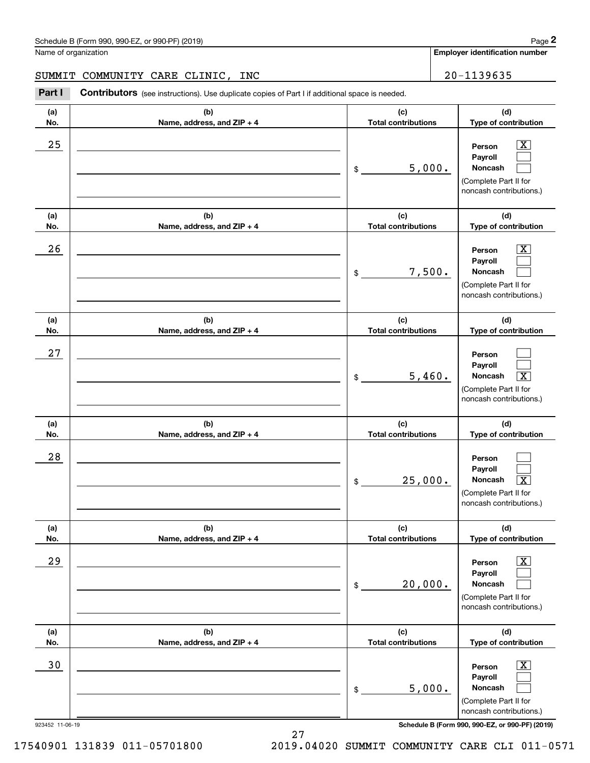Schedule B (Form 990, 990-EZ, or 990-PF) (2019)

Name of organization: SUMMIT COMMUNITY CARE CLINIC, INC

Employer identification number: 20-1139635

**Part I** **Contributors** (see instructions). Use duplicate copies of Part I if additional space is needed.

| (a) No. | (b) Name, address, and ZIP + 4 | (c) Total contributions | (d) Type of contribution |
|---|---|---|---|
| 25 | | $ 5,000. | Person [X] Payroll [ ] Noncash [ ] (Complete Part II for noncash contributions.) |
| 26 | | $ 7,500. | Person [X] Payroll [ ] Noncash [ ] (Complete Part II for noncash contributions.) |
| 27 | | $ 5,460. | Person [ ] Payroll [ ] Noncash [X] (Complete Part II for noncash contributions.) |
| 28 | | $ 25,000. | Person [ ] Payroll [ ] Noncash [X] (Complete Part II for noncash contributions.) |
| 29 | | $ 20,000. | Person [X] Payroll [ ] Noncash [ ] (Complete Part II for noncash contributions.) |
| 30 | | $ 5,000. | Person [X] Payroll [ ] Noncash [ ] (Complete Part II for noncash contributions.) |

923452 11-06-19

Schedule B (Form 990, 990-EZ, or 990-PF) (2019)

17540901 131839 011-05701800 2019.04020 SUMMIT COMMUNITY CARE CLI 011-0571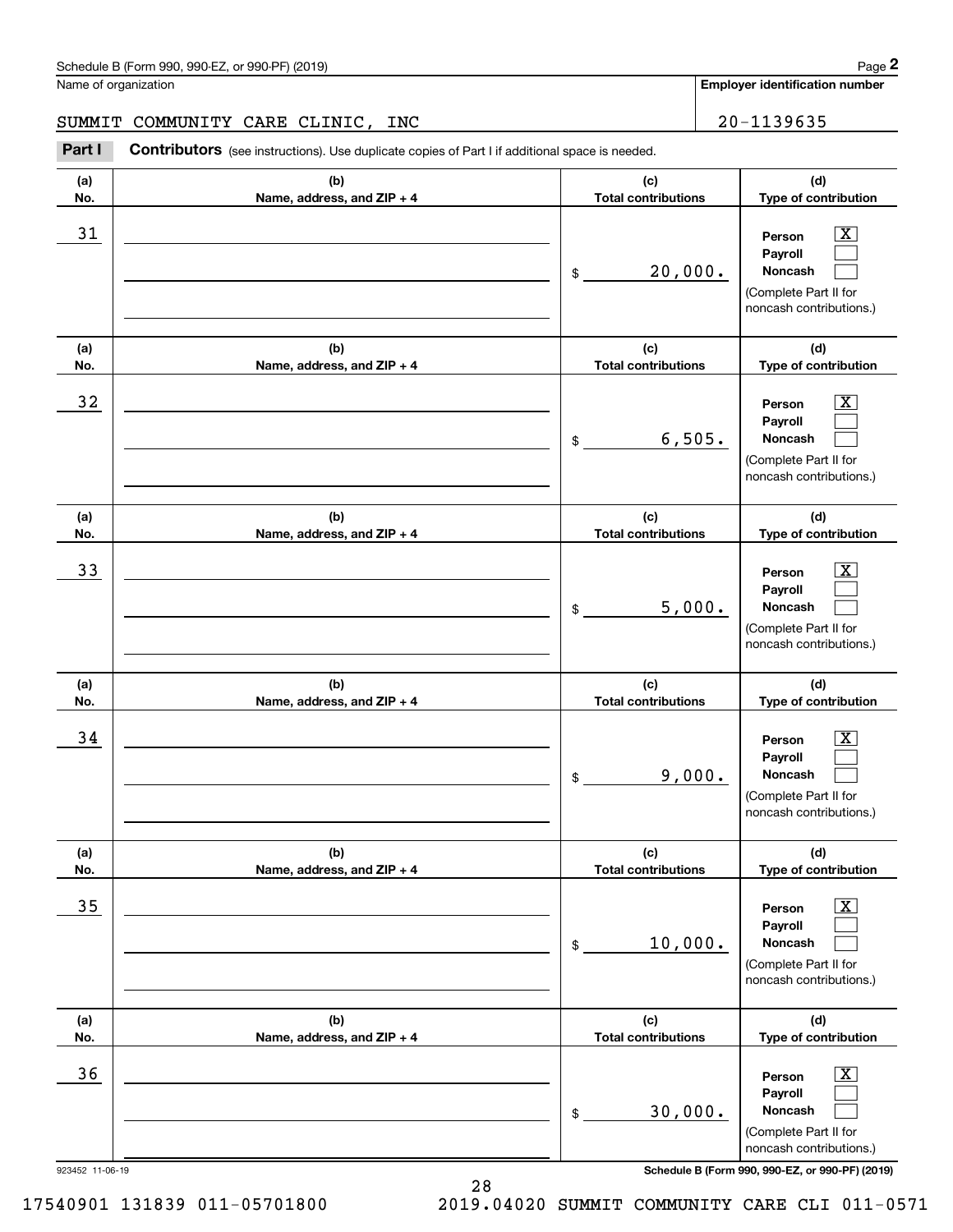Schedule B (Form 990, 990-EZ, or 990-PF) (2019)

Name of organization: SUMMIT COMMUNITY CARE CLINIC, INC

Employer identification number: 20-1139635

**Part I** **Contributors** (see instructions). Use duplicate copies of Part I if additional space is needed.

| (a) No. | (b) Name, address, and ZIP + 4 | (c) Total contributions | (d) Type of contribution |
|---|---|---|---|
| 31 | | $ 20,000. | Person [X] Payroll [ ] Noncash [ ] (Complete Part II for noncash contributions.) |
| 32 | | $ 6,505. | Person [X] Payroll [ ] Noncash [ ] (Complete Part II for noncash contributions.) |
| 33 | | $ 5,000. | Person [X] Payroll [ ] Noncash [ ] (Complete Part II for noncash contributions.) |
| 34 | | $ 9,000. | Person [X] Payroll [ ] Noncash [ ] (Complete Part II for noncash contributions.) |
| 35 | | $ 10,000. | Person [X] Payroll [ ] Noncash [ ] (Complete Part II for noncash contributions.) |
| 36 | | $ 30,000. | Person [X] Payroll [ ] Noncash [ ] (Complete Part II for noncash contributions.) |

923452 11-06-19

Schedule B (Form 990, 990-EZ, or 990-PF) (2019)

17540901 131839 011-05701800 2019.04020 SUMMIT COMMUNITY CARE CLI 011-0571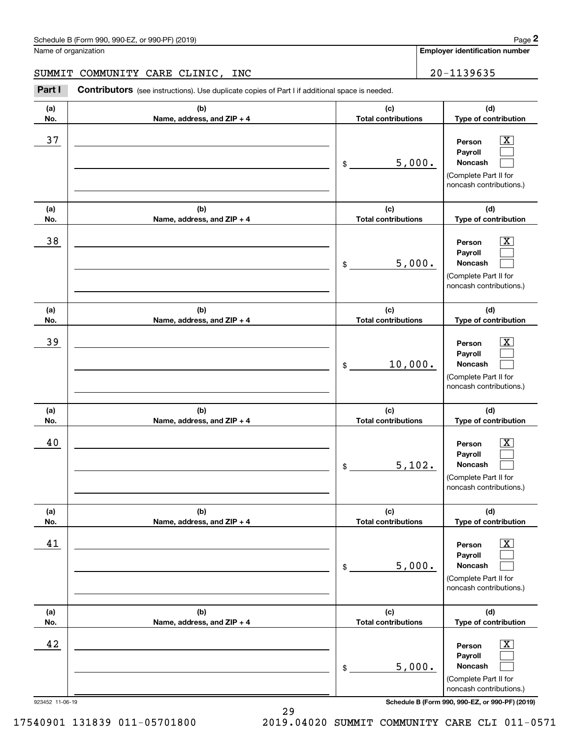Schedule B (Form 990, 990-EZ, or 990-PF) (2019)

Name of organization: SUMMIT COMMUNITY CARE CLINIC, INC

Employer identification number: 20-1139635

**Part I** **Contributors** (see instructions). Use duplicate copies of Part I if additional space is needed.

| (a) No. | (b) Name, address, and ZIP + 4 | (c) Total contributions | (d) Type of contribution |
|---|---|---|---|
| 37 | | $ 5,000. | Person [X] Payroll [ ] Noncash [ ] (Complete Part II for noncash contributions.) |
| 38 | | $ 5,000. | Person [X] Payroll [ ] Noncash [ ] (Complete Part II for noncash contributions.) |
| 39 | | $ 10,000. | Person [X] Payroll [ ] Noncash [ ] (Complete Part II for noncash contributions.) |
| 40 | | $ 5,102. | Person [X] Payroll [ ] Noncash [ ] (Complete Part II for noncash contributions.) |
| 41 | | $ 5,000. | Person [X] Payroll [ ] Noncash [ ] (Complete Part II for noncash contributions.) |
| 42 | | $ 5,000. | Person [X] Payroll [ ] Noncash [ ] (Complete Part II for noncash contributions.) |

923452 11-06-19

Schedule B (Form 990, 990-EZ, or 990-PF) (2019)

17540901 131839 011-05701800 2019.04020 SUMMIT COMMUNITY CARE CLI 011-0571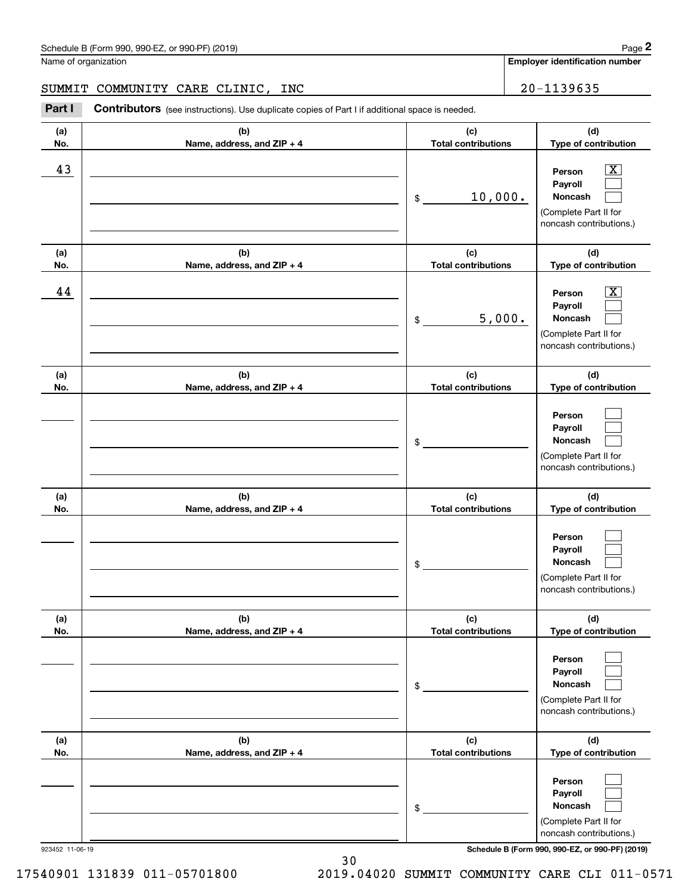Schedule B (Form 990, 990-EZ, or 990-PF) (2019) Page **2**

Name of organization: SUMMIT COMMUNITY CARE CLINIC, INC

**Employer identification number:** 20-1139635

**Part I** **Contributors** (see instructions). Use duplicate copies of Part I if additional space is needed.

| (a) No. | (b) Name, address, and ZIP + 4 | (c) Total contributions | (d) Type of contribution |
|---|---|---|---|
| 43 | | $ 10,000. | Person [X] Payroll [ ] Noncash [ ] (Complete Part II for noncash contributions.) |
| 44 | | $ 5,000. | Person [X] Payroll [ ] Noncash [ ] (Complete Part II for noncash contributions.) |
| | | $ | Person [ ] Payroll [ ] Noncash [ ] (Complete Part II for noncash contributions.) |
| | | $ | Person [ ] Payroll [ ] Noncash [ ] (Complete Part II for noncash contributions.) |
| | | $ | Person [ ] Payroll [ ] Noncash [ ] (Complete Part II for noncash contributions.) |
| | | $ | Person [ ] Payroll [ ] Noncash [ ] (Complete Part II for noncash contributions.) |

923452 11-06-19 **Schedule B (Form 990, 990-EZ, or 990-PF) (2019)**

17540901 131839 011-05701800 2019.04020 SUMMIT COMMUNITY CARE CLI 011-0571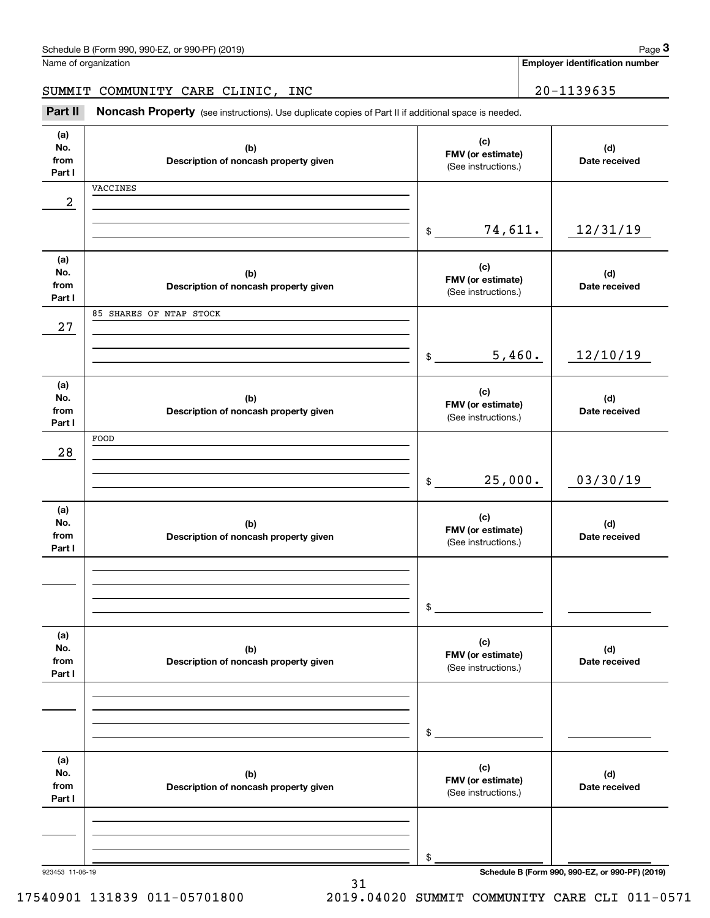Schedule B (Form 990, 990-EZ, or 990-PF) (2019) Page **3**

Name of organization: SUMMIT COMMUNITY CARE CLINIC, INC

**Employer identification number**: 20-1139635

## Part II Noncash Property

(see instructions). Use duplicate copies of Part II if additional space is needed.

| (a) No. from Part I | (b) Description of noncash property given | (c) FMV (or estimate) (See instructions.) | (d) Date received |
|---|---|---|---|
| 2 | VACCINES | $ 74,611. | 12/31/19 |
| 27 | 85 SHARES OF NTAP STOCK | $ 5,460. | 12/10/19 |
| 28 | FOOD | $ 25,000. | 03/30/19 |
| | | $ | |
| | | $ | |
| | | $ | |

923453 11-06-19

**Schedule B (Form 990, 990-EZ, or 990-PF) (2019)**

17540901 131839 011-05701800 2019.04020 SUMMIT COMMUNITY CARE CLI 011-0571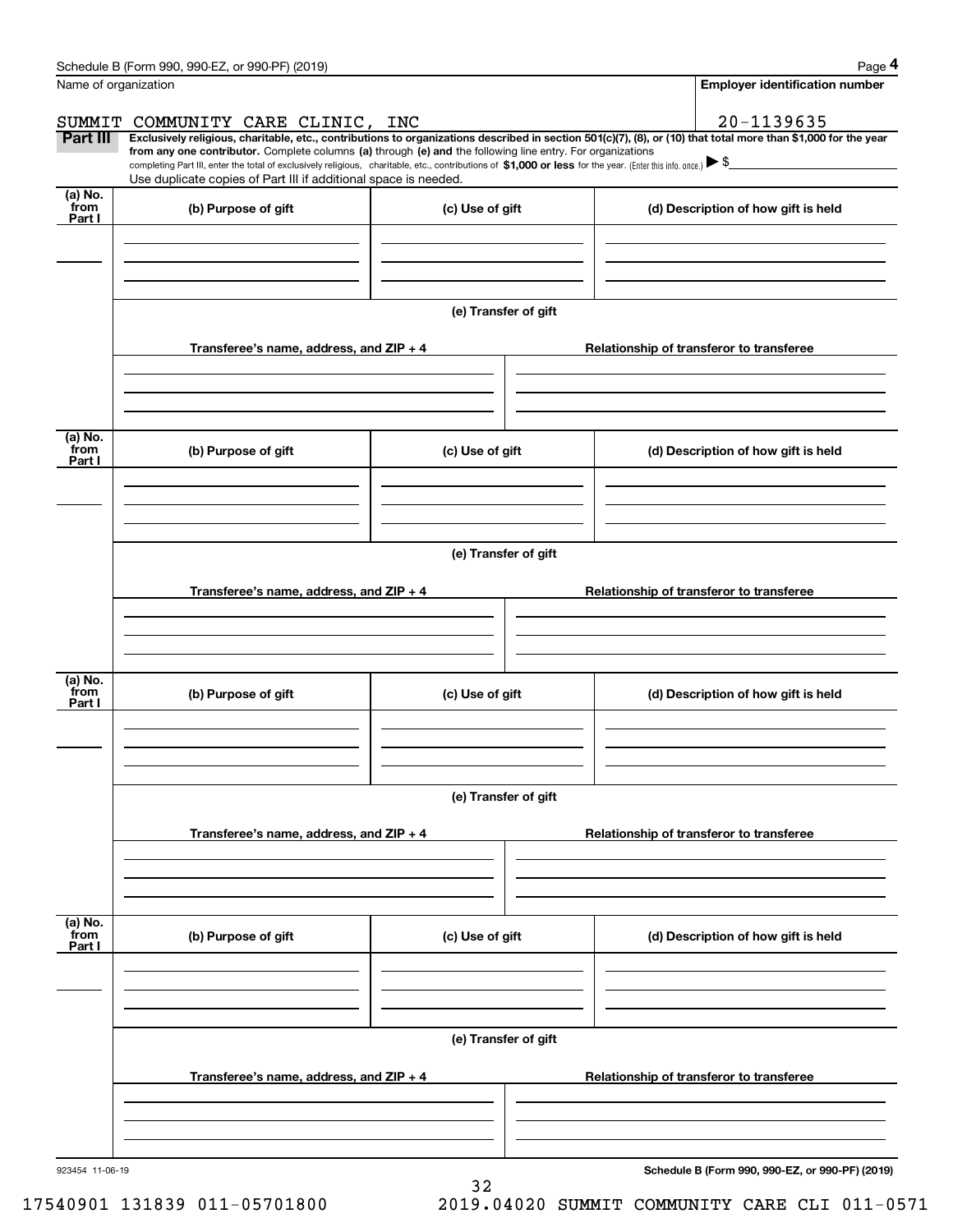Schedule B (Form 990, 990-EZ, or 990-PF) (2019) Page **4**

Name of organization: SUMMIT COMMUNITY CARE CLINIC, INC

**Employer identification number:** 20-1139635

**Part III** **Exclusively religious, charitable, etc., contributions to organizations described in section 501(c)(7), (8), or (10) that total more than $1,000 for the year from any one contributor.** Complete columns **(a)** through **(e) and** the following line entry. For organizations completing Part III, enter the total of exclusively religious, charitable, etc., contributions of **$1,000 or less** for the year. (Enter this info. once.) ▶ $

Use duplicate copies of Part III if additional space is needed.

| (a) No. from Part I | (b) Purpose of gift | (c) Use of gift | (d) Description of how gift is held |
|---|---|---|---|
| | | | |

**(e) Transfer of gift**

| Transferee's name, address, and ZIP + 4 | Relationship of transferor to transferee |
|---|---|
| | |

| (a) No. from Part I | (b) Purpose of gift | (c) Use of gift | (d) Description of how gift is held |
|---|---|---|---|
| | | | |

**(e) Transfer of gift**

| Transferee's name, address, and ZIP + 4 | Relationship of transferor to transferee |
|---|---|
| | |

| (a) No. from Part I | (b) Purpose of gift | (c) Use of gift | (d) Description of how gift is held |
|---|---|---|---|
| | | | |

**(e) Transfer of gift**

| Transferee's name, address, and ZIP + 4 | Relationship of transferor to transferee |
|---|---|
| | |

| (a) No. from Part I | (b) Purpose of gift | (c) Use of gift | (d) Description of how gift is held |
|---|---|---|---|
| | | | |

**(e) Transfer of gift**

| Transferee's name, address, and ZIP + 4 | Relationship of transferor to transferee |
|---|---|
| | |

923454 11-06-19

**Schedule B (Form 990, 990-EZ, or 990-PF) (2019)**

17540901 131839 011-05701800 2019.04020 SUMMIT COMMUNITY CARE CLI 011-0571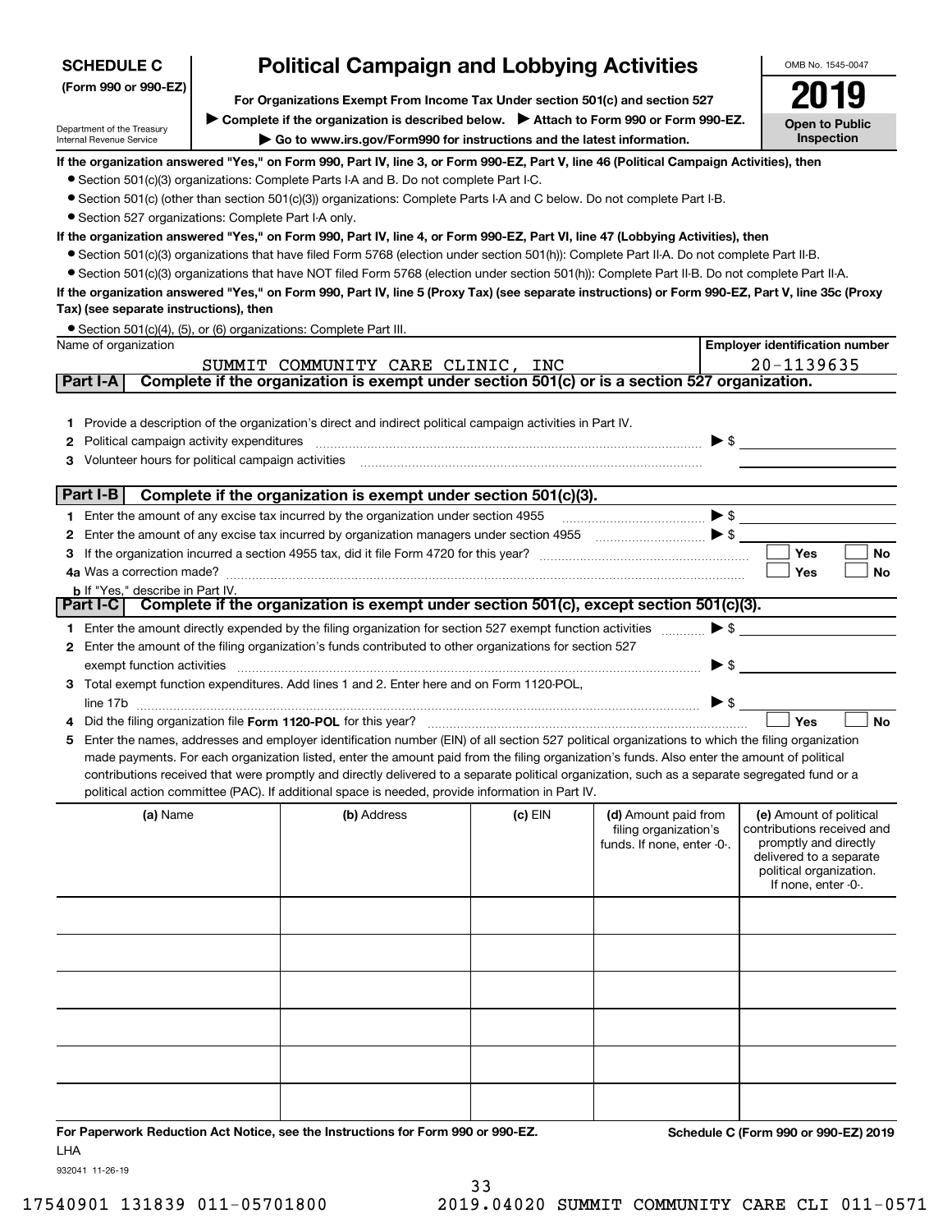**SCHEDULE C**
**(Form 990 or 990-EZ)**

Department of the Treasury
Internal Revenue Service

# Political Campaign and Lobbying Activities

**For Organizations Exempt From Income Tax Under section 501(c) and section 527**

▶ **Complete if the organization is described below.** ▶ **Attach to Form 990 or Form 990-EZ.**

▶ **Go to www.irs.gov/Form990 for instructions and the latest information.**

OMB No. 1545-0047

**2019**

**Open to Public Inspection**

**If the organization answered "Yes," on Form 990, Part IV, line 3, or Form 990-EZ, Part V, line 46 (Political Campaign Activities), then**

- Section 501(c)(3) organizations: Complete Parts I-A and B. Do not complete Part I-C.
- Section 501(c) (other than section 501(c)(3)) organizations: Complete Parts I-A and C below. Do not complete Part I-B.
- Section 527 organizations: Complete Part I-A only.

**If the organization answered "Yes," on Form 990, Part IV, line 4, or Form 990-EZ, Part VI, line 47 (Lobbying Activities), then**

- Section 501(c)(3) organizations that have filed Form 5768 (election under section 501(h)): Complete Part II-A. Do not complete Part II-B.
- Section 501(c)(3) organizations that have NOT filed Form 5768 (election under section 501(h)): Complete Part II-B. Do not complete Part II-A.

**If the organization answered "Yes," on Form 990, Part IV, line 5 (Proxy Tax) (see separate instructions) or Form 990-EZ, Part V, line 35c (Proxy Tax) (see separate instructions), then**

- Section 501(c)(4), (5), or (6) organizations: Complete Part III.

| Name of organization | Employer identification number |
|---|---|
| SUMMIT COMMUNITY CARE CLINIC, INC | 20-1139635 |

## Part I-A — Complete if the organization is exempt under section 501(c) or is a section 527 organization.

1. Provide a description of the organization's direct and indirect political campaign activities in Part IV.
2. Political campaign activity expenditures ▶ $
3. Volunteer hours for political campaign activities

## Part I-B — Complete if the organization is exempt under section 501(c)(3).

1. Enter the amount of any excise tax incurred by the organization under section 4955 ▶ $
2. Enter the amount of any excise tax incurred by organization managers under section 4955 ▶ $
3. If the organization incurred a section 4955 tax, did it file Form 4720 for this year? ☐ Yes ☐ No

4a. Was a correction made? ☐ Yes ☐ No

b. If "Yes," describe in Part IV.

## Part I-C — Complete if the organization is exempt under section 501(c), except section 501(c)(3).

1. Enter the amount directly expended by the filing organization for section 527 exempt function activities ▶ $
2. Enter the amount of the filing organization's funds contributed to other organizations for section 527 exempt function activities ▶ $
3. Total exempt function expenditures. Add lines 1 and 2. Enter here and on Form 1120-POL, line 17b ▶ $
4. Did the filing organization file **Form 1120-POL** for this year? ☐ Yes ☐ No
5. Enter the names, addresses and employer identification number (EIN) of all section 527 political organizations to which the filing organization made payments. For each organization listed, enter the amount paid from the filing organization's funds. Also enter the amount of political contributions received that were promptly and directly delivered to a separate political organization, such as a separate segregated fund or a political action committee (PAC). If additional space is needed, provide information in Part IV.

| (a) Name | (b) Address | (c) EIN | (d) Amount paid from filing organization's funds. If none, enter -0-. | (e) Amount of political contributions received and promptly and directly delivered to a separate political organization. If none, enter -0-. |
|---|---|---|---|---|
| | | | | |
| | | | | |
| | | | | |
| | | | | |
| | | | | |
| | | | | |

**For Paperwork Reduction Act Notice, see the Instructions for Form 990 or 990-EZ.** LHA

**Schedule C (Form 990 or 990-EZ) 2019**

932041 11-26-19

17540901 131839 011-05701800 2019.04020 SUMMIT COMMUNITY CARE CLI 011-0571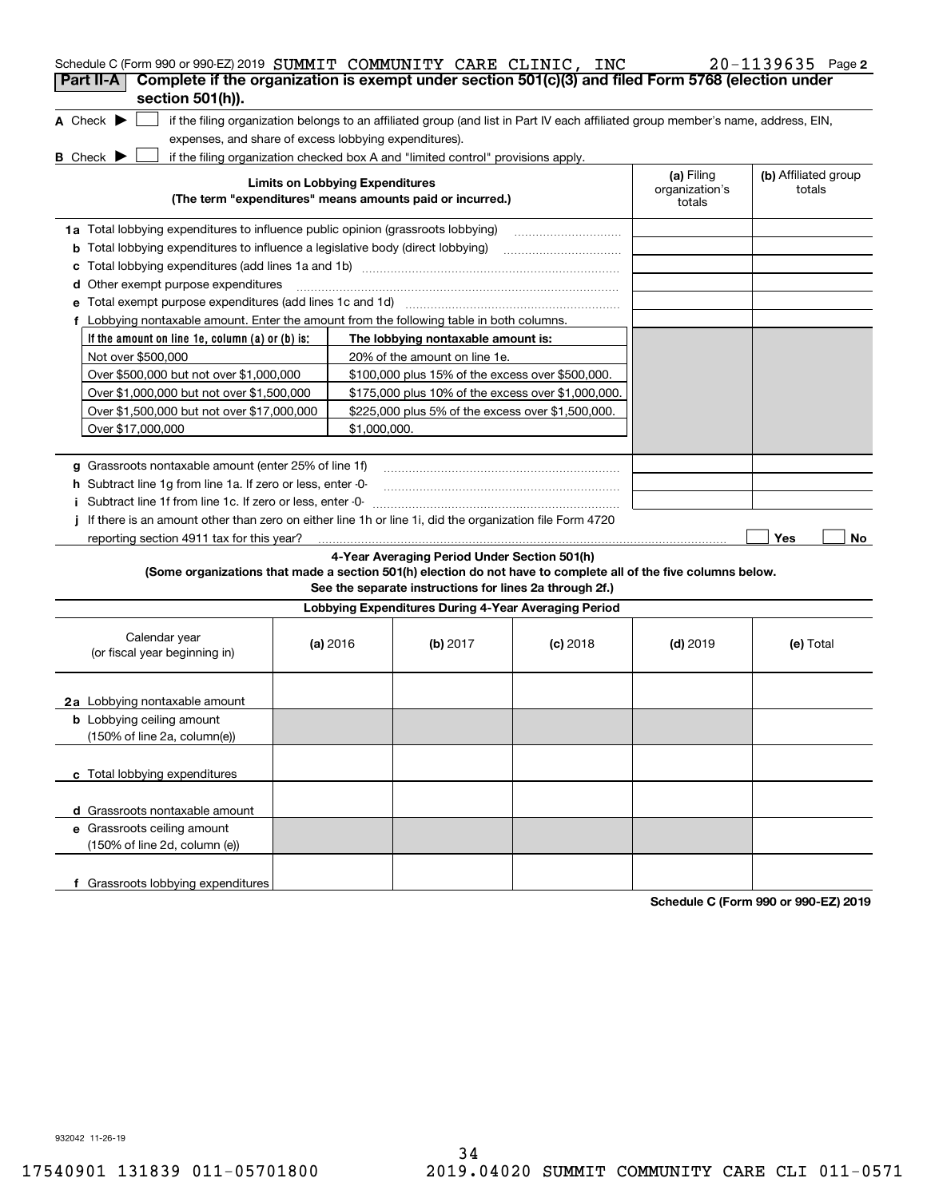Schedule C (Form 990 or 990-EZ) 2019 SUMMIT COMMUNITY CARE CLINIC, INC 20-1139635 Page 2

## Part II-A Complete if the organization is exempt under section 501(c)(3) and filed Form 5768 (election under section 501(h)).

**A** Check ▶ ☐ if the filing organization belongs to an affiliated group (and list in Part IV each affiliated group member's name, address, EIN, expenses, and share of excess lobbying expenditures).

**B** Check ▶ ☐ if the filing organization checked box A and "limited control" provisions apply.

| Limits on Lobbying Expenditures (The term "expenditures" means amounts paid or incurred.) | (a) Filing organization's totals | (b) Affiliated group totals |
|---|---|---|
| **1a** Total lobbying expenditures to influence public opinion (grassroots lobbying) | | |
| **b** Total lobbying expenditures to influence a legislative body (direct lobbying) | | |
| **c** Total lobbying expenditures (add lines 1a and 1b) | | |
| **d** Other exempt purpose expenditures | | |
| **e** Total exempt purpose expenditures (add lines 1c and 1d) | | |
| **f** Lobbying nontaxable amount. Enter the amount from the following table in both columns. | | |

| If the amount on line 1e, column (a) or (b) is: | The lobbying nontaxable amount is: |
|---|---|
| Not over $500,000 | 20% of the amount on line 1e. |
| Over $500,000 but not over $1,000,000 | $100,000 plus 15% of the excess over $500,000. |
| Over $1,000,000 but not over $1,500,000 | $175,000 plus 10% of the excess over $1,000,000. |
| Over $1,500,000 but not over $17,000,000 | $225,000 plus 5% of the excess over $1,500,000. |
| Over $17,000,000 | $1,000,000. |

| | (a) Filing organization's totals | (b) Affiliated group totals |
|---|---|---|
| **g** Grassroots nontaxable amount (enter 25% of line 1f) | | |
| **h** Subtract line 1g from line 1a. If zero or less, enter -0- | | |
| **i** Subtract line 1f from line 1c. If zero or less, enter -0- | | |

**j** If there is an amount other than zero on either line 1h or line 1i, did the organization file Form 4720 reporting section 4911 tax for this year? ☐ Yes ☐ No

### 4-Year Averaging Period Under Section 501(h)

**(Some organizations that made a section 501(h) election do not have to complete all of the five columns below. See the separate instructions for lines 2a through 2f.)**

**Lobbying Expenditures During 4-Year Averaging Period**

| Calendar year (or fiscal year beginning in) | (a) 2016 | (b) 2017 | (c) 2018 | (d) 2019 | (e) Total |
|---|---|---|---|---|---|
| **2a** Lobbying nontaxable amount | | | | | |
| **b** Lobbying ceiling amount (150% of line 2a, column(e)) | | | | | |
| **c** Total lobbying expenditures | | | | | |
| **d** Grassroots nontaxable amount | | | | | |
| **e** Grassroots ceiling amount (150% of line 2d, column (e)) | | | | | |
| **f** Grassroots lobbying expenditures | | | | | |

**Schedule C (Form 990 or 990-EZ) 2019**

932042 11-26-19

17540901 131839 011-05701800 2019.04020 SUMMIT COMMUNITY CARE CLI 011-0571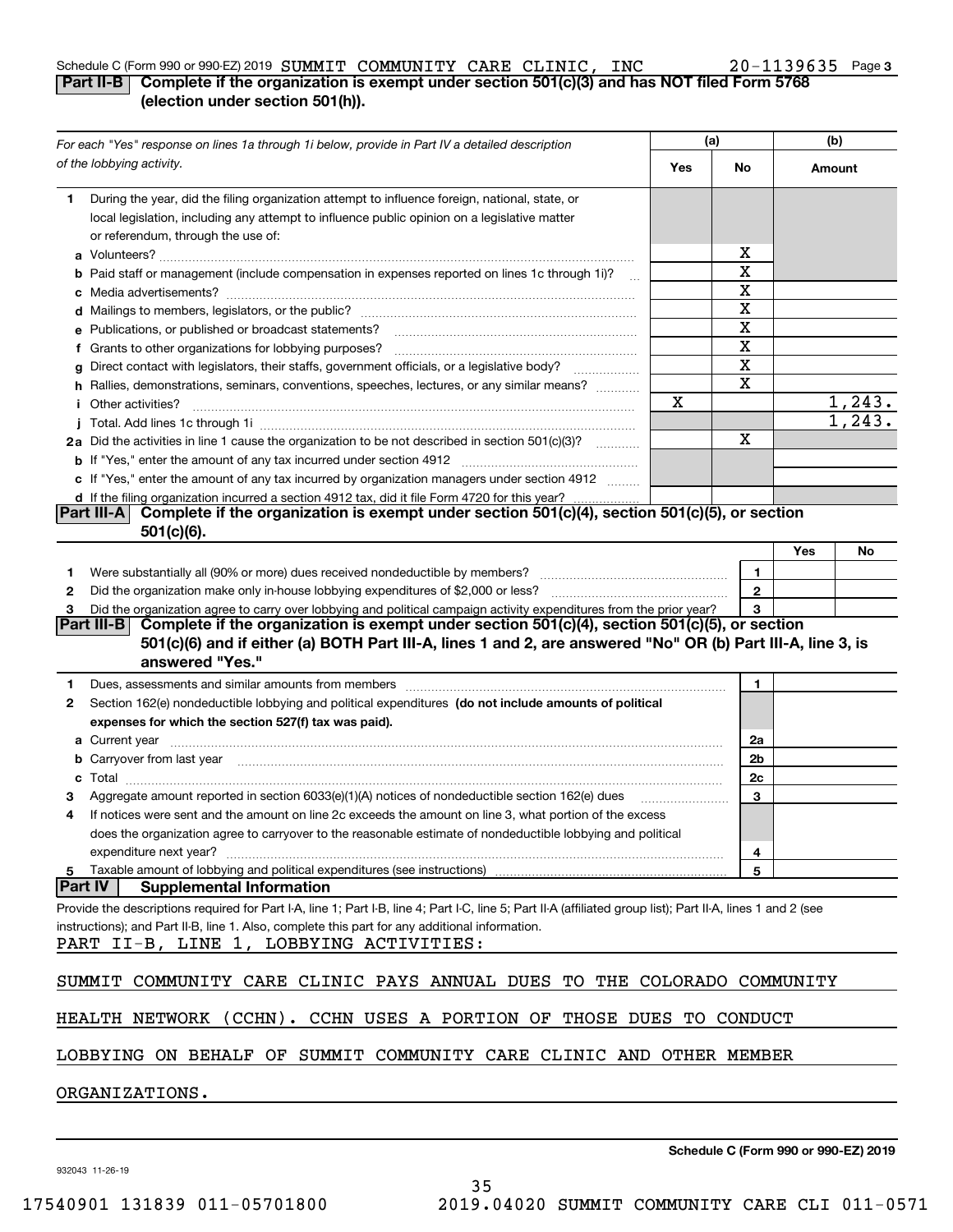Schedule C (Form 990 or 990-EZ) 2019 SUMMIT COMMUNITY CARE CLINIC, INC 20-1139635 Page 3

## Part II-B Complete if the organization is exempt under section 501(c)(3) and has NOT filed Form 5768 (election under section 501(h)).

| For each "Yes" response on lines 1a through 1i below, provide in Part IV a detailed description of the lobbying activity. | (a) Yes | (a) No | (b) Amount |
|---|---|---|---|
| **1** During the year, did the filing organization attempt to influence foreign, national, state, or local legislation, including any attempt to influence public opinion on a legislative matter or referendum, through the use of: | | | |
| **a** Volunteers? | | X | |
| **b** Paid staff or management (include compensation in expenses reported on lines 1c through 1i)? | | X | |
| **c** Media advertisements? | | X | |
| **d** Mailings to members, legislators, or the public? | | X | |
| **e** Publications, or published or broadcast statements? | | X | |
| **f** Grants to other organizations for lobbying purposes? | | X | |
| **g** Direct contact with legislators, their staffs, government officials, or a legislative body? | | X | |
| **h** Rallies, demonstrations, seminars, conventions, speeches, lectures, or any similar means? | | X | |
| **i** Other activities? | X | | 1,243. |
| **j** Total. Add lines 1c through 1i | | | 1,243. |
| **2a** Did the activities in line 1 cause the organization to be not described in section 501(c)(3)? | | X | |
| **b** If "Yes," enter the amount of any tax incurred under section 4912 | | | |
| **c** If "Yes," enter the amount of any tax incurred by organization managers under section 4912 | | | |
| **d** If the filing organization incurred a section 4912 tax, did it file Form 4720 for this year? | | | |

## Part III-A Complete if the organization is exempt under section 501(c)(4), section 501(c)(5), or section 501(c)(6).

| | | | Yes | No |
|---|---|---|---|---|
| **1** | Were substantially all (90% or more) dues received nondeductible by members? | 1 | | |
| **2** | Did the organization make only in-house lobbying expenditures of $2,000 or less? | 2 | | |
| **3** | Did the organization agree to carry over lobbying and political campaign activity expenditures from the prior year? | 3 | | |

## Part III-B Complete if the organization is exempt under section 501(c)(4), section 501(c)(5), or section 501(c)(6) and if either (a) BOTH Part III-A, lines 1 and 2, are answered "No" OR (b) Part III-A, line 3, is answered "Yes."

| | | | |
|---|---|---|---|
| **1** | Dues, assessments and similar amounts from members | 1 | |
| **2** | Section 162(e) nondeductible lobbying and political expenditures **(do not include amounts of political expenses for which the section 527(f) tax was paid).** | | |
| **a** | Current year | 2a | |
| **b** | Carryover from last year | 2b | |
| **c** | Total | 2c | |
| **3** | Aggregate amount reported in section 6033(e)(1)(A) notices of nondeductible section 162(e) dues | 3 | |
| **4** | If notices were sent and the amount on line 2c exceeds the amount on line 3, what portion of the excess does the organization agree to carryover to the reasonable estimate of nondeductible lobbying and political expenditure next year? | 4 | |
| **5** | Taxable amount of lobbying and political expenditures (see instructions) | 5 | |

## Part IV Supplemental Information

Provide the descriptions required for Part I-A, line 1; Part I-B, line 4; Part I-C, line 5; Part II-A (affiliated group list); Part II-A, lines 1 and 2 (see instructions); and Part II-B, line 1. Also, complete this part for any additional information.

PART II-B, LINE 1, LOBBYING ACTIVITIES:

SUMMIT COMMUNITY CARE CLINIC PAYS ANNUAL DUES TO THE COLORADO COMMUNITY HEALTH NETWORK (CCHN). CCHN USES A PORTION OF THOSE DUES TO CONDUCT LOBBYING ON BEHALF OF SUMMIT COMMUNITY CARE CLINIC AND OTHER MEMBER ORGANIZATIONS.

Schedule C (Form 990 or 990-EZ) 2019

932043 11-26-19

17540901 131839 011-05701800 2019.04020 SUMMIT COMMUNITY CARE CLI 011-0571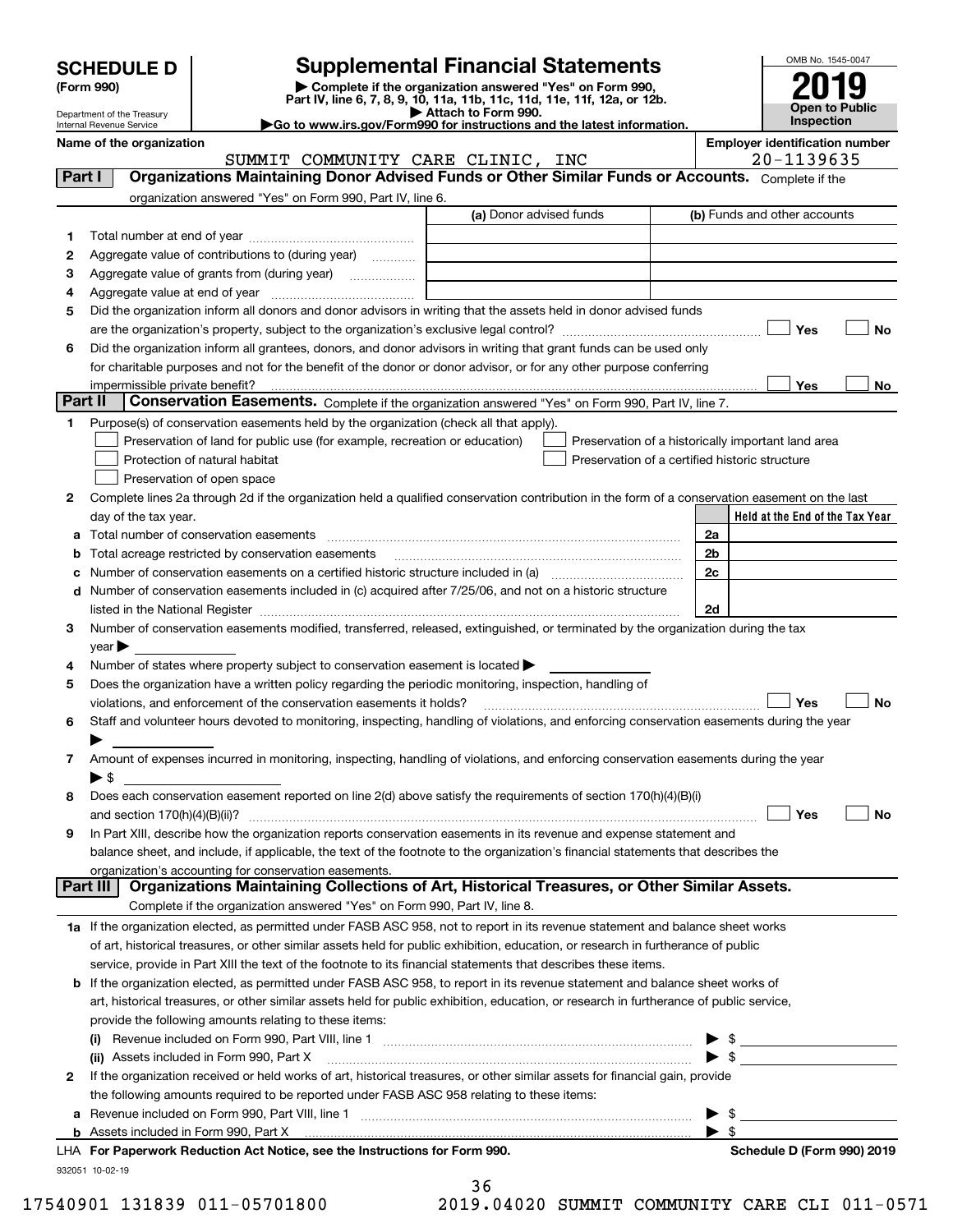# SCHEDULE D (Form 990)

Department of the Treasury
Internal Revenue Service

## Supplemental Financial Statements

▶ Complete if the organization answered "Yes" on Form 990, Part IV, line 6, 7, 8, 9, 10, 11a, 11b, 11c, 11d, 11e, 11f, 12a, or 12b.
▶ Attach to Form 990.
▶Go to www.irs.gov/Form990 for instructions and the latest information.

OMB No. 1545-0047

**2019**

**Open to Public Inspection**

**Name of the organization:** SUMMIT COMMUNITY CARE CLINIC, INC

**Employer identification number:** 20-1139635

## Part I Organizations Maintaining Donor Advised Funds or Other Similar Funds or Accounts.

Complete if the organization answered "Yes" on Form 990, Part IV, line 6.

| | | (a) Donor advised funds | (b) Funds and other accounts |
|---|---|---|---|
| 1 | Total number at end of year | | |
| 2 | Aggregate value of contributions to (during year) | | |
| 3 | Aggregate value of grants from (during year) | | |
| 4 | Aggregate value at end of year | | |

5 Did the organization inform all donors and donor advisors in writing that the assets held in donor advised funds are the organization's property, subject to the organization's exclusive legal control? ☐ Yes ☐ No

6 Did the organization inform all grantees, donors, and donor advisors in writing that grant funds can be used only for charitable purposes and not for the benefit of the donor or donor advisor, or for any other purpose conferring impermissible private benefit? ☐ Yes ☐ No

## Part II Conservation Easements.

Complete if the organization answered "Yes" on Form 990, Part IV, line 7.

1 Purpose(s) of conservation easements held by the organization (check all that apply).

- ☐ Preservation of land for public use (for example, recreation or education)
- ☐ Protection of natural habitat
- ☐ Preservation of open space
- ☐ Preservation of a historically important land area
- ☐ Preservation of a certified historic structure

2 Complete lines 2a through 2d if the organization held a qualified conservation contribution in the form of a conservation easement on the last day of the tax year.

| | | | Held at the End of the Tax Year |
|---|---|---|---|
| a | Total number of conservation easements | 2a | |
| b | Total acreage restricted by conservation easements | 2b | |
| c | Number of conservation easements on a certified historic structure included in (a) | 2c | |
| d | Number of conservation easements included in (c) acquired after 7/25/06, and not on a historic structure listed in the National Register | 2d | |

3 Number of conservation easements modified, transferred, released, extinguished, or terminated by the organization during the tax year ▶

4 Number of states where property subject to conservation easement is located ▶

5 Does the organization have a written policy regarding the periodic monitoring, inspection, handling of violations, and enforcement of the conservation easements it holds? ☐ Yes ☐ No

6 Staff and volunteer hours devoted to monitoring, inspecting, handling of violations, and enforcing conservation easements during the year ▶

7 Amount of expenses incurred in monitoring, inspecting, handling of violations, and enforcing conservation easements during the year ▶ $

8 Does each conservation easement reported on line 2(d) above satisfy the requirements of section 170(h)(4)(B)(i) and section 170(h)(4)(B)(ii)? ☐ Yes ☐ No

9 In Part XIII, describe how the organization reports conservation easements in its revenue and expense statement and balance sheet, and include, if applicable, the text of the footnote to the organization's financial statements that describes the organization's accounting for conservation easements.

## Part III Organizations Maintaining Collections of Art, Historical Treasures, or Other Similar Assets.

Complete if the organization answered "Yes" on Form 990, Part IV, line 8.

1a If the organization elected, as permitted under FASB ASC 958, not to report in its revenue statement and balance sheet works of art, historical treasures, or other similar assets held for public exhibition, education, or research in furtherance of public service, provide in Part XIII the text of the footnote to its financial statements that describes these items.

b If the organization elected, as permitted under FASB ASC 958, to report in its revenue statement and balance sheet works of art, historical treasures, or other similar assets held for public exhibition, education, or research in furtherance of public service, provide the following amounts relating to these items:

(i) Revenue included on Form 990, Part VIII, line 1 ▶ $

(ii) Assets included in Form 990, Part X ▶ $

2 If the organization received or held works of art, historical treasures, or other similar assets for financial gain, provide the following amounts required to be reported under FASB ASC 958 relating to these items:

a Revenue included on Form 990, Part VIII, line 1 ▶ $

b Assets included in Form 990, Part X ▶ $

LHA For Paperwork Reduction Act Notice, see the Instructions for Form 990. Schedule D (Form 990) 2019

932051 10-02-19

17540901 131839 011-05701800 2019.04020 SUMMIT COMMUNITY CARE CLI 011-0571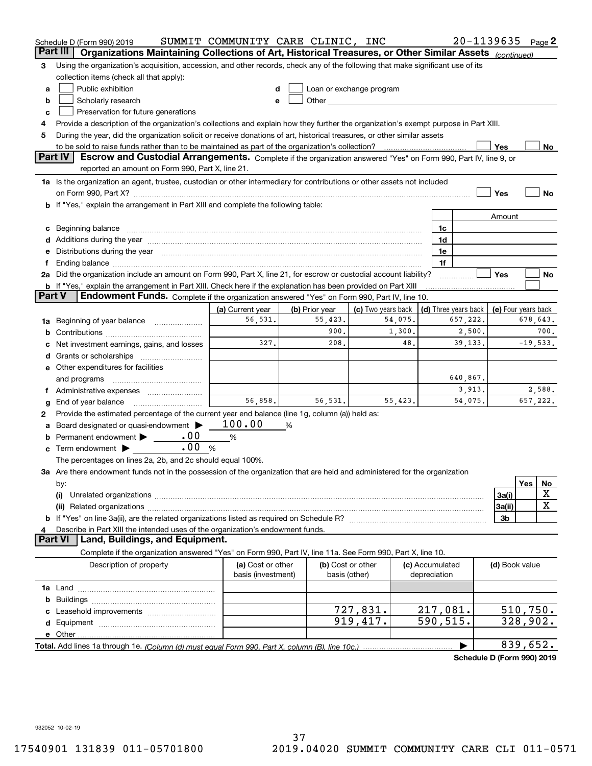Schedule D (Form 990) 2019 SUMMIT COMMUNITY CARE CLINIC, INC 20-1139635 Page 2

## Part III Organizations Maintaining Collections of Art, Historical Treasures, or Other Similar Assets *(continued)*

3 Using the organization's acquisition, accession, and other records, check any of the following that make significant use of its collection items (check all that apply):

- a ☐ Public exhibition
- b ☐ Scholarly research
- c ☐ Preservation for future generations
- d ☐ Loan or exchange program
- e ☐ Other

4 Provide a description of the organization's collections and explain how they further the organization's exempt purpose in Part XIII.

5 During the year, did the organization solicit or receive donations of art, historical treasures, or other similar assets to be sold to raise funds rather than to be maintained as part of the organization's collection? ☐ Yes ☐ No

## Part IV Escrow and Custodial Arrangements.

Complete if the organization answered "Yes" on Form 990, Part IV, line 9, or reported an amount on Form 990, Part X, line 21.

1a Is the organization an agent, trustee, custodian or other intermediary for contributions or other assets not included on Form 990, Part X? ☐ Yes ☐ No

b If "Yes," explain the arrangement in Part XIII and complete the following table:

| | | Amount |
|---|---|---|
| c Beginning balance | 1c | |
| d Additions during the year | 1d | |
| e Distributions during the year | 1e | |
| f Ending balance | 1f | |

2a Did the organization include an amount on Form 990, Part X, line 21, for escrow or custodial account liability? ☐ Yes ☐ No

b If "Yes," explain the arrangement in Part XIII. Check here if the explanation has been provided on Part XIII ☐

## Part V Endowment Funds.

Complete if the organization answered "Yes" on Form 990, Part IV, line 10.

| | (a) Current year | (b) Prior year | (c) Two years back | (d) Three years back | (e) Four years back |
|---|---|---|---|---|---|
| 1a Beginning of year balance | 56,531. | 55,423. | 54,075. | 657,222. | 678,643. |
| b Contributions | | 900. | 1,300. | 2,500. | 700. |
| c Net investment earnings, gains, and losses | 327. | 208. | 48. | 39,133. | -19,533. |
| d Grants or scholarships | | | | | |
| e Other expenditures for facilities and programs | | | | 640,867. | |
| f Administrative expenses | | | | 3,913. | 2,588. |
| g End of year balance | 56,858. | 56,531. | 55,423. | 54,075. | 657,222. |

2 Provide the estimated percentage of the current year end balance (line 1g, column (a)) held as:

a Board designated or quasi-endowment ▶ 100.00 %

b Permanent endowment ▶ .00 %

c Term endowment ▶ .00 %

The percentages on lines 2a, 2b, and 2c should equal 100%.

3a Are there endowment funds not in the possession of the organization that are held and administered for the organization by:

| | | Yes | No |
|---|---|---|---|
| (i) Unrelated organizations | 3a(i) | | X |
| (ii) Related organizations | 3a(ii) | | X |
| b If "Yes" on line 3a(ii), are the related organizations listed as required on Schedule R? | 3b | | |

4 Describe in Part XIII the intended uses of the organization's endowment funds.

## Part VI Land, Buildings, and Equipment.

Complete if the organization answered "Yes" on Form 990, Part IV, line 11a. See Form 990, Part X, line 10.

| Description of property | (a) Cost or other basis (investment) | (b) Cost or other basis (other) | (c) Accumulated depreciation | (d) Book value |
|---|---|---|---|---|
| 1a Land | | | | |
| b Buildings | | | | |
| c Leasehold improvements | | 727,831. | 217,081. | 510,750. |
| d Equipment | | 919,417. | 590,515. | 328,902. |
| e Other | | | | |
| **Total.** Add lines 1a through 1e. *(Column (d) must equal Form 990, Part X, column (B), line 10c.)* | | | ▶ | 839,652. |

**Schedule D (Form 990) 2019**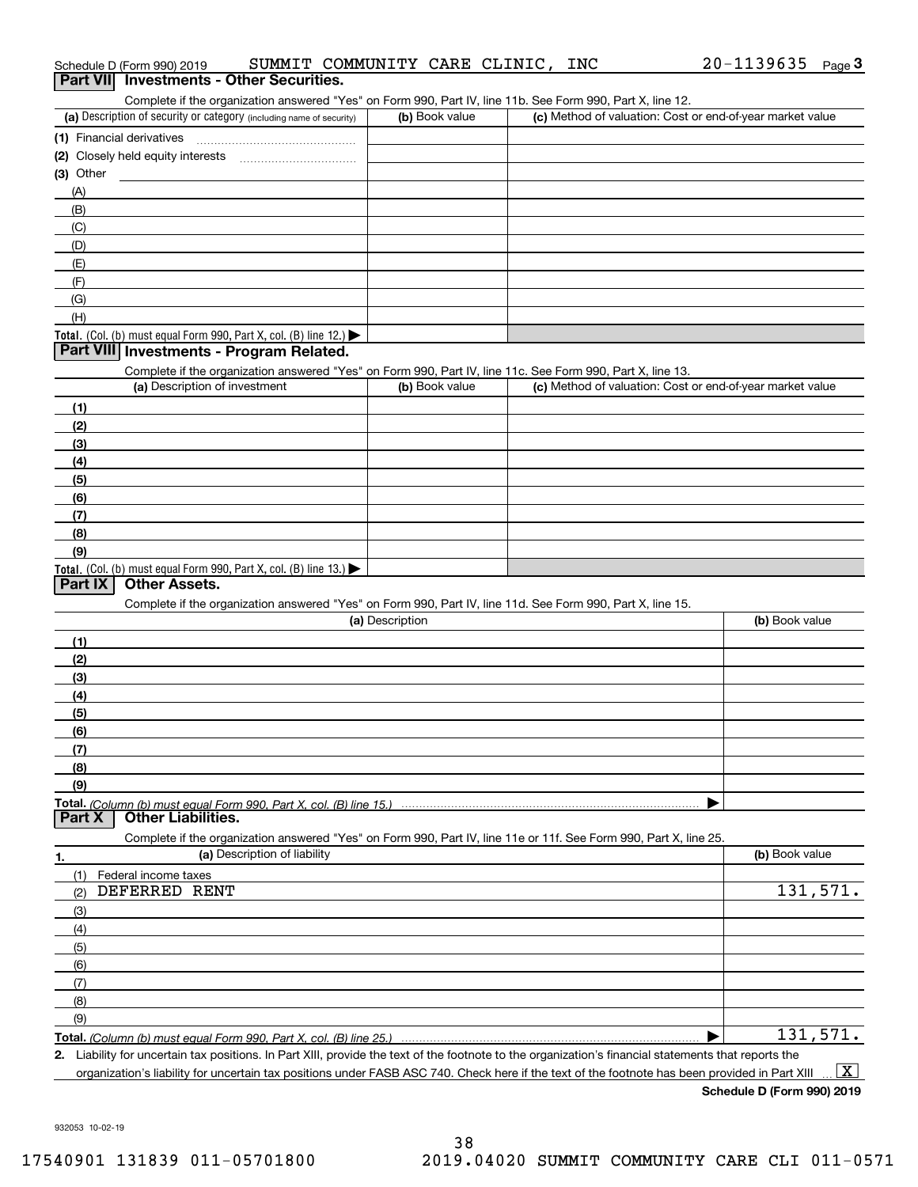Schedule D (Form 990) 2019 SUMMIT COMMUNITY CARE CLINIC, INC 20-1139635 Page 3

## Part VII Investments - Other Securities.

Complete if the organization answered "Yes" on Form 990, Part IV, line 11b. See Form 990, Part X, line 12.

| (a) Description of security or category (including name of security) | (b) Book value | (c) Method of valuation: Cost or end-of-year market value |
|---|---|---|
| (1) Financial derivatives | | |
| (2) Closely held equity interests | | |
| (3) Other | | |
| (A) | | |
| (B) | | |
| (C) | | |
| (D) | | |
| (E) | | |
| (F) | | |
| (G) | | |
| (H) | | |
| **Total.** (Col. (b) must equal Form 990, Part X, col. (B) line 12.) ▶ | | |

## Part VIII Investments - Program Related.

Complete if the organization answered "Yes" on Form 990, Part IV, line 11c. See Form 990, Part X, line 13.

| (a) Description of investment | (b) Book value | (c) Method of valuation: Cost or end-of-year market value |
|---|---|---|
| (1) | | |
| (2) | | |
| (3) | | |
| (4) | | |
| (5) | | |
| (6) | | |
| (7) | | |
| (8) | | |
| (9) | | |
| **Total.** (Col. (b) must equal Form 990, Part X, col. (B) line 13.) ▶ | | |

## Part IX Other Assets.

Complete if the organization answered "Yes" on Form 990, Part IV, line 11d. See Form 990, Part X, line 15.

| (a) Description | (b) Book value |
|---|---|
| (1) | |
| (2) | |
| (3) | |
| (4) | |
| (5) | |
| (6) | |
| (7) | |
| (8) | |
| (9) | |
| **Total.** *(Column (b) must equal Form 990, Part X, col. (B) line 15.)* ▶ | |

## Part X Other Liabilities.

Complete if the organization answered "Yes" on Form 990, Part IV, line 11e or 11f. See Form 990, Part X, line 25.

| 1. (a) Description of liability | (b) Book value |
|---|---|
| (1) Federal income taxes | |
| (2) DEFERRED RENT | 131,571. |
| (3) | |
| (4) | |
| (5) | |
| (6) | |
| (7) | |
| (8) | |
| (9) | |
| **Total.** *(Column (b) must equal Form 990, Part X, col. (B) line 25.)* ▶ | 131,571. |

**2.** Liability for uncertain tax positions. In Part XIII, provide the text of the footnote to the organization's financial statements that reports the organization's liability for uncertain tax positions under FASB ASC 740. Check here if the text of the footnote has been provided in Part XIII ... [X]

**Schedule D (Form 990) 2019**

932053 10-02-19

17540901 131839 011-05701800 2019.04020 SUMMIT COMMUNITY CARE CLI 011-0571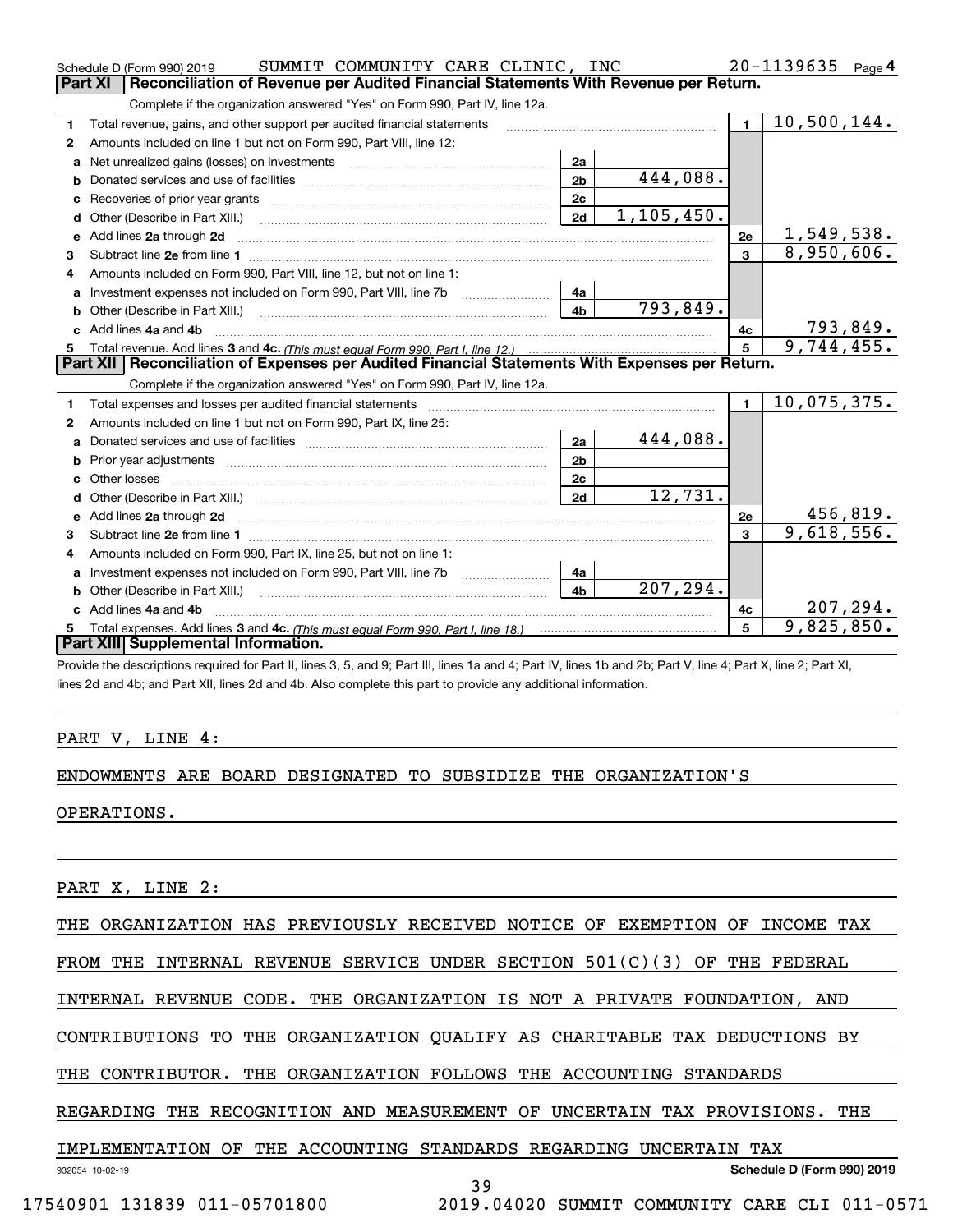Schedule D (Form 990) 2019 SUMMIT COMMUNITY CARE CLINIC, INC 20-1139635 Page 4

## Part XI Reconciliation of Revenue per Audited Financial Statements With Revenue per Return.

Complete if the organization answered "Yes" on Form 990, Part IV, line 12a.

| | | | | | |
|---|---|---|---|---|---|
| 1 | Total revenue, gains, and other support per audited financial statements | | | 1 | 10,500,144. |
| 2 | Amounts included on line 1 but not on Form 990, Part VIII, line 12: | | | | |
| a | Net unrealized gains (losses) on investments | 2a | | | |
| b | Donated services and use of facilities | 2b | 444,088. | | |
| c | Recoveries of prior year grants | 2c | | | |
| d | Other (Describe in Part XIII.) | 2d | 1,105,450. | | |
| e | Add lines 2a through 2d | | | 2e | 1,549,538. |
| 3 | Subtract line 2e from line 1 | | | 3 | 8,950,606. |
| 4 | Amounts included on Form 990, Part VIII, line 12, but not on line 1: | | | | |
| a | Investment expenses not included on Form 990, Part VIII, line 7b | 4a | | | |
| b | Other (Describe in Part XIII.) | 4b | 793,849. | | |
| c | Add lines 4a and 4b | | | 4c | 793,849. |
| 5 | Total revenue. Add lines 3 and 4c. *(This must equal Form 990, Part I, line 12.)* | | | 5 | 9,744,455. |

## Part XII Reconciliation of Expenses per Audited Financial Statements With Expenses per Return.

Complete if the organization answered "Yes" on Form 990, Part IV, line 12a.

| | | | | | |
|---|---|---|---|---|---|
| 1 | Total expenses and losses per audited financial statements | | | 1 | 10,075,375. |
| 2 | Amounts included on line 1 but not on Form 990, Part IX, line 25: | | | | |
| a | Donated services and use of facilities | 2a | 444,088. | | |
| b | Prior year adjustments | 2b | | | |
| c | Other losses | 2c | | | |
| d | Other (Describe in Part XIII.) | 2d | 12,731. | | |
| e | Add lines 2a through 2d | | | 2e | 456,819. |
| 3 | Subtract line 2e from line 1 | | | 3 | 9,618,556. |
| 4 | Amounts included on Form 990, Part IX, line 25, but not on line 1: | | | | |
| a | Investment expenses not included on Form 990, Part VIII, line 7b | 4a | | | |
| b | Other (Describe in Part XIII.) | 4b | 207,294. | | |
| c | Add lines 4a and 4b | | | 4c | 207,294. |
| 5 | Total expenses. Add lines 3 and 4c. *(This must equal Form 990, Part I, line 18.)* | | | 5 | 9,825,850. |

## Part XIII Supplemental Information.

Provide the descriptions required for Part II, lines 3, 5, and 9; Part III, lines 1a and 4; Part IV, lines 1b and 2b; Part V, line 4; Part X, line 2; Part XI, lines 2d and 4b; and Part XII, lines 2d and 4b. Also complete this part to provide any additional information.

PART V, LINE 4:

ENDOWMENTS ARE BOARD DESIGNATED TO SUBSIDIZE THE ORGANIZATION'S OPERATIONS.

PART X, LINE 2:

THE ORGANIZATION HAS PREVIOUSLY RECEIVED NOTICE OF EXEMPTION OF INCOME TAX FROM THE INTERNAL REVENUE SERVICE UNDER SECTION 501(C)(3) OF THE FEDERAL INTERNAL REVENUE CODE. THE ORGANIZATION IS NOT A PRIVATE FOUNDATION, AND CONTRIBUTIONS TO THE ORGANIZATION QUALIFY AS CHARITABLE TAX DEDUCTIONS BY THE CONTRIBUTOR. THE ORGANIZATION FOLLOWS THE ACCOUNTING STANDARDS REGARDING THE RECOGNITION AND MEASUREMENT OF UNCERTAIN TAX PROVISIONS. THE IMPLEMENTATION OF THE ACCOUNTING STANDARDS REGARDING UNCERTAIN TAX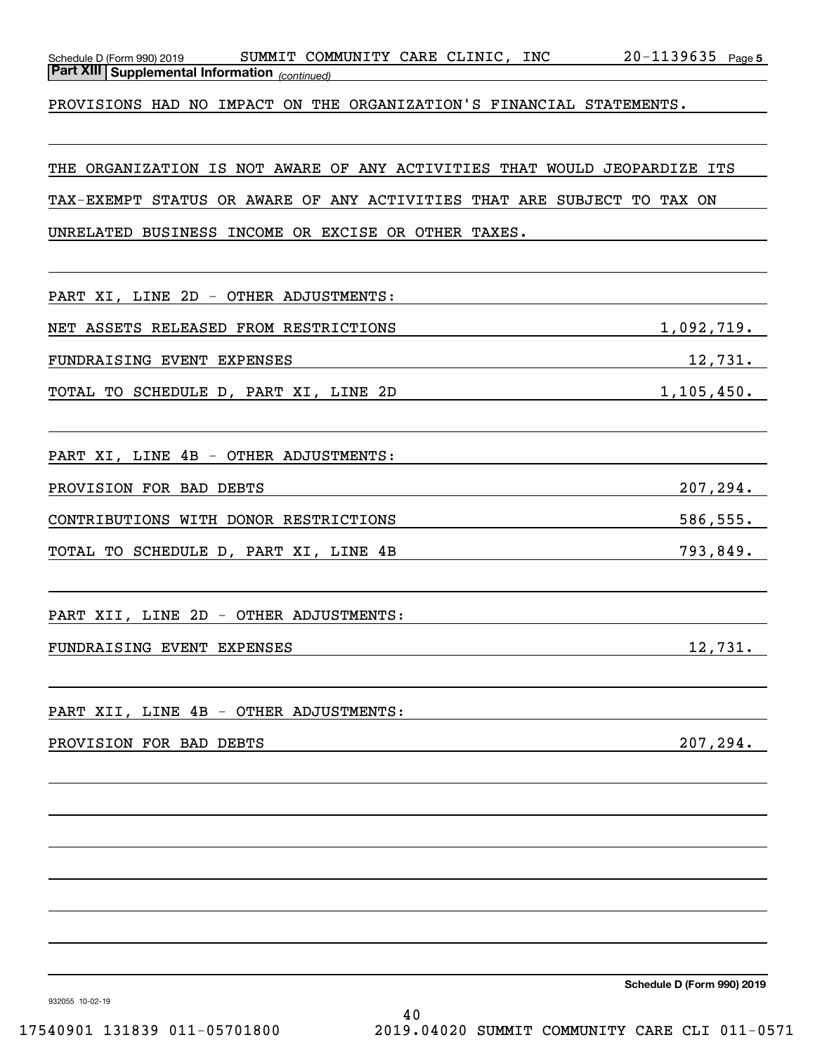**Part XIII | Supplemental Information** *(continued)*

PROVISIONS HAD NO IMPACT ON THE ORGANIZATION'S FINANCIAL STATEMENTS.

THE ORGANIZATION IS NOT AWARE OF ANY ACTIVITIES THAT WOULD JEOPARDIZE ITS TAX-EXEMPT STATUS OR AWARE OF ANY ACTIVITIES THAT ARE SUBJECT TO TAX ON UNRELATED BUSINESS INCOME OR EXCISE OR OTHER TAXES.

PART XI, LINE 2D - OTHER ADJUSTMENTS:

| | |
|---|---|
| NET ASSETS RELEASED FROM RESTRICTIONS | 1,092,719. |
| FUNDRAISING EVENT EXPENSES | 12,731. |
| TOTAL TO SCHEDULE D, PART XI, LINE 2D | 1,105,450. |

PART XI, LINE 4B - OTHER ADJUSTMENTS:

| | |
|---|---|
| PROVISION FOR BAD DEBTS | 207,294. |
| CONTRIBUTIONS WITH DONOR RESTRICTIONS | 586,555. |
| TOTAL TO SCHEDULE D, PART XI, LINE 4B | 793,849. |

PART XII, LINE 2D - OTHER ADJUSTMENTS:

| | |
|---|---|
| FUNDRAISING EVENT EXPENSES | 12,731. |

PART XII, LINE 4B - OTHER ADJUSTMENTS:

| | |
|---|---|
| PROVISION FOR BAD DEBTS | 207,294. |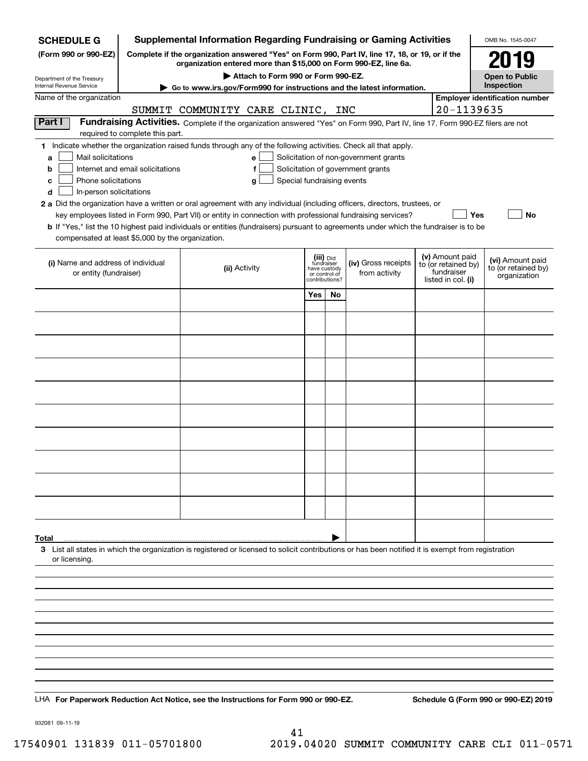**SCHEDULE G**
**(Form 990 or 990-EZ)**

Department of the Treasury
Internal Revenue Service

# Supplemental Information Regarding Fundraising or Gaming Activities

**Complete if the organization answered "Yes" on Form 990, Part IV, line 17, 18, or 19, or if the organization entered more than $15,000 on Form 990-EZ, line 6a.**

**▶ Attach to Form 990 or Form 990-EZ.**

**▶ Go to www.irs.gov/Form990 for instructions and the latest information.**

OMB No. 1545-0047

**2019**

**Open to Public Inspection**

Name of the organization: SUMMIT COMMUNITY CARE CLINIC, INC

Employer identification number: 20-1139635

**Part I** **Fundraising Activities.** Complete if the organization answered "Yes" on Form 990, Part IV, line 17. Form 990-EZ filers are not required to complete this part.

1 Indicate whether the organization raised funds through any of the following activities. Check all that apply.

- a ☐ Mail solicitations
- b ☐ Internet and email solicitations
- c ☐ Phone solicitations
- d ☐ In-person solicitations
- e ☐ Solicitation of non-government grants
- f ☐ Solicitation of government grants
- g ☐ Special fundraising events

2 a Did the organization have a written or oral agreement with any individual (including officers, directors, trustees, or key employees listed in Form 990, Part VII) or entity in connection with professional fundraising services? ☐ Yes ☐ No

b If "Yes," list the 10 highest paid individuals or entities (fundraisers) pursuant to agreements under which the fundraiser is to be compensated at least $5,000 by the organization.

| (i) Name and address of individual or entity (fundraiser) | (ii) Activity | (iii) Did fundraiser have custody or control of contributions? Yes | No | (iv) Gross receipts from activity | (v) Amount paid to (or retained by) fundraiser listed in col. (i) | (vi) Amount paid to (or retained by) organization |
|---|---|---|---|---|---|---|
| | | | | | | |
| | | | | | | |
| | | | | | | |
| | | | | | | |
| | | | | | | |
| | | | | | | |
| | | | | | | |
| | | | | | | |
| | | | | | | |
| | | | | | | |
| **Total** ▶ | | | | | | |

3 List all states in which the organization is registered or licensed to solicit contributions or has been notified it is exempt from registration or licensing.

LHA **For Paperwork Reduction Act Notice, see the Instructions for Form 990 or 990-EZ.** **Schedule G (Form 990 or 990-EZ) 2019**

932081 09-11-19

17540901 131839 011-05701800 2019.04020 SUMMIT COMMUNITY CARE CLI 011-0571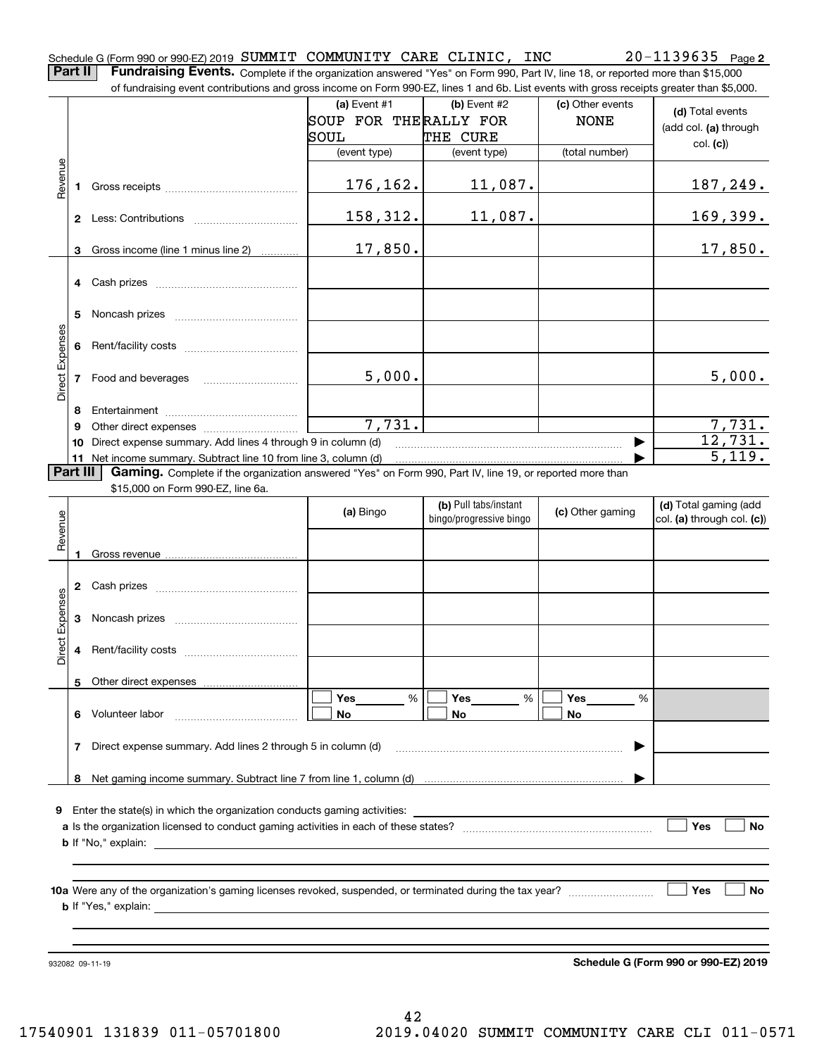Schedule G (Form 990 or 990-EZ) 2019 SUMMIT COMMUNITY CARE CLINIC, INC 20-1139635 Page 2

**Part II** **Fundraising Events.** Complete if the organization answered "Yes" on Form 990, Part IV, line 18, or reported more than $15,000 of fundraising event contributions and gross income on Form 990-EZ, lines 1 and 6b. List events with gross receipts greater than $5,000.

| | | (a) Event #1 SOUP FOR THE SOUL (event type) | (b) Event #2 RALLY FOR THE CURE (event type) | (c) Other events NONE (total number) | (d) Total events (add col. (a) through col. (c)) |
|---|---|---|---|---|---|
| Revenue | 1 Gross receipts | 176,162. | 11,087. | | 187,249. |
| | 2 Less: Contributions | 158,312. | 11,087. | | 169,399. |
| | 3 Gross income (line 1 minus line 2) | 17,850. | | | 17,850. |
| Direct Expenses | 4 Cash prizes | | | | |
| | 5 Noncash prizes | | | | |
| | 6 Rent/facility costs | | | | |
| | 7 Food and beverages | 5,000. | | | 5,000. |
| | 8 Entertainment | | | | |
| | 9 Other direct expenses | 7,731. | | | 7,731. |
| | 10 Direct expense summary. Add lines 4 through 9 in column (d) | | | ▶ | 12,731. |
| | 11 Net income summary. Subtract line 10 from line 3, column (d) | | | ▶ | 5,119. |

**Part III** **Gaming.** Complete if the organization answered "Yes" on Form 990, Part IV, line 19, or reported more than $15,000 on Form 990-EZ, line 6a.

| | | (a) Bingo | (b) Pull tabs/instant bingo/progressive bingo | (c) Other gaming | (d) Total gaming (add col. (a) through col. (c)) |
|---|---|---|---|---|---|
| Revenue | 1 Gross revenue | | | | |
| Direct Expenses | 2 Cash prizes | | | | |
| | 3 Noncash prizes | | | | |
| | 4 Rent/facility costs | | | | |
| | 5 Other direct expenses | | | | |
| | 6 Volunteer labor | ☐ Yes ____ % ☐ No | ☐ Yes ____ % ☐ No | ☐ Yes ____ % ☐ No | |
| | 7 Direct expense summary. Add lines 2 through 5 in column (d) | | | ▶ | |
| | 8 Net gaming income summary. Subtract line 7 from line 1, column (d) | | | ▶ | |

**9** Enter the state(s) in which the organization conducts gaming activities: ____________

**a** Is the organization licensed to conduct gaming activities in each of these states? ☐ Yes ☐ No

**b** If "No," explain: ____________

**10a** Were any of the organization's gaming licenses revoked, suspended, or terminated during the tax year? ☐ Yes ☐ No

**b** If "Yes," explain: ____________

932082 09-11-19 **Schedule G (Form 990 or 990-EZ) 2019**

17540901 131839 011-05701800 2019.04020 SUMMIT COMMUNITY CARE CLI 011-0571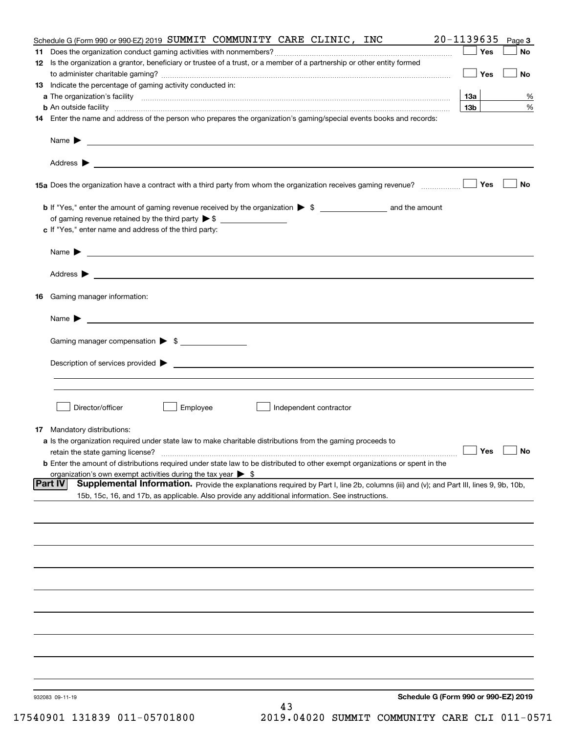Schedule G (Form 990 or 990-EZ) 2019 SUMMIT COMMUNITY CARE CLINIC, INC 20-1139635 Page **3**

**11** Does the organization conduct gaming activities with nonmembers? ☐ Yes ☐ No

**12** Is the organization a grantor, beneficiary or trustee of a trust, or a member of a partnership or other entity formed to administer charitable gaming? ☐ Yes ☐ No

**13** Indicate the percentage of gaming activity conducted in:

**a** The organization's facility **13a** %

**b** An outside facility **13b** %

**14** Enter the name and address of the person who prepares the organization's gaming/special events books and records:

Name ▶

Address ▶

**15a** Does the organization have a contract with a third party from whom the organization receives gaming revenue? ☐ Yes ☐ No

**b** If "Yes," enter the amount of gaming revenue received by the organization ▶ $ ______ and the amount of gaming revenue retained by the third party ▶ $ ______

**c** If "Yes," enter name and address of the third party:

Name ▶

Address ▶

**16** Gaming manager information:

Name ▶

Gaming manager compensation ▶ $

Description of services provided ▶

☐ Director/officer ☐ Employee ☐ Independent contractor

**17** Mandatory distributions:

**a** Is the organization required under state law to make charitable distributions from the gaming proceeds to retain the state gaming license? ☐ Yes ☐ No

**b** Enter the amount of distributions required under state law to be distributed to other exempt organizations or spent in the organization's own exempt activities during the tax year ▶ $

**Part IV** **Supplemental Information.** Provide the explanations required by Part I, line 2b, columns (iii) and (v); and Part III, lines 9, 9b, 10b, 15b, 15c, 16, and 17b, as applicable. Also provide any additional information. See instructions.

932083 09-11-19

**Schedule G (Form 990 or 990-EZ) 2019**

17540901 131839 011-05701800 2019.04020 SUMMIT COMMUNITY CARE CLI 011-0571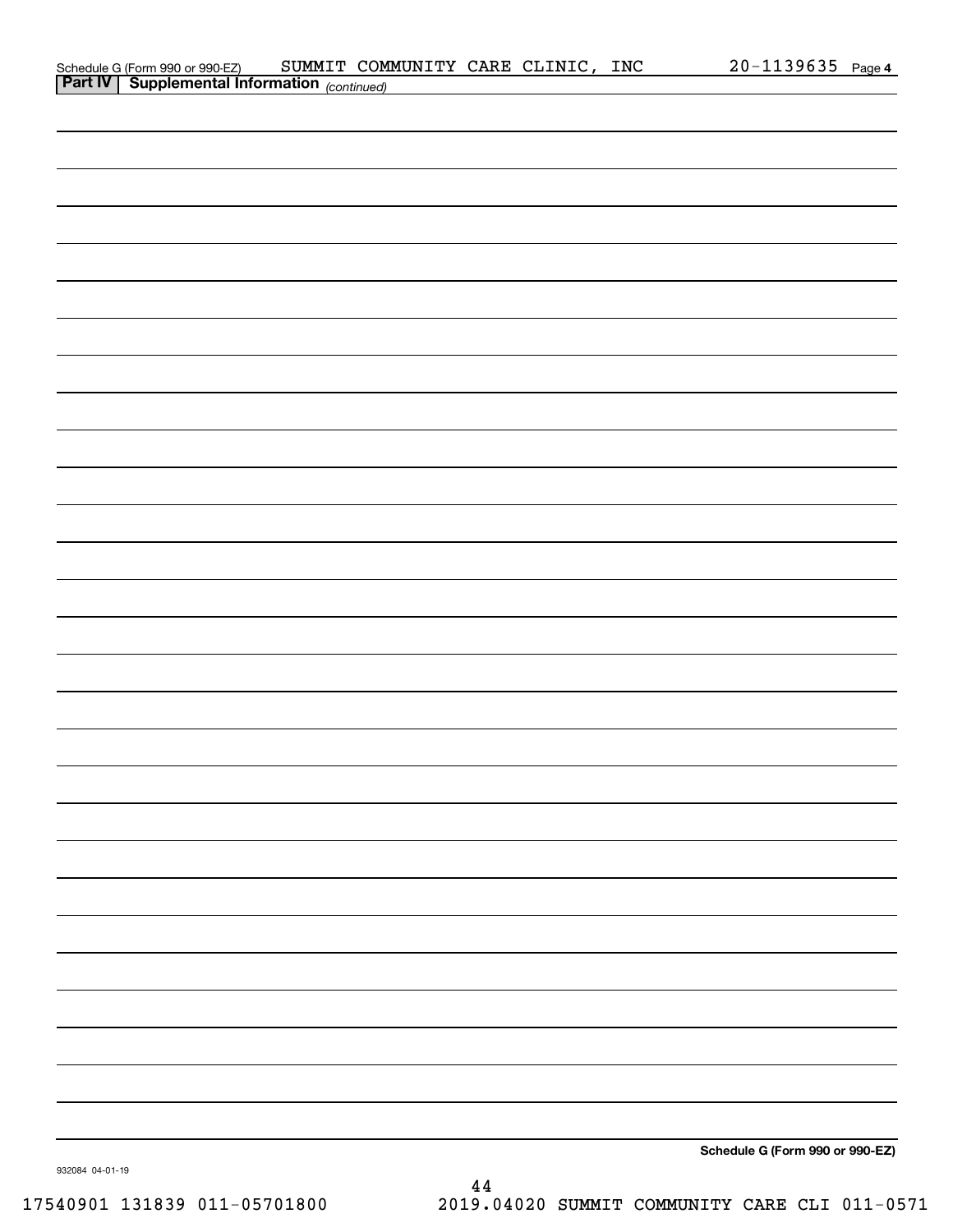Schedule G (Form 990 or 990-EZ) SUMMIT COMMUNITY CARE CLINIC, INC 20-1139635 Page **4**

**Part IV | Supplemental Information** *(continued)*

**Schedule G (Form 990 or 990-EZ)**

932084 04-01-19

17540901 131839 011-05701800 2019.04020 SUMMIT COMMUNITY CARE CLI 011-0571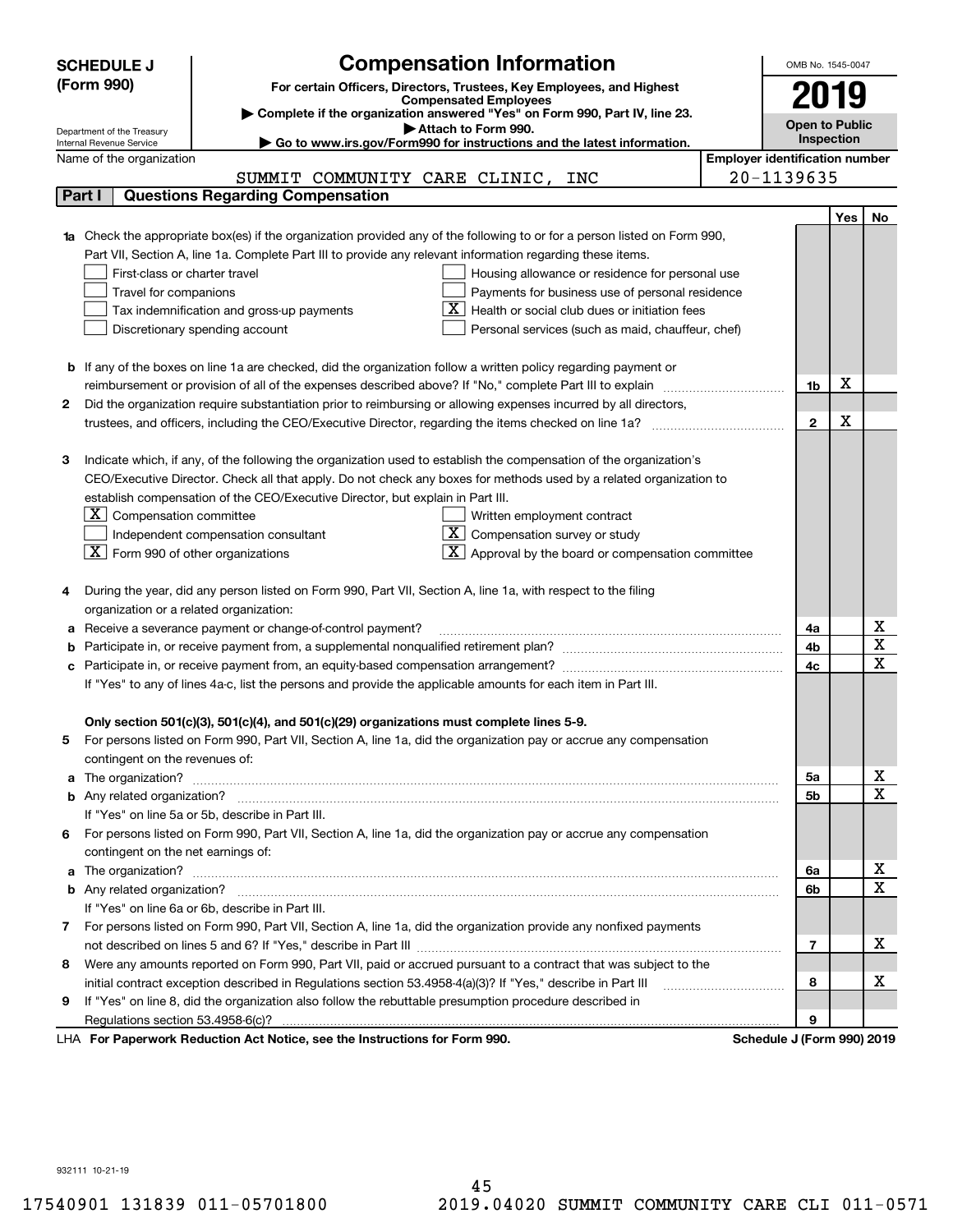**SCHEDULE J (Form 990)**

Department of the Treasury
Internal Revenue Service

# Compensation Information

**For certain Officers, Directors, Trustees, Key Employees, and Highest Compensated Employees**

▶ Complete if the organization answered "Yes" on Form 990, Part IV, line 23.
▶ Attach to Form 990.
▶ Go to www.irs.gov/Form990 for instructions and the latest information.

OMB No. 1545-0047

**2019**

**Open to Public Inspection**

Name of the organization: SUMMIT COMMUNITY CARE CLINIC, INC

Employer identification number: 20-1139635

## Part I Questions Regarding Compensation

| | | | Yes | No |
|---|---|---|---|---|
| **1a** | Check the appropriate box(es) if the organization provided any of the following to or for a person listed on Form 990, Part VII, Section A, line 1a. Complete Part III to provide any relevant information regarding these items.<br>☐ First-class or charter travel<br>☐ Travel for companions<br>☐ Tax indemnification and gross-up payments<br>☐ Discretionary spending account<br>☐ Housing allowance or residence for personal use<br>☐ Payments for business use of personal residence<br>☒ Health or social club dues or initiation fees<br>☐ Personal services (such as maid, chauffeur, chef) | | | |
| **b** | If any of the boxes on line 1a are checked, did the organization follow a written policy regarding payment or reimbursement or provision of all of the expenses described above? If "No," complete Part III to explain | 1b | X | |
| **2** | Did the organization require substantiation prior to reimbursing or allowing expenses incurred by all directors, trustees, and officers, including the CEO/Executive Director, regarding the items checked on line 1a? | 2 | X | |
| **3** | Indicate which, if any, of the following the organization used to establish the compensation of the organization's CEO/Executive Director. Check all that apply. Do not check any boxes for methods used by a related organization to establish compensation of the CEO/Executive Director, but explain in Part III.<br>☒ Compensation committee<br>☐ Independent compensation consultant<br>☒ Form 990 of other organizations<br>☐ Written employment contract<br>☒ Compensation survey or study<br>☒ Approval by the board or compensation committee | | | |
| **4** | During the year, did any person listed on Form 990, Part VII, Section A, line 1a, with respect to the filing organization or a related organization: | | | |
| **a** | Receive a severance payment or change-of-control payment? | 4a | | X |
| **b** | Participate in, or receive payment from, a supplemental nonqualified retirement plan? | 4b | | X |
| **c** | Participate in, or receive payment from, an equity-based compensation arrangement? | 4c | | X |
| | If "Yes" to any of lines 4a-c, list the persons and provide the applicable amounts for each item in Part III. | | | |
| | **Only section 501(c)(3), 501(c)(4), and 501(c)(29) organizations must complete lines 5-9.** | | | |
| **5** | For persons listed on Form 990, Part VII, Section A, line 1a, did the organization pay or accrue any compensation contingent on the revenues of: | | | |
| **a** | The organization? | 5a | | X |
| **b** | Any related organization? | 5b | | X |
| | If "Yes" on line 5a or 5b, describe in Part III. | | | |
| **6** | For persons listed on Form 990, Part VII, Section A, line 1a, did the organization pay or accrue any compensation contingent on the net earnings of: | | | |
| **a** | The organization? | 6a | | X |
| **b** | Any related organization? | 6b | | X |
| | If "Yes" on line 6a or 6b, describe in Part III. | | | |
| **7** | For persons listed on Form 990, Part VII, Section A, line 1a, did the organization provide any nonfixed payments not described on lines 5 and 6? If "Yes," describe in Part III | 7 | | X |
| **8** | Were any amounts reported on Form 990, Part VII, paid or accrued pursuant to a contract that was subject to the initial contract exception described in Regulations section 53.4958-4(a)(3)? If "Yes," describe in Part III | 8 | | X |
| **9** | If "Yes" on line 8, did the organization also follow the rebuttable presumption procedure described in Regulations section 53.4958-6(c)? | 9 | | |

LHA **For Paperwork Reduction Act Notice, see the Instructions for Form 990.** **Schedule J (Form 990) 2019**

932111 10-21-19

17540901 131839 011-05701800 2019.04020 SUMMIT COMMUNITY CARE CLI 011-0571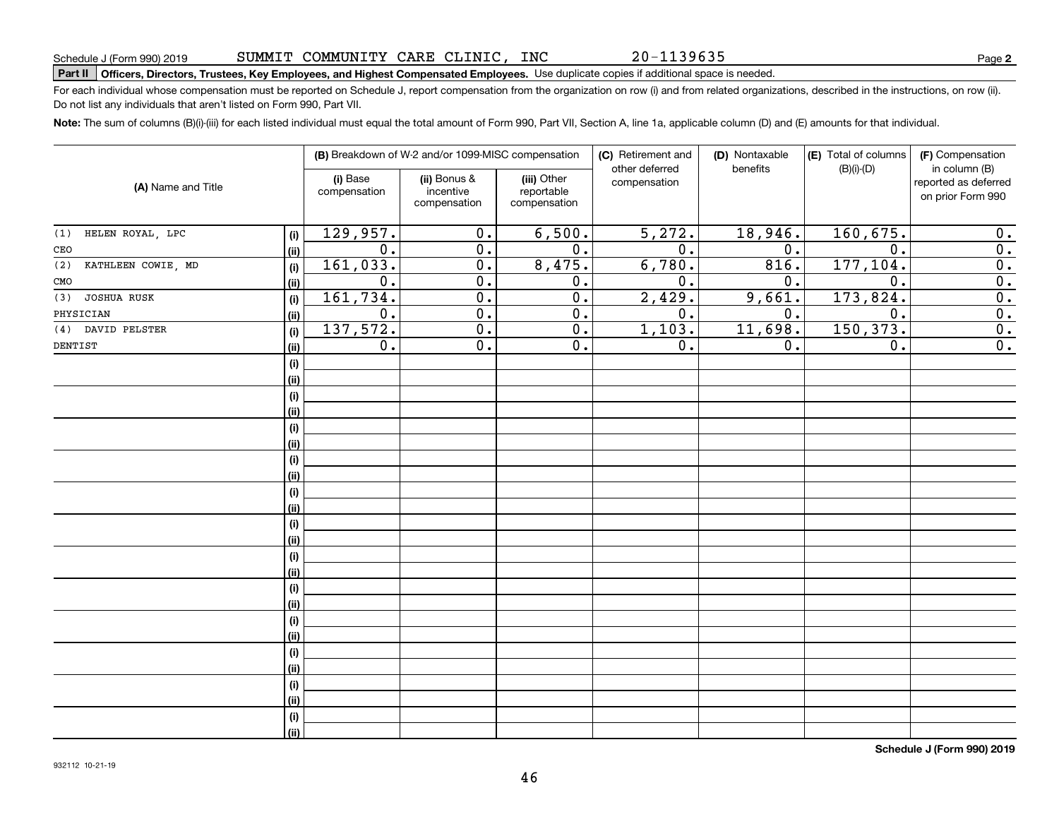Schedule J (Form 990) 2019 SUMMIT COMMUNITY CARE CLINIC, INC 20-1139635 Page 2

**Part II** **Officers, Directors, Trustees, Key Employees, and Highest Compensated Employees.** Use duplicate copies if additional space is needed.

For each individual whose compensation must be reported on Schedule J, report compensation from the organization on row (i) and from related organizations, described in the instructions, on row (ii). Do not list any individuals that aren't listed on Form 990, Part VII.

**Note:** The sum of columns (B)(i)-(iii) for each listed individual must equal the total amount of Form 990, Part VII, Section A, line 1a, applicable column (D) and (E) amounts for that individual.

| (A) Name and Title | | (B) Breakdown of W-2 and/or 1099-MISC compensation | | | (C) Retirement and other deferred compensation | (D) Nontaxable benefits | (E) Total of columns (B)(i)-(D) | (F) Compensation in column (B) reported as deferred on prior Form 990 |
|---|---|---|---|---|---|---|---|---|
| | | (i) Base compensation | (ii) Bonus & incentive compensation | (iii) Other reportable compensation | | | | |
| (1) HELEN ROYAL, LPC | (i) | 129,957. | 0. | 6,500. | 5,272. | 18,946. | 160,675. | 0. |
| CEO | (ii) | 0. | 0. | 0. | 0. | 0. | 0. | 0. |
| (2) KATHLEEN COWIE, MD | (i) | 161,033. | 0. | 8,475. | 6,780. | 816. | 177,104. | 0. |
| CMO | (ii) | 0. | 0. | 0. | 0. | 0. | 0. | 0. |
| (3) JOSHUA RUSK | (i) | 161,734. | 0. | 0. | 2,429. | 9,661. | 173,824. | 0. |
| PHYSICIAN | (ii) | 0. | 0. | 0. | 0. | 0. | 0. | 0. |
| (4) DAVID PELSTER | (i) | 137,572. | 0. | 0. | 1,103. | 11,698. | 150,373. | 0. |
| DENTIST | (ii) | 0. | 0. | 0. | 0. | 0. | 0. | 0. |

**Schedule J (Form 990) 2019**

932112 10-21-19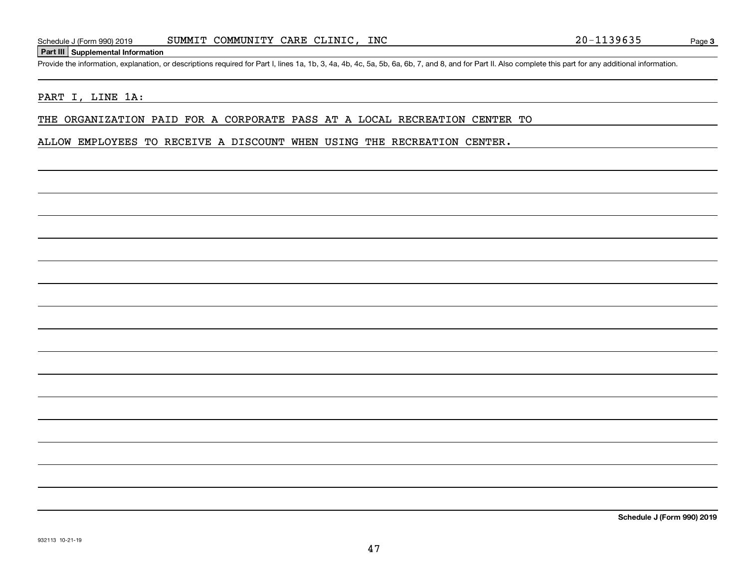Schedule J (Form 990) 2019 SUMMIT COMMUNITY CARE CLINIC, INC 20-1139635

## Part III Supplemental Information

Provide the information, explanation, or descriptions required for Part I, lines 1a, 1b, 3, 4a, 4b, 4c, 5a, 5b, 6a, 6b, 7, and 8, and for Part II. Also complete this part for any additional information.

PART I, LINE 1A:

THE ORGANIZATION PAID FOR A CORPORATE PASS AT A LOCAL RECREATION CENTER TO ALLOW EMPLOYEES TO RECEIVE A DISCOUNT WHEN USING THE RECREATION CENTER.

**Schedule J (Form 990) 2019**

932113 10-21-19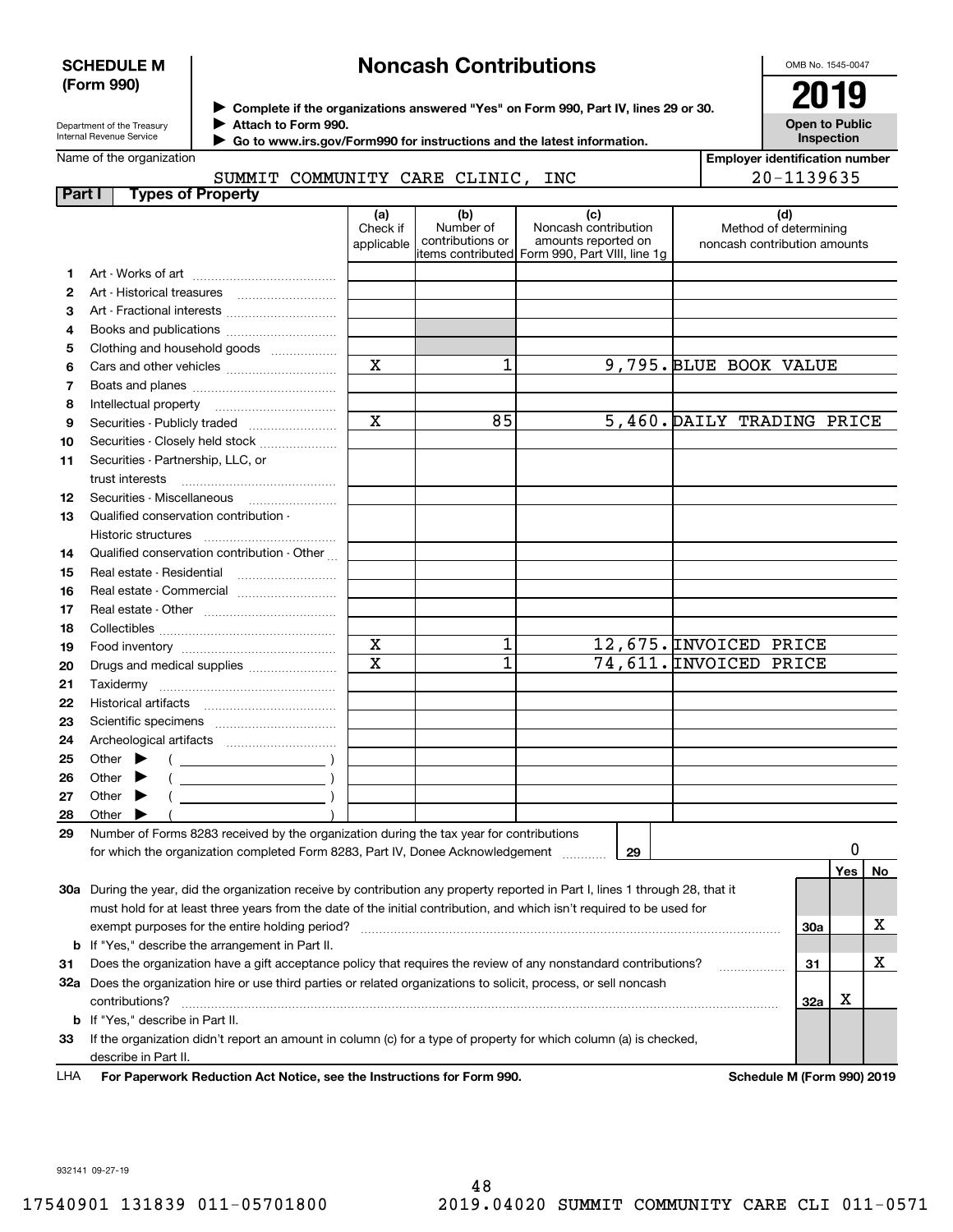**SCHEDULE M (Form 990)**

# Noncash Contributions

▶ Complete if the organizations answered "Yes" on Form 990, Part IV, lines 29 or 30.
▶ Attach to Form 990.
▶ Go to www.irs.gov/Form990 for instructions and the latest information.

OMB No. 1545-0047

**2019**

**Open to Public Inspection**

Department of the Treasury
Internal Revenue Service

Name of the organization: SUMMIT COMMUNITY CARE CLINIC, INC

Employer identification number: 20-1139635

## Part I Types of Property

| | | (a) Check if applicable | (b) Number of contributions or items contributed | (c) Noncash contribution amounts reported on Form 990, Part VIII, line 1g | (d) Method of determining noncash contribution amounts |
|---|---|---|---|---|---|
| 1 | Art - Works of art | | | | |
| 2 | Art - Historical treasures | | | | |
| 3 | Art - Fractional interests | | | | |
| 4 | Books and publications | | | | |
| 5 | Clothing and household goods | | | | |
| 6 | Cars and other vehicles | X | 1 | 9,795. | BLUE BOOK VALUE |
| 7 | Boats and planes | | | | |
| 8 | Intellectual property | | | | |
| 9 | Securities - Publicly traded | X | 85 | 5,460. | DAILY TRADING PRICE |
| 10 | Securities - Closely held stock | | | | |
| 11 | Securities - Partnership, LLC, or trust interests | | | | |
| 12 | Securities - Miscellaneous | | | | |
| 13 | Qualified conservation contribution - Historic structures | | | | |
| 14 | Qualified conservation contribution - Other | | | | |
| 15 | Real estate - Residential | | | | |
| 16 | Real estate - Commercial | | | | |
| 17 | Real estate - Other | | | | |
| 18 | Collectibles | | | | |
| 19 | Food inventory | X | 1 | 12,675. | INVOICED PRICE |
| 20 | Drugs and medical supplies | X | 1 | 74,611. | INVOICED PRICE |
| 21 | Taxidermy | | | | |
| 22 | Historical artifacts | | | | |
| 23 | Scientific specimens | | | | |
| 24 | Archeological artifacts | | | | |
| 25 | Other ▶ ( ) | | | | |
| 26 | Other ▶ ( ) | | | | |
| 27 | Other ▶ ( ) | | | | |
| 28 | Other ▶ ( ) | | | | |

**29** Number of Forms 8283 received by the organization during the tax year for contributions for which the organization completed Form 8283, Part IV, Donee Acknowledgement ..... **29** 0

| | | | Yes | No |
|---|---|---|---|---|
| **30a** | During the year, did the organization receive by contribution any property reported in Part I, lines 1 through 28, that it must hold for at least three years from the date of the initial contribution, and which isn't required to be used for exempt purposes for the entire holding period? | 30a | | X |
| **b** | If "Yes," describe the arrangement in Part II. | | | |
| **31** | Does the organization have a gift acceptance policy that requires the review of any nonstandard contributions? | 31 | | X |
| **32a** | Does the organization hire or use third parties or related organizations to solicit, process, or sell noncash contributions? | 32a | X | |
| **b** | If "Yes," describe in Part II. | | | |
| **33** | If the organization didn't report an amount in column (c) for a type of property for which column (a) is checked, describe in Part II. | | | |

LHA **For Paperwork Reduction Act Notice, see the Instructions for Form 990.** **Schedule M (Form 990) 2019**

932141 09-27-19

17540901 131839 011-05701800 2019.04020 SUMMIT COMMUNITY CARE CLI 011-0571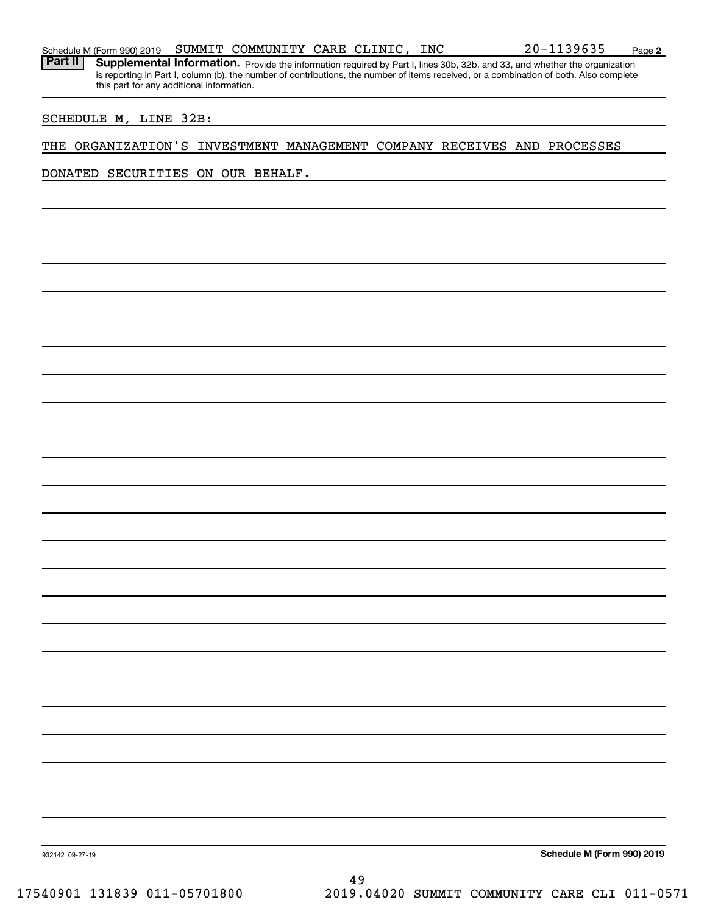Schedule M (Form 990) 2019 SUMMIT COMMUNITY CARE CLINIC, INC 20-1139635 Page 2

**Part II** **Supplemental Information.** Provide the information required by Part I, lines 30b, 32b, and 33, and whether the organization is reporting in Part I, column (b), the number of contributions, the number of items received, or a combination of both. Also complete this part for any additional information.

SCHEDULE M, LINE 32B:

THE ORGANIZATION'S INVESTMENT MANAGEMENT COMPANY RECEIVES AND PROCESSES DONATED SECURITIES ON OUR BEHALF.

932142 09-27-19 **Schedule M (Form 990) 2019**

17540901 131839 011-05701800 2019.04020 SUMMIT COMMUNITY CARE CLI 011-0571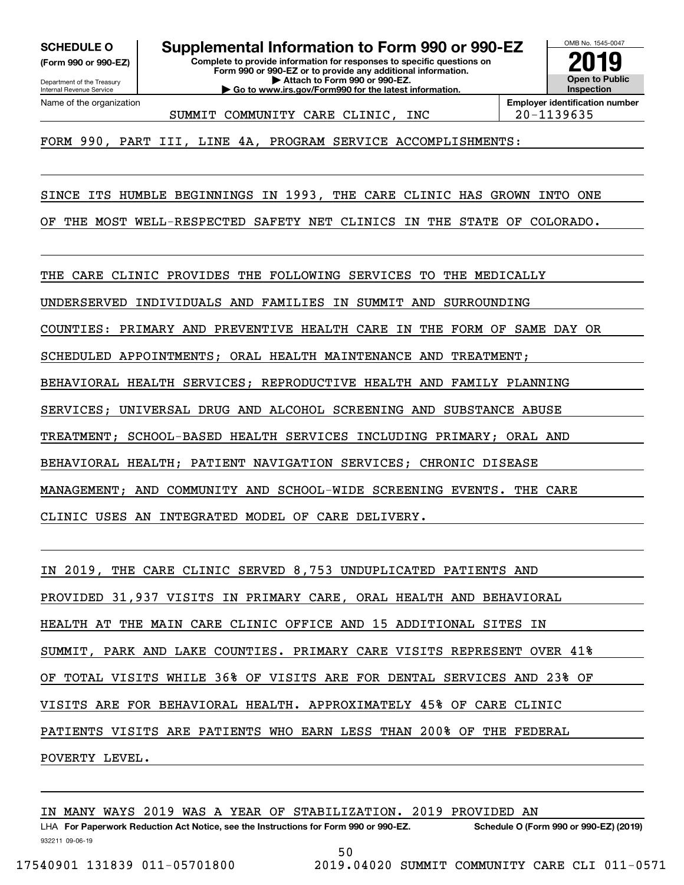**SCHEDULE O**
**(Form 990 or 990-EZ)**

Department of the Treasury
Internal Revenue Service

# Supplemental Information to Form 990 or 990-EZ

**Complete to provide information for responses to specific questions on Form 990 or 990-EZ or to provide any additional information.**
**▶ Attach to Form 990 or 990-EZ.**
**▶ Go to www.irs.gov/Form990 for the latest information.**

OMB No. 1545-0047
**2019**
**Open to Public Inspection**

Name of the organization: SUMMIT COMMUNITY CARE CLINIC, INC

**Employer identification number** 20-1139635

FORM 990, PART III, LINE 4A, PROGRAM SERVICE ACCOMPLISHMENTS:

SINCE ITS HUMBLE BEGINNINGS IN 1993, THE CARE CLINIC HAS GROWN INTO ONE OF THE MOST WELL-RESPECTED SAFETY NET CLINICS IN THE STATE OF COLORADO.

THE CARE CLINIC PROVIDES THE FOLLOWING SERVICES TO THE MEDICALLY UNDERSERVED INDIVIDUALS AND FAMILIES IN SUMMIT AND SURROUNDING COUNTIES: PRIMARY AND PREVENTIVE HEALTH CARE IN THE FORM OF SAME DAY OR SCHEDULED APPOINTMENTS; ORAL HEALTH MAINTENANCE AND TREATMENT; BEHAVIORAL HEALTH SERVICES; REPRODUCTIVE HEALTH AND FAMILY PLANNING SERVICES; UNIVERSAL DRUG AND ALCOHOL SCREENING AND SUBSTANCE ABUSE TREATMENT; SCHOOL-BASED HEALTH SERVICES INCLUDING PRIMARY; ORAL AND BEHAVIORAL HEALTH; PATIENT NAVIGATION SERVICES; CHRONIC DISEASE MANAGEMENT; AND COMMUNITY AND SCHOOL-WIDE SCREENING EVENTS. THE CARE CLINIC USES AN INTEGRATED MODEL OF CARE DELIVERY.

IN 2019, THE CARE CLINIC SERVED 8,753 UNDUPLICATED PATIENTS AND PROVIDED 31,937 VISITS IN PRIMARY CARE, ORAL HEALTH AND BEHAVIORAL HEALTH AT THE MAIN CARE CLINIC OFFICE AND 15 ADDITIONAL SITES IN SUMMIT, PARK AND LAKE COUNTIES. PRIMARY CARE VISITS REPRESENT OVER 41% OF TOTAL VISITS WHILE 36% OF VISITS ARE FOR DENTAL SERVICES AND 23% OF VISITS ARE FOR BEHAVIORAL HEALTH. APPROXIMATELY 45% OF CARE CLINIC PATIENTS VISITS ARE PATIENTS WHO EARN LESS THAN 200% OF THE FEDERAL POVERTY LEVEL.

IN MANY WAYS 2019 WAS A YEAR OF STABILIZATION. 2019 PROVIDED AN

LHA **For Paperwork Reduction Act Notice, see the Instructions for Form 990 or 990-EZ.** **Schedule O (Form 990 or 990-EZ) (2019)**

932211 09-06-19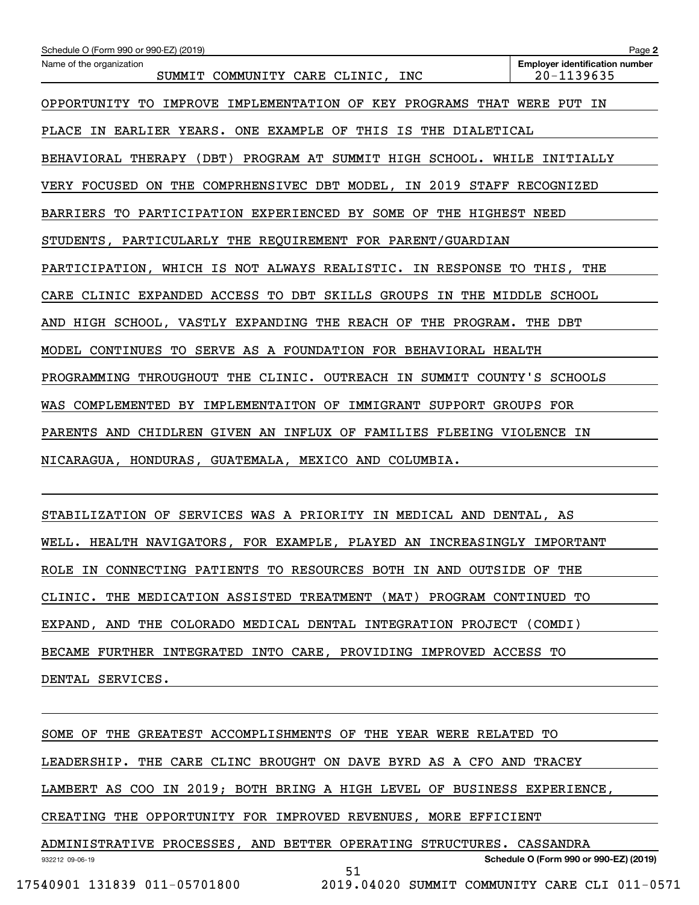Schedule O (Form 990 or 990-EZ) (2019)

| Name of the organization | Employer identification number |
|---|---|
| SUMMIT COMMUNITY CARE CLINIC, INC | 20-1139635 |

OPPORTUNITY TO IMPROVE IMPLEMENTATION OF KEY PROGRAMS THAT WERE PUT IN PLACE IN EARLIER YEARS. ONE EXAMPLE OF THIS IS THE DIALETICAL BEHAVIORAL THERAPY (DBT) PROGRAM AT SUMMIT HIGH SCHOOL. WHILE INITIALLY VERY FOCUSED ON THE COMPRHENSIVEC DBT MODEL, IN 2019 STAFF RECOGNIZED BARRIERS TO PARTICIPATION EXPERIENCED BY SOME OF THE HIGHEST NEED STUDENTS, PARTICULARLY THE REQUIREMENT FOR PARENT/GUARDIAN PARTICIPATION, WHICH IS NOT ALWAYS REALISTIC. IN RESPONSE TO THIS, THE CARE CLINIC EXPANDED ACCESS TO DBT SKILLS GROUPS IN THE MIDDLE SCHOOL AND HIGH SCHOOL, VASTLY EXPANDING THE REACH OF THE PROGRAM. THE DBT MODEL CONTINUES TO SERVE AS A FOUNDATION FOR BEHAVIORAL HEALTH PROGRAMMING THROUGHOUT THE CLINIC. OUTREACH IN SUMMIT COUNTY'S SCHOOLS WAS COMPLEMENTED BY IMPLEMENTAITON OF IMMIGRANT SUPPORT GROUPS FOR PARENTS AND CHIDLREN GIVEN AN INFLUX OF FAMILIES FLEEING VIOLENCE IN NICARAGUA, HONDURAS, GUATEMALA, MEXICO AND COLUMBIA.

STABILIZATION OF SERVICES WAS A PRIORITY IN MEDICAL AND DENTAL, AS WELL. HEALTH NAVIGATORS, FOR EXAMPLE, PLAYED AN INCREASINGLY IMPORTANT ROLE IN CONNECTING PATIENTS TO RESOURCES BOTH IN AND OUTSIDE OF THE CLINIC. THE MEDICATION ASSISTED TREATMENT (MAT) PROGRAM CONTINUED TO EXPAND, AND THE COLORADO MEDICAL DENTAL INTEGRATION PROJECT (COMDI) BECAME FURTHER INTEGRATED INTO CARE, PROVIDING IMPROVED ACCESS TO DENTAL SERVICES.

SOME OF THE GREATEST ACCOMPLISHMENTS OF THE YEAR WERE RELATED TO LEADERSHIP. THE CARE CLINC BROUGHT ON DAVE BYRD AS A CFO AND TRACEY LAMBERT AS COO IN 2019; BOTH BRING A HIGH LEVEL OF BUSINESS EXPERIENCE, CREATING THE OPPORTUNITY FOR IMPROVED REVENUES, MORE EFFICIENT ADMINISTRATIVE PROCESSES, AND BETTER OPERATING STRUCTURES. CASSANDRA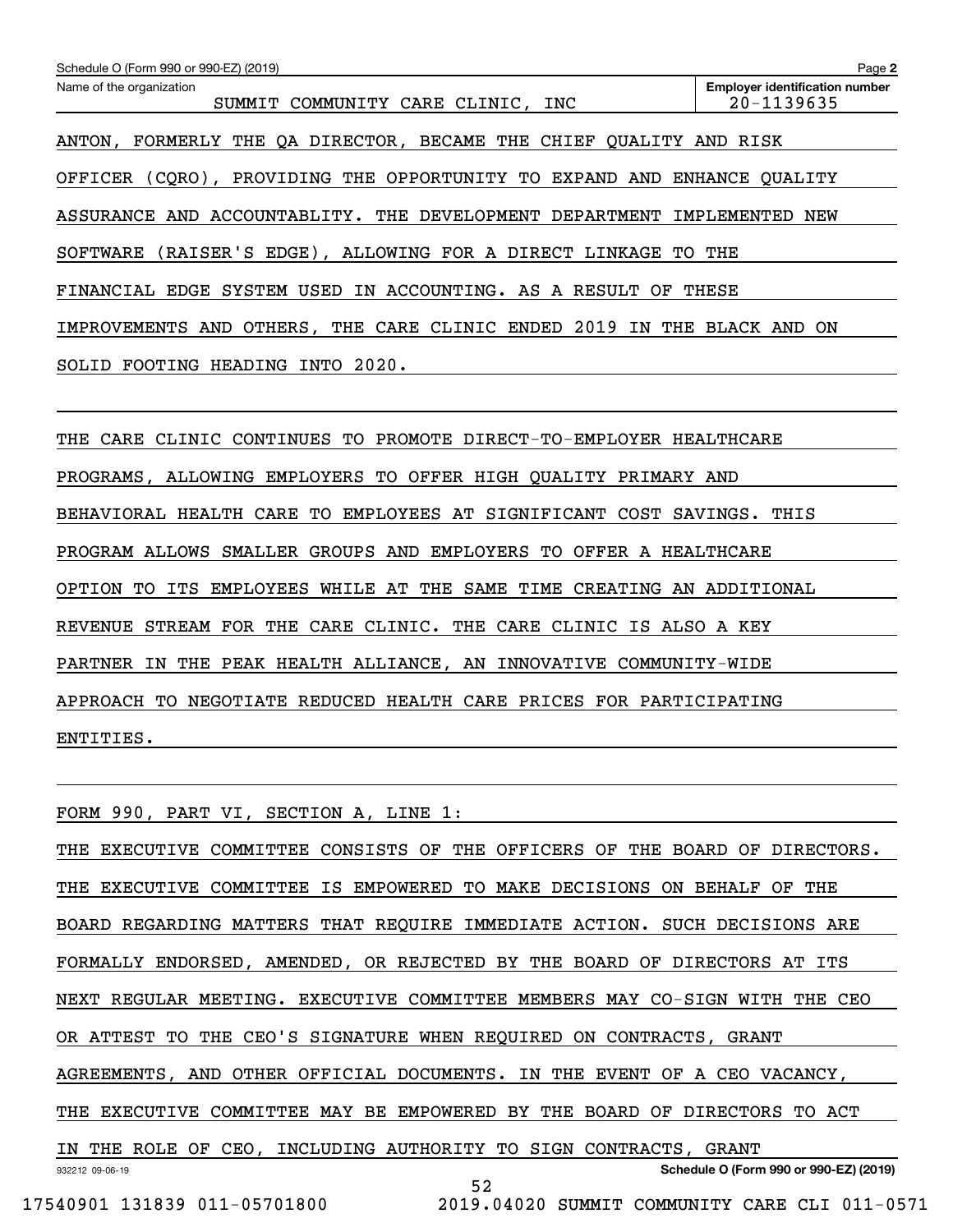Name of the organization: SUMMIT COMMUNITY CARE CLINIC, INC

Employer identification number: 20-1139635

ANTON, FORMERLY THE QA DIRECTOR, BECAME THE CHIEF QUALITY AND RISK OFFICER (CQRO), PROVIDING THE OPPORTUNITY TO EXPAND AND ENHANCE QUALITY ASSURANCE AND ACCOUNTABLITY. THE DEVELOPMENT DEPARTMENT IMPLEMENTED NEW SOFTWARE (RAISER'S EDGE), ALLOWING FOR A DIRECT LINKAGE TO THE FINANCIAL EDGE SYSTEM USED IN ACCOUNTING. AS A RESULT OF THESE IMPROVEMENTS AND OTHERS, THE CARE CLINIC ENDED 2019 IN THE BLACK AND ON SOLID FOOTING HEADING INTO 2020.

THE CARE CLINIC CONTINUES TO PROMOTE DIRECT-TO-EMPLOYER HEALTHCARE PROGRAMS, ALLOWING EMPLOYERS TO OFFER HIGH QUALITY PRIMARY AND BEHAVIORAL HEALTH CARE TO EMPLOYEES AT SIGNIFICANT COST SAVINGS. THIS PROGRAM ALLOWS SMALLER GROUPS AND EMPLOYERS TO OFFER A HEALTHCARE OPTION TO ITS EMPLOYEES WHILE AT THE SAME TIME CREATING AN ADDITIONAL REVENUE STREAM FOR THE CARE CLINIC. THE CARE CLINIC IS ALSO A KEY PARTNER IN THE PEAK HEALTH ALLIANCE, AN INNOVATIVE COMMUNITY-WIDE APPROACH TO NEGOTIATE REDUCED HEALTH CARE PRICES FOR PARTICIPATING ENTITIES.

FORM 990, PART VI, SECTION A, LINE 1:

THE EXECUTIVE COMMITTEE CONSISTS OF THE OFFICERS OF THE BOARD OF DIRECTORS. THE EXECUTIVE COMMITTEE IS EMPOWERED TO MAKE DECISIONS ON BEHALF OF THE BOARD REGARDING MATTERS THAT REQUIRE IMMEDIATE ACTION. SUCH DECISIONS ARE FORMALLY ENDORSED, AMENDED, OR REJECTED BY THE BOARD OF DIRECTORS AT ITS NEXT REGULAR MEETING. EXECUTIVE COMMITTEE MEMBERS MAY CO-SIGN WITH THE CEO OR ATTEST TO THE CEO'S SIGNATURE WHEN REQUIRED ON CONTRACTS, GRANT AGREEMENTS, AND OTHER OFFICIAL DOCUMENTS. IN THE EVENT OF A CEO VACANCY, THE EXECUTIVE COMMITTEE MAY BE EMPOWERED BY THE BOARD OF DIRECTORS TO ACT IN THE ROLE OF CEO, INCLUDING AUTHORITY TO SIGN CONTRACTS, GRANT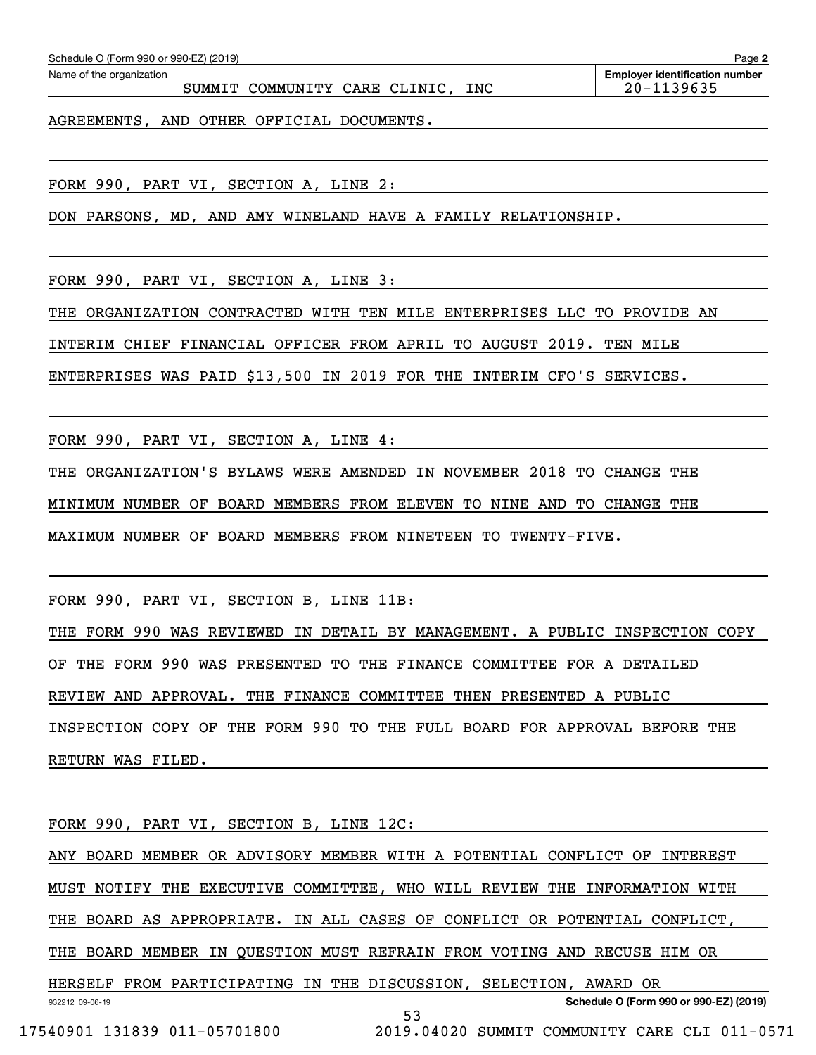Schedule O (Form 990 or 990-EZ) (2019) Page **2**

Name of the organization: SUMMIT COMMUNITY CARE CLINIC, INC

**Employer identification number**: 20-1139635

AGREEMENTS, AND OTHER OFFICIAL DOCUMENTS.

FORM 990, PART VI, SECTION A, LINE 2:

DON PARSONS, MD, AND AMY WINELAND HAVE A FAMILY RELATIONSHIP.

FORM 990, PART VI, SECTION A, LINE 3:

THE ORGANIZATION CONTRACTED WITH TEN MILE ENTERPRISES LLC TO PROVIDE AN INTERIM CHIEF FINANCIAL OFFICER FROM APRIL TO AUGUST 2019. TEN MILE ENTERPRISES WAS PAID $13,500 IN 2019 FOR THE INTERIM CFO'S SERVICES.

FORM 990, PART VI, SECTION A, LINE 4:

THE ORGANIZATION'S BYLAWS WERE AMENDED IN NOVEMBER 2018 TO CHANGE THE MINIMUM NUMBER OF BOARD MEMBERS FROM ELEVEN TO NINE AND TO CHANGE THE MAXIMUM NUMBER OF BOARD MEMBERS FROM NINETEEN TO TWENTY-FIVE.

FORM 990, PART VI, SECTION B, LINE 11B:

THE FORM 990 WAS REVIEWED IN DETAIL BY MANAGEMENT. A PUBLIC INSPECTION COPY OF THE FORM 990 WAS PRESENTED TO THE FINANCE COMMITTEE FOR A DETAILED REVIEW AND APPROVAL. THE FINANCE COMMITTEE THEN PRESENTED A PUBLIC INSPECTION COPY OF THE FORM 990 TO THE FULL BOARD FOR APPROVAL BEFORE THE RETURN WAS FILED.

FORM 990, PART VI, SECTION B, LINE 12C:

ANY BOARD MEMBER OR ADVISORY MEMBER WITH A POTENTIAL CONFLICT OF INTEREST MUST NOTIFY THE EXECUTIVE COMMITTEE, WHO WILL REVIEW THE INFORMATION WITH THE BOARD AS APPROPRIATE. IN ALL CASES OF CONFLICT OR POTENTIAL CONFLICT, THE BOARD MEMBER IN QUESTION MUST REFRAIN FROM VOTING AND RECUSE HIM OR HERSELF FROM PARTICIPATING IN THE DISCUSSION, SELECTION, AWARD OR

932212 09-06-19 **Schedule O (Form 990 or 990-EZ) (2019)**

17540901 131839 011-05701800 2019.04020 SUMMIT COMMUNITY CARE CLI 011-0571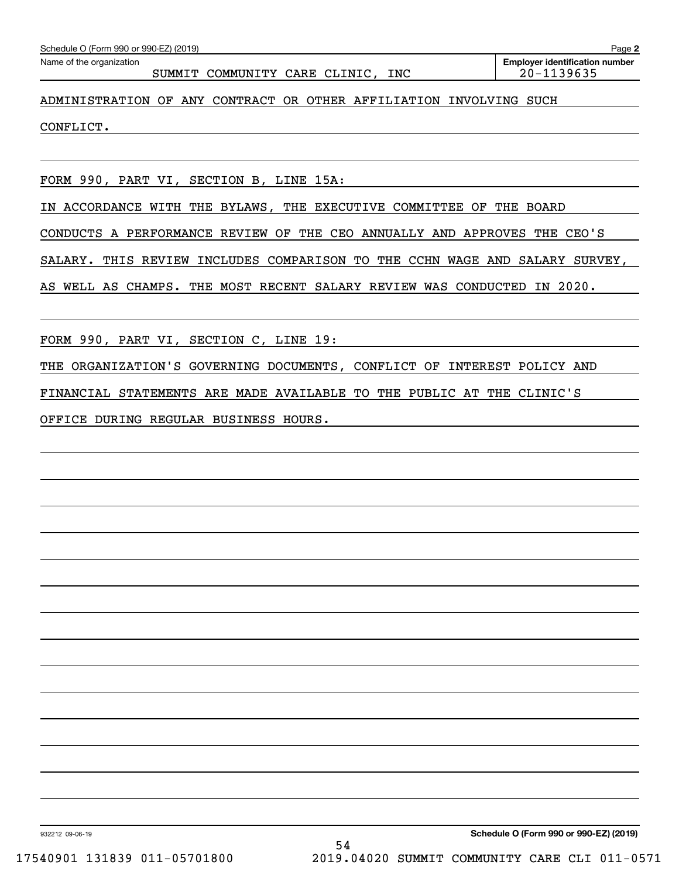Schedule O (Form 990 or 990-EZ) (2019)

Name of the organization: SUMMIT COMMUNITY CARE CLINIC, INC

Employer identification number: 20-1139635

ADMINISTRATION OF ANY CONTRACT OR OTHER AFFILIATION INVOLVING SUCH CONFLICT.

FORM 990, PART VI, SECTION B, LINE 15A:

IN ACCORDANCE WITH THE BYLAWS, THE EXECUTIVE COMMITTEE OF THE BOARD CONDUCTS A PERFORMANCE REVIEW OF THE CEO ANNUALLY AND APPROVES THE CEO'S SALARY. THIS REVIEW INCLUDES COMPARISON TO THE CCHN WAGE AND SALARY SURVEY, AS WELL AS CHAMPS. THE MOST RECENT SALARY REVIEW WAS CONDUCTED IN 2020.

FORM 990, PART VI, SECTION C, LINE 19:

THE ORGANIZATION'S GOVERNING DOCUMENTS, CONFLICT OF INTEREST POLICY AND FINANCIAL STATEMENTS ARE MADE AVAILABLE TO THE PUBLIC AT THE CLINIC'S OFFICE DURING REGULAR BUSINESS HOURS.

932212 09-06-19

Schedule O (Form 990 or 990-EZ) (2019)

17540901 131839 011-05701800    2019.04020 SUMMIT COMMUNITY CARE CLI 011-0571